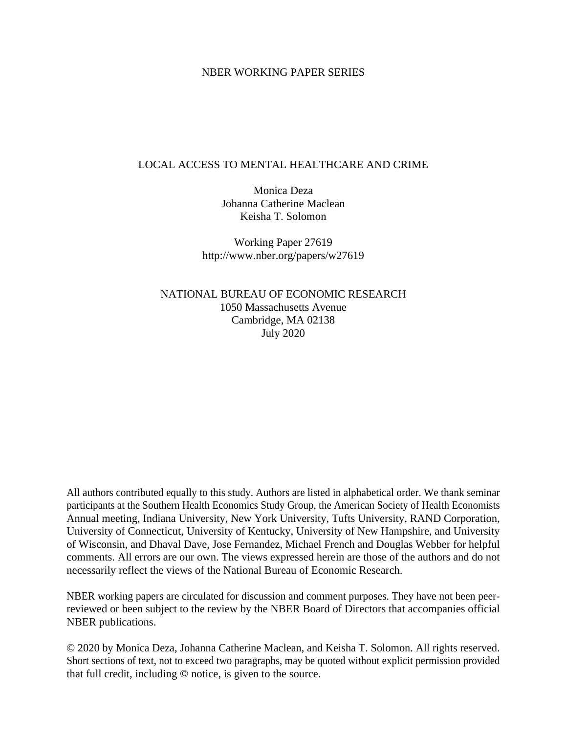NBER WORKING PAPER SERIES

# LOCAL ACCESS TO MENTAL HEALTHCARE AND CRIME

Monica Deza
Johanna Catherine Maclean
Keisha T. Solomon

Working Paper 27619
http://www.nber.org/papers/w27619

NATIONAL BUREAU OF ECONOMIC RESEARCH
1050 Massachusetts Avenue
Cambridge, MA 02138
July 2020

All authors contributed equally to this study. Authors are listed in alphabetical order. We thank seminar participants at the Southern Health Economics Study Group, the American Society of Health Economists Annual meeting, Indiana University, New York University, Tufts University, RAND Corporation, University of Connecticut, University of Kentucky, University of New Hampshire, and University of Wisconsin, and Dhaval Dave, Jose Fernandez, Michael French and Douglas Webber for helpful comments. All errors are our own. The views expressed herein are those of the authors and do not necessarily reflect the views of the National Bureau of Economic Research.

NBER working papers are circulated for discussion and comment purposes. They have not been peer-reviewed or been subject to the review by the NBER Board of Directors that accompanies official NBER publications.

© 2020 by Monica Deza, Johanna Catherine Maclean, and Keisha T. Solomon. All rights reserved. Short sections of text, not to exceed two paragraphs, may be quoted without explicit permission provided that full credit, including © notice, is given to the source.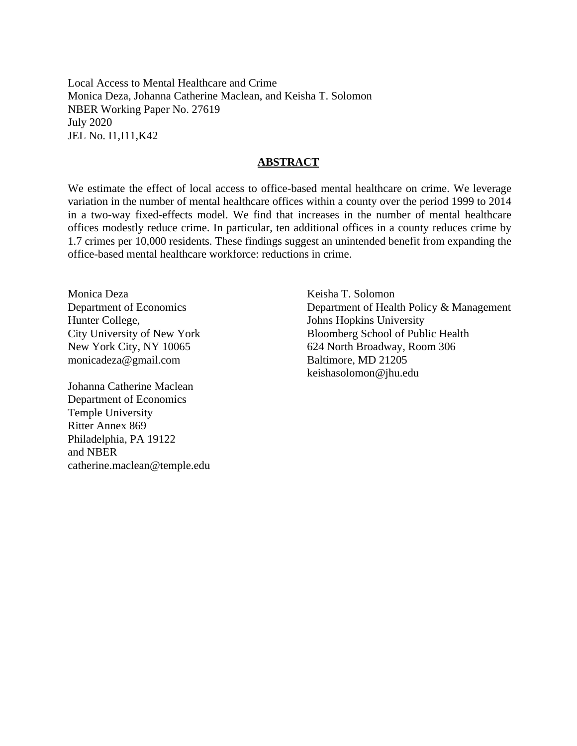Local Access to Mental Healthcare and Crime
Monica Deza, Johanna Catherine Maclean, and Keisha T. Solomon
NBER Working Paper No. 27619
July 2020
JEL No. I1,I11,K42

## ABSTRACT

We estimate the effect of local access to office-based mental healthcare on crime. We leverage variation in the number of mental healthcare offices within a county over the period 1999 to 2014 in a two-way fixed-effects model. We find that increases in the number of mental healthcare offices modestly reduce crime. In particular, ten additional offices in a county reduces crime by 1.7 crimes per 10,000 residents. These findings suggest an unintended benefit from expanding the office-based mental healthcare workforce: reductions in crime.

Monica Deza
Department of Economics
Hunter College,
City University of New York
New York City, NY 10065
monicadeza@gmail.com

Johanna Catherine Maclean
Department of Economics
Temple University
Ritter Annex 869
Philadelphia, PA 19122
and NBER
catherine.maclean@temple.edu

Keisha T. Solomon
Department of Health Policy & Management
Johns Hopkins University
Bloomberg School of Public Health
624 North Broadway, Room 306
Baltimore, MD 21205
keishasolomon@jhu.edu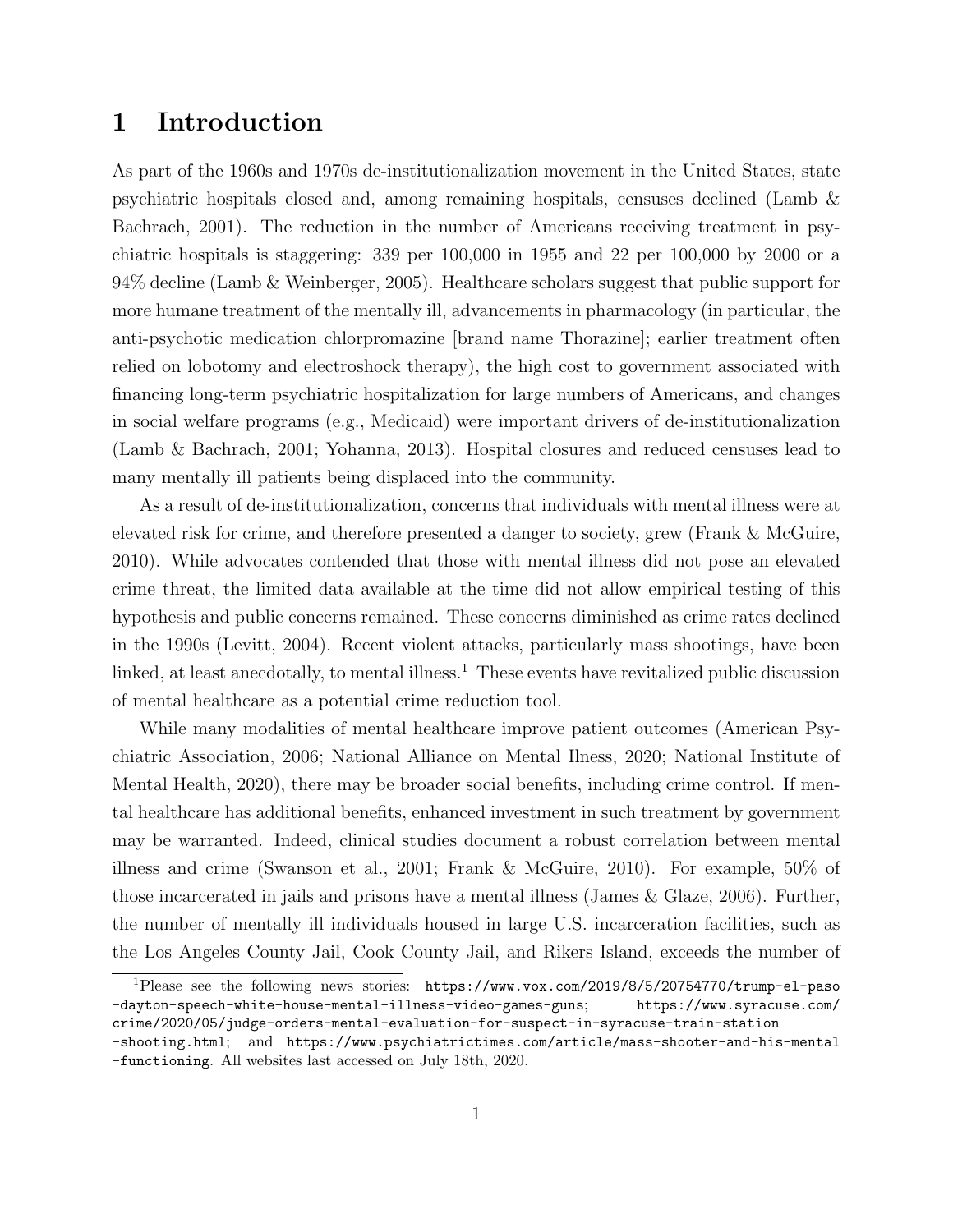# 1 Introduction

As part of the 1960s and 1970s de-institutionalization movement in the United States, state psychiatric hospitals closed and, among remaining hospitals, censuses declined (Lamb & Bachrach, 2001). The reduction in the number of Americans receiving treatment in psychiatric hospitals is staggering: 339 per 100,000 in 1955 and 22 per 100,000 by 2000 or a 94% decline (Lamb & Weinberger, 2005). Healthcare scholars suggest that public support for more humane treatment of the mentally ill, advancements in pharmacology (in particular, the anti-psychotic medication chlorpromazine [brand name Thorazine]; earlier treatment often relied on lobotomy and electroshock therapy), the high cost to government associated with financing long-term psychiatric hospitalization for large numbers of Americans, and changes in social welfare programs (e.g., Medicaid) were important drivers of de-institutionalization (Lamb & Bachrach, 2001; Yohanna, 2013). Hospital closures and reduced censuses lead to many mentally ill patients being displaced into the community.

As a result of de-institutionalization, concerns that individuals with mental illness were at elevated risk for crime, and therefore presented a danger to society, grew (Frank & McGuire, 2010). While advocates contended that those with mental illness did not pose an elevated crime threat, the limited data available at the time did not allow empirical testing of this hypothesis and public concerns remained. These concerns diminished as crime rates declined in the 1990s (Levitt, 2004). Recent violent attacks, particularly mass shootings, have been linked, at least anecdotally, to mental illness.[1] These events have revitalized public discussion of mental healthcare as a potential crime reduction tool.

While many modalities of mental healthcare improve patient outcomes (American Psychiatric Association, 2006; National Alliance on Mental Ilness, 2020; National Institute of Mental Health, 2020), there may be broader social benefits, including crime control. If mental healthcare has additional benefits, enhanced investment in such treatment by government may be warranted. Indeed, clinical studies document a robust correlation between mental illness and crime (Swanson et al., 2001; Frank & McGuire, 2010). For example, 50% of those incarcerated in jails and prisons have a mental illness (James & Glaze, 2006). Further, the number of mentally ill individuals housed in large U.S. incarceration facilities, such as the Los Angeles County Jail, Cook County Jail, and Rikers Island, exceeds the number of

[1] Please see the following news stories: https://www.vox.com/2019/8/5/20754770/trump-el-paso-dayton-speech-white-house-mental-illness-video-games-guns; https://www.syracuse.com/crime/2020/05/judge-orders-mental-evaluation-for-suspect-in-syracuse-train-station-shooting.html; and https://www.psychiatrictimes.com/article/mass-shooter-and-his-mental-functioning. All websites last accessed on July 18th, 2020.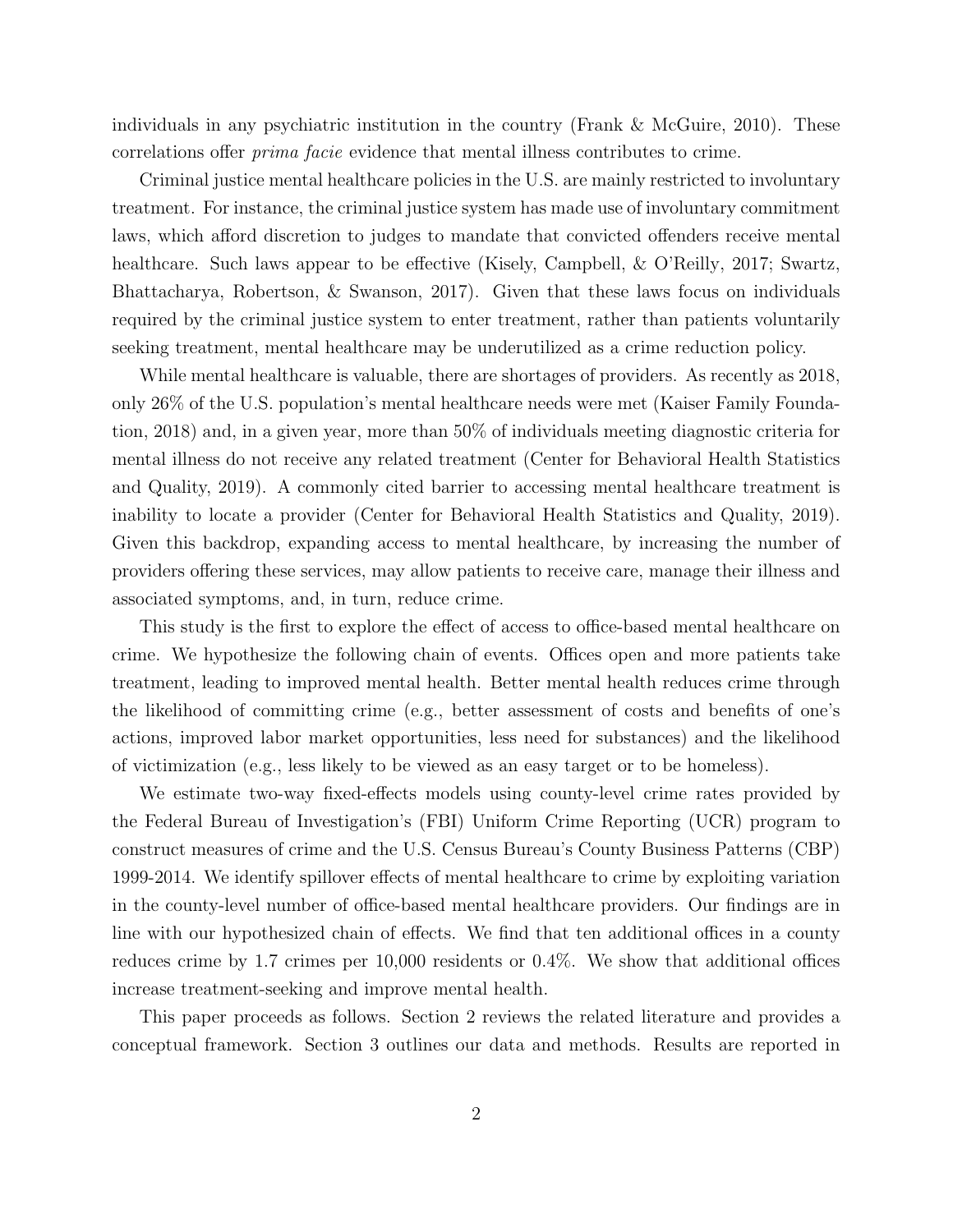individuals in any psychiatric institution in the country (Frank & McGuire, 2010). These correlations offer *prima facie* evidence that mental illness contributes to crime.

Criminal justice mental healthcare policies in the U.S. are mainly restricted to involuntary treatment. For instance, the criminal justice system has made use of involuntary commitment laws, which afford discretion to judges to mandate that convicted offenders receive mental healthcare. Such laws appear to be effective (Kisely, Campbell, & O'Reilly, 2017; Swartz, Bhattacharya, Robertson, & Swanson, 2017). Given that these laws focus on individuals required by the criminal justice system to enter treatment, rather than patients voluntarily seeking treatment, mental healthcare may be underutilized as a crime reduction policy.

While mental healthcare is valuable, there are shortages of providers. As recently as 2018, only 26% of the U.S. population's mental healthcare needs were met (Kaiser Family Foundation, 2018) and, in a given year, more than 50% of individuals meeting diagnostic criteria for mental illness do not receive any related treatment (Center for Behavioral Health Statistics and Quality, 2019). A commonly cited barrier to accessing mental healthcare treatment is inability to locate a provider (Center for Behavioral Health Statistics and Quality, 2019). Given this backdrop, expanding access to mental healthcare, by increasing the number of providers offering these services, may allow patients to receive care, manage their illness and associated symptoms, and, in turn, reduce crime.

This study is the first to explore the effect of access to office-based mental healthcare on crime. We hypothesize the following chain of events. Offices open and more patients take treatment, leading to improved mental health. Better mental health reduces crime through the likelihood of committing crime (e.g., better assessment of costs and benefits of one's actions, improved labor market opportunities, less need for substances) and the likelihood of victimization (e.g., less likely to be viewed as an easy target or to be homeless).

We estimate two-way fixed-effects models using county-level crime rates provided by the Federal Bureau of Investigation's (FBI) Uniform Crime Reporting (UCR) program to construct measures of crime and the U.S. Census Bureau's County Business Patterns (CBP) 1999-2014. We identify spillover effects of mental healthcare to crime by exploiting variation in the county-level number of office-based mental healthcare providers. Our findings are in line with our hypothesized chain of effects. We find that ten additional offices in a county reduces crime by 1.7 crimes per 10,000 residents or 0.4%. We show that additional offices increase treatment-seeking and improve mental health.

This paper proceeds as follows. Section 2 reviews the related literature and provides a conceptual framework. Section 3 outlines our data and methods. Results are reported in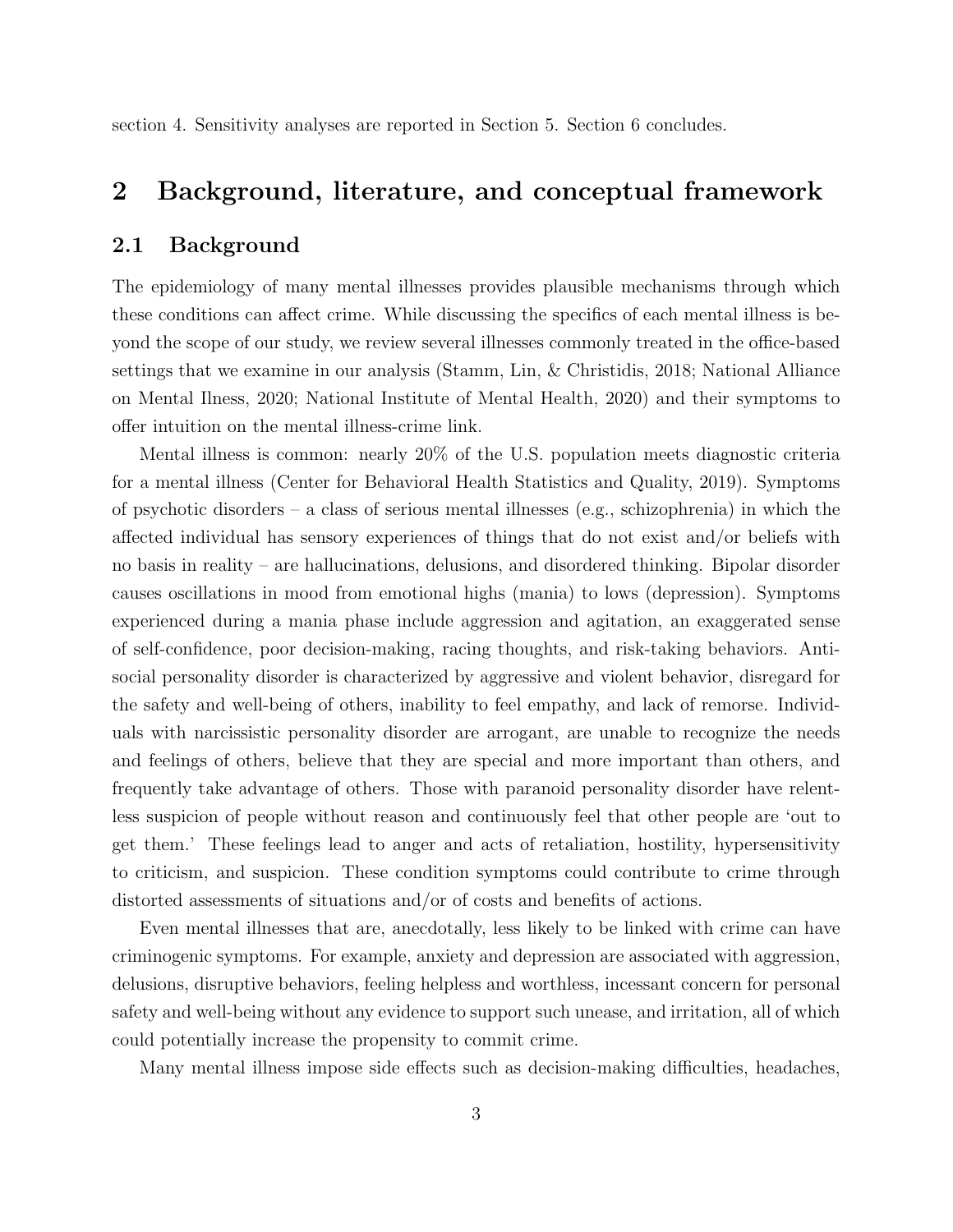section 4. Sensitivity analyses are reported in Section 5. Section 6 concludes.

## 2 Background, literature, and conceptual framework

### 2.1 Background

The epidemiology of many mental illnesses provides plausible mechanisms through which these conditions can affect crime. While discussing the specifics of each mental illness is beyond the scope of our study, we review several illnesses commonly treated in the office-based settings that we examine in our analysis (Stamm, Lin, & Christidis, 2018; National Alliance on Mental Ilness, 2020; National Institute of Mental Health, 2020) and their symptoms to offer intuition on the mental illness-crime link.

Mental illness is common: nearly 20% of the U.S. population meets diagnostic criteria for a mental illness (Center for Behavioral Health Statistics and Quality, 2019). Symptoms of psychotic disorders – a class of serious mental illnesses (e.g., schizophrenia) in which the affected individual has sensory experiences of things that do not exist and/or beliefs with no basis in reality – are hallucinations, delusions, and disordered thinking. Bipolar disorder causes oscillations in mood from emotional highs (mania) to lows (depression). Symptoms experienced during a mania phase include aggression and agitation, an exaggerated sense of self-confidence, poor decision-making, racing thoughts, and risk-taking behaviors. Antisocial personality disorder is characterized by aggressive and violent behavior, disregard for the safety and well-being of others, inability to feel empathy, and lack of remorse. Individuals with narcissistic personality disorder are arrogant, are unable to recognize the needs and feelings of others, believe that they are special and more important than others, and frequently take advantage of others. Those with paranoid personality disorder have relentless suspicion of people without reason and continuously feel that other people are 'out to get them.' These feelings lead to anger and acts of retaliation, hostility, hypersensitivity to criticism, and suspicion. These condition symptoms could contribute to crime through distorted assessments of situations and/or of costs and benefits of actions.

Even mental illnesses that are, anecdotally, less likely to be linked with crime can have criminogenic symptoms. For example, anxiety and depression are associated with aggression, delusions, disruptive behaviors, feeling helpless and worthless, incessant concern for personal safety and well-being without any evidence to support such unease, and irritation, all of which could potentially increase the propensity to commit crime.

Many mental illness impose side effects such as decision-making difficulties, headaches,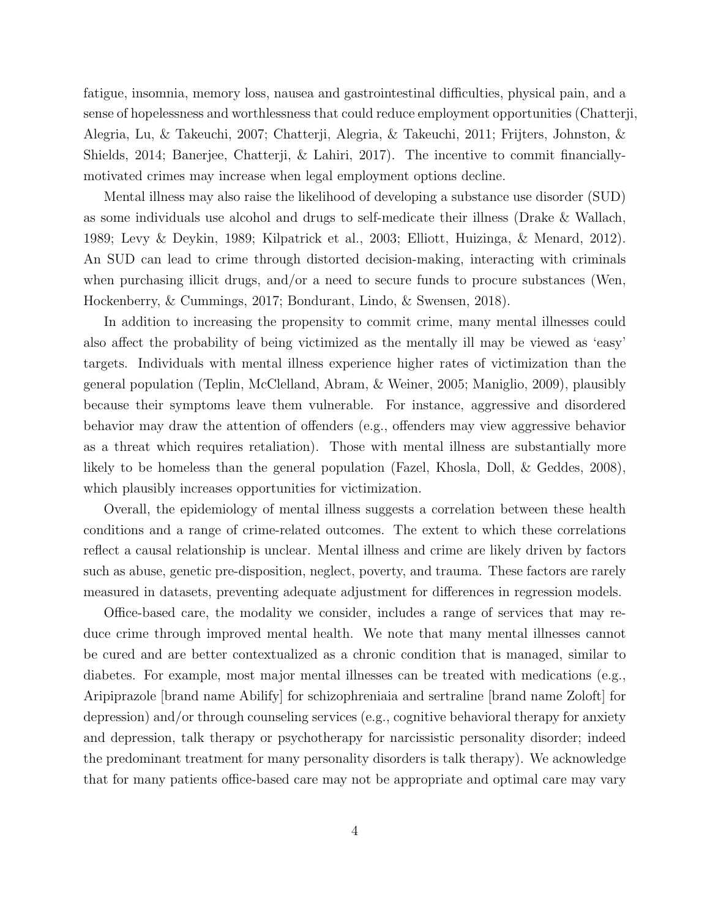fatigue, insomnia, memory loss, nausea and gastrointestinal difficulties, physical pain, and a sense of hopelessness and worthlessness that could reduce employment opportunities (Chatterji, Alegria, Lu, & Takeuchi, 2007; Chatterji, Alegria, & Takeuchi, 2011; Frijters, Johnston, & Shields, 2014; Banerjee, Chatterji, & Lahiri, 2017). The incentive to commit financially-motivated crimes may increase when legal employment options decline.

Mental illness may also raise the likelihood of developing a substance use disorder (SUD) as some individuals use alcohol and drugs to self-medicate their illness (Drake & Wallach, 1989; Levy & Deykin, 1989; Kilpatrick et al., 2003; Elliott, Huizinga, & Menard, 2012). An SUD can lead to crime through distorted decision-making, interacting with criminals when purchasing illicit drugs, and/or a need to secure funds to procure substances (Wen, Hockenberry, & Cummings, 2017; Bondurant, Lindo, & Swensen, 2018).

In addition to increasing the propensity to commit crime, many mental illnesses could also affect the probability of being victimized as the mentally ill may be viewed as 'easy' targets. Individuals with mental illness experience higher rates of victimization than the general population (Teplin, McClelland, Abram, & Weiner, 2005; Maniglio, 2009), plausibly because their symptoms leave them vulnerable. For instance, aggressive and disordered behavior may draw the attention of offenders (e.g., offenders may view aggressive behavior as a threat which requires retaliation). Those with mental illness are substantially more likely to be homeless than the general population (Fazel, Khosla, Doll, & Geddes, 2008), which plausibly increases opportunities for victimization.

Overall, the epidemiology of mental illness suggests a correlation between these health conditions and a range of crime-related outcomes. The extent to which these correlations reflect a causal relationship is unclear. Mental illness and crime are likely driven by factors such as abuse, genetic pre-disposition, neglect, poverty, and trauma. These factors are rarely measured in datasets, preventing adequate adjustment for differences in regression models.

Office-based care, the modality we consider, includes a range of services that may reduce crime through improved mental health. We note that many mental illnesses cannot be cured and are better contextualized as a chronic condition that is managed, similar to diabetes. For example, most major mental illnesses can be treated with medications (e.g., Aripiprazole [brand name Abilify] for schizophreniaia and sertraline [brand name Zoloft] for depression) and/or through counseling services (e.g., cognitive behavioral therapy for anxiety and depression, talk therapy or psychotherapy for narcissistic personality disorder; indeed the predominant treatment for many personality disorders is talk therapy). We acknowledge that for many patients office-based care may not be appropriate and optimal care may vary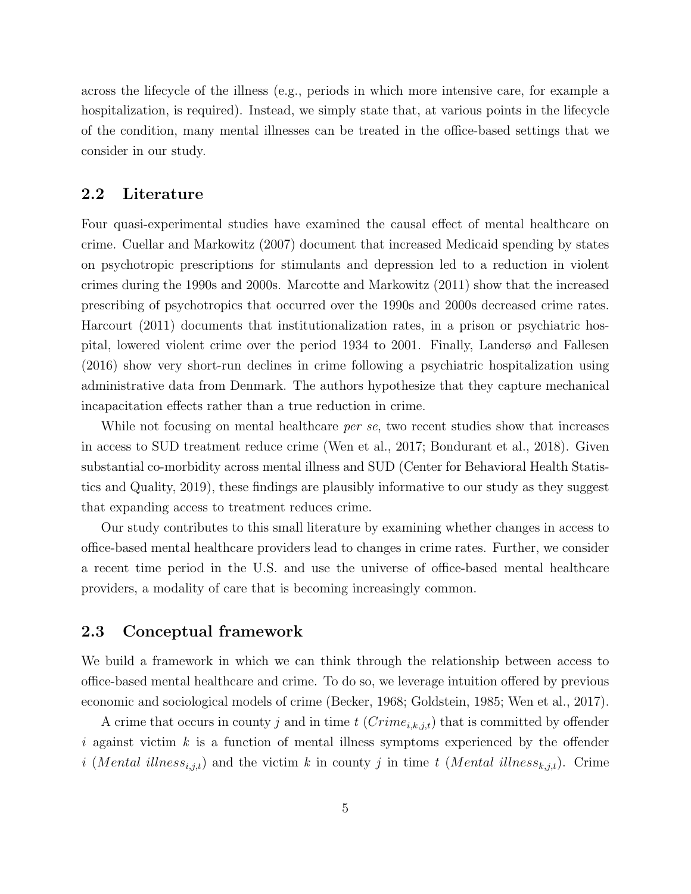across the lifecycle of the illness (e.g., periods in which more intensive care, for example a hospitalization, is required). Instead, we simply state that, at various points in the lifecycle of the condition, many mental illnesses can be treated in the office-based settings that we consider in our study.

## 2.2 Literature

Four quasi-experimental studies have examined the causal effect of mental healthcare on crime. Cuellar and Markowitz (2007) document that increased Medicaid spending by states on psychotropic prescriptions for stimulants and depression led to a reduction in violent crimes during the 1990s and 2000s. Marcotte and Markowitz (2011) show that the increased prescribing of psychotropics that occurred over the 1990s and 2000s decreased crime rates. Harcourt (2011) documents that institutionalization rates, in a prison or psychiatric hospital, lowered violent crime over the period 1934 to 2001. Finally, Landersø and Fallesen (2016) show very short-run declines in crime following a psychiatric hospitalization using administrative data from Denmark. The authors hypothesize that they capture mechanical incapacitation effects rather than a true reduction in crime.

While not focusing on mental healthcare *per se*, two recent studies show that increases in access to SUD treatment reduce crime (Wen et al., 2017; Bondurant et al., 2018). Given substantial co-morbidity across mental illness and SUD (Center for Behavioral Health Statistics and Quality, 2019), these findings are plausibly informative to our study as they suggest that expanding access to treatment reduces crime.

Our study contributes to this small literature by examining whether changes in access to office-based mental healthcare providers lead to changes in crime rates. Further, we consider a recent time period in the U.S. and use the universe of office-based mental healthcare providers, a modality of care that is becoming increasingly common.

## 2.3 Conceptual framework

We build a framework in which we can think through the relationship between access to office-based mental healthcare and crime. To do so, we leverage intuition offered by previous economic and sociological models of crime (Becker, 1968; Goldstein, 1985; Wen et al., 2017).

A crime that occurs in county $j$ and in time $t$ ($Crime_{i,k,j,t}$) that is committed by offender $i$ against victim $k$ is a function of mental illness symptoms experienced by the offender $i$ ($Mental\ illness_{i,j,t}$) and the victim $k$ in county $j$ in time $t$ ($Mental\ illness_{k,j,t}$). Crime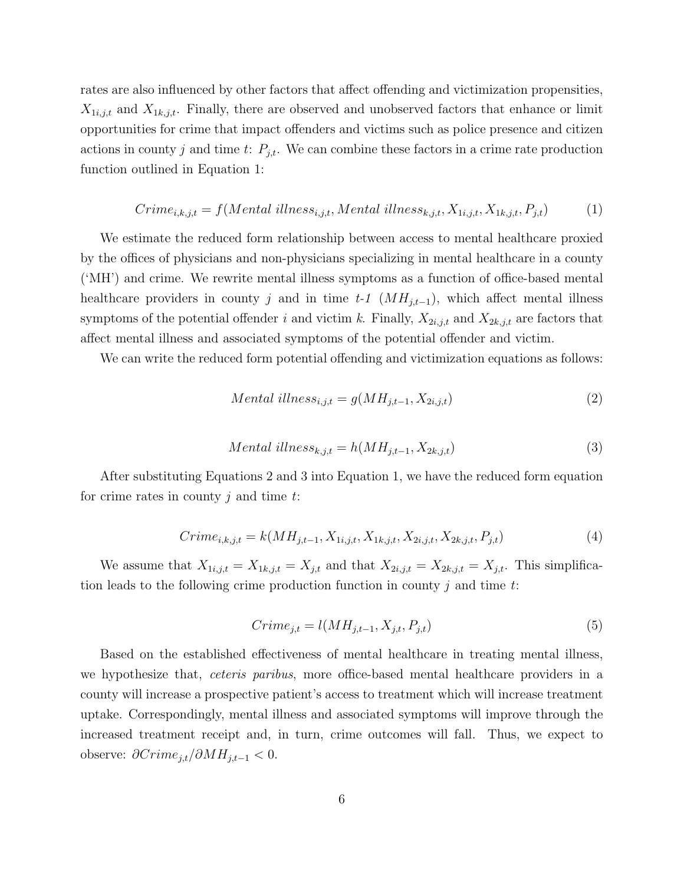rates are also influenced by other factors that affect offending and victimization propensities, $X_{1i,j,t}$ and $X_{1k,j,t}$. Finally, there are observed and unobserved factors that enhance or limit opportunities for crime that impact offenders and victims such as police presence and citizen actions in county $j$ and time $t$: $P_{j,t}$. We can combine these factors in a crime rate production function outlined in Equation 1:

$$Crime_{i,k,j,t} = f(Mental\ illness_{i,j,t}, Mental\ illness_{k,j,t}, X_{1i,j,t}, X_{1k,j,t}, P_{j,t}) \tag{1}$$

We estimate the reduced form relationship between access to mental healthcare proxied by the offices of physicians and non-physicians specializing in mental healthcare in a county ('MH') and crime. We rewrite mental illness symptoms as a function of office-based mental healthcare providers in county $j$ and in time *t-1* ($MH_{j,t-1}$), which affect mental illness symptoms of the potential offender $i$ and victim $k$. Finally, $X_{2i,j,t}$ and $X_{2k,j,t}$ are factors that affect mental illness and associated symptoms of the potential offender and victim.

We can write the reduced form potential offending and victimization equations as follows:

$$Mental\ illness_{i,j,t} = g(MH_{j,t-1}, X_{2i,j,t}) \tag{2}$$

$$Mental\ illness_{k,j,t} = h(MH_{j,t-1}, X_{2k,j,t}) \tag{3}$$

After substituting Equations 2 and 3 into Equation 1, we have the reduced form equation for crime rates in county $j$ and time $t$:

$$Crime_{i,k,j,t} = k(MH_{j,t-1}, X_{1i,j,t}, X_{1k,j,t}, X_{2i,j,t}, X_{2k,j,t}, P_{j,t}) \tag{4}$$

We assume that $X_{1i,j,t} = X_{1k,j,t} = X_{j,t}$ and that $X_{2i,j,t} = X_{2k,j,t} = X_{j,t}$. This simplification leads to the following crime production function in county $j$ and time $t$:

$$Crime_{j,t} = l(MH_{j,t-1}, X_{j,t}, P_{j,t}) \tag{5}$$

Based on the established effectiveness of mental healthcare in treating mental illness, we hypothesize that, *ceteris paribus*, more office-based mental healthcare providers in a county will increase a prospective patient's access to treatment which will increase treatment uptake. Correspondingly, mental illness and associated symptoms will improve through the increased treatment receipt and, in turn, crime outcomes will fall. Thus, we expect to observe: $\partial Crime_{j,t}/\partial MH_{j,t-1} < 0$.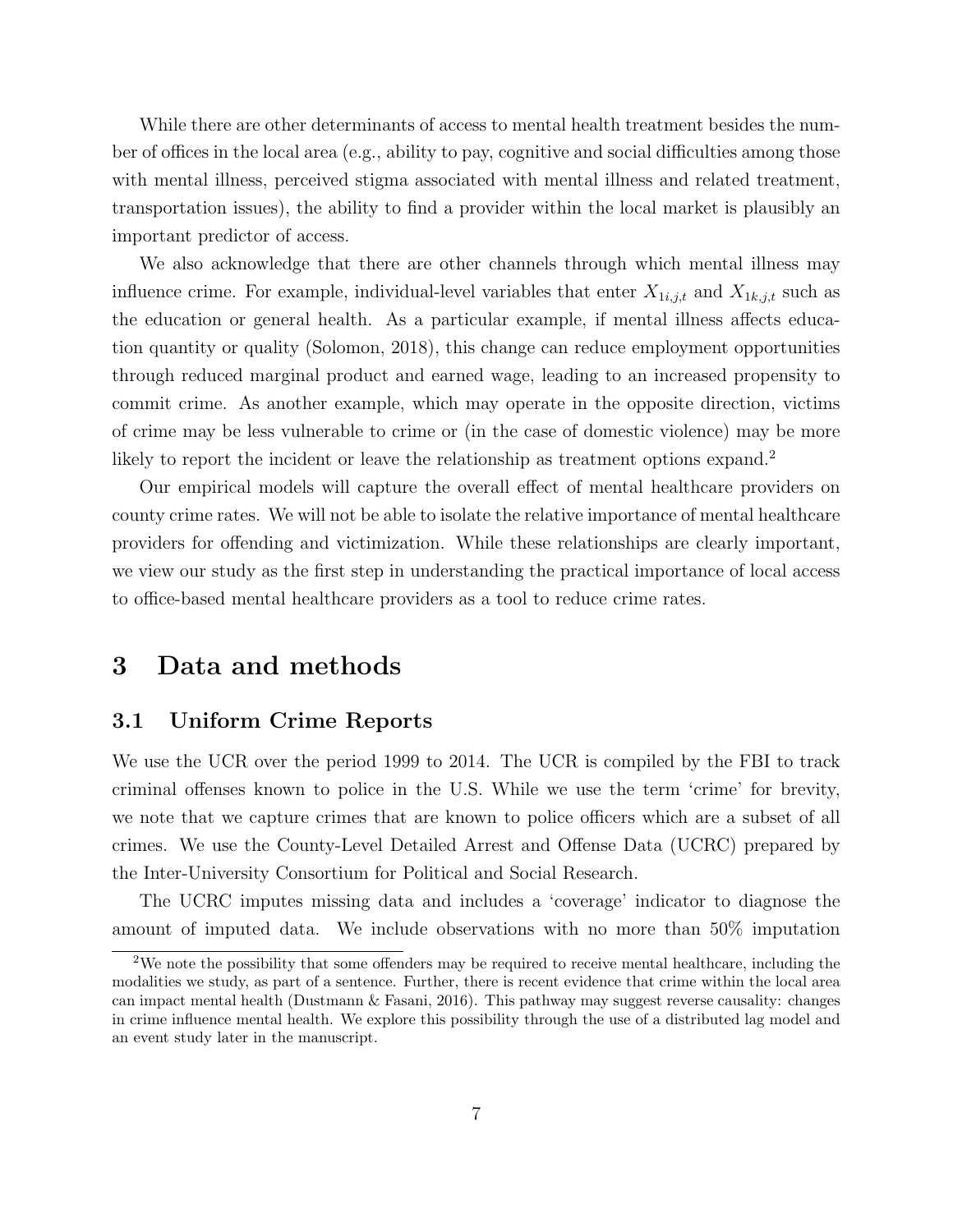While there are other determinants of access to mental health treatment besides the number of offices in the local area (e.g., ability to pay, cognitive and social difficulties among those with mental illness, perceived stigma associated with mental illness and related treatment, transportation issues), the ability to find a provider within the local market is plausibly an important predictor of access.

We also acknowledge that there are other channels through which mental illness may influence crime. For example, individual-level variables that enter $X_{1i,j,t}$ and $X_{1k,j,t}$ such as the education or general health. As a particular example, if mental illness affects education quantity or quality (Solomon, 2018), this change can reduce employment opportunities through reduced marginal product and earned wage, leading to an increased propensity to commit crime. As another example, which may operate in the opposite direction, victims of crime may be less vulnerable to crime or (in the case of domestic violence) may be more likely to report the incident or leave the relationship as treatment options expand.[2]

Our empirical models will capture the overall effect of mental healthcare providers on county crime rates. We will not be able to isolate the relative importance of mental healthcare providers for offending and victimization. While these relationships are clearly important, we view our study as the first step in understanding the practical importance of local access to office-based mental healthcare providers as a tool to reduce crime rates.

# 3 Data and methods

## 3.1 Uniform Crime Reports

We use the UCR over the period 1999 to 2014. The UCR is compiled by the FBI to track criminal offenses known to police in the U.S. While we use the term 'crime' for brevity, we note that we capture crimes that are known to police officers which are a subset of all crimes. We use the County-Level Detailed Arrest and Offense Data (UCRC) prepared by the Inter-University Consortium for Political and Social Research.

The UCRC imputes missing data and includes a 'coverage' indicator to diagnose the amount of imputed data. We include observations with no more than 50% imputation

[2] We note the possibility that some offenders may be required to receive mental healthcare, including the modalities we study, as part of a sentence. Further, there is recent evidence that crime within the local area can impact mental health (Dustmann & Fasani, 2016). This pathway may suggest reverse causality: changes in crime influence mental health. We explore this possibility through the use of a distributed lag model and an event study later in the manuscript.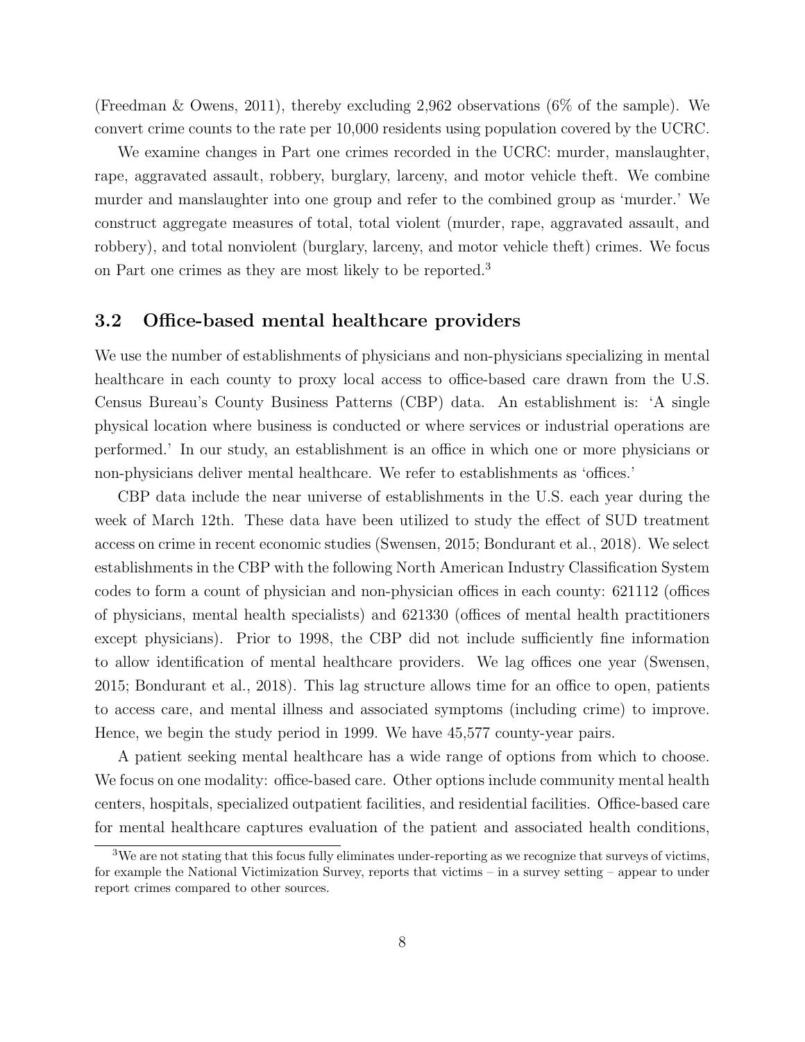(Freedman & Owens, 2011), thereby excluding 2,962 observations (6% of the sample). We convert crime counts to the rate per 10,000 residents using population covered by the UCRC.

We examine changes in Part one crimes recorded in the UCRC: murder, manslaughter, rape, aggravated assault, robbery, burglary, larceny, and motor vehicle theft. We combine murder and manslaughter into one group and refer to the combined group as 'murder.' We construct aggregate measures of total, total violent (murder, rape, aggravated assault, and robbery), and total nonviolent (burglary, larceny, and motor vehicle theft) crimes. We focus on Part one crimes as they are most likely to be reported.[3]

### 3.2 Office-based mental healthcare providers

We use the number of establishments of physicians and non-physicians specializing in mental healthcare in each county to proxy local access to office-based care drawn from the U.S. Census Bureau's County Business Patterns (CBP) data. An establishment is: 'A single physical location where business is conducted or where services or industrial operations are performed.' In our study, an establishment is an office in which one or more physicians or non-physicians deliver mental healthcare. We refer to establishments as 'offices.'

CBP data include the near universe of establishments in the U.S. each year during the week of March 12th. These data have been utilized to study the effect of SUD treatment access on crime in recent economic studies (Swensen, 2015; Bondurant et al., 2018). We select establishments in the CBP with the following North American Industry Classification System codes to form a count of physician and non-physician offices in each county: 621112 (offices of physicians, mental health specialists) and 621330 (offices of mental health practitioners except physicians). Prior to 1998, the CBP did not include sufficiently fine information to allow identification of mental healthcare providers. We lag offices one year (Swensen, 2015; Bondurant et al., 2018). This lag structure allows time for an office to open, patients to access care, and mental illness and associated symptoms (including crime) to improve. Hence, we begin the study period in 1999. We have 45,577 county-year pairs.

A patient seeking mental healthcare has a wide range of options from which to choose. We focus on one modality: office-based care. Other options include community mental health centers, hospitals, specialized outpatient facilities, and residential facilities. Office-based care for mental healthcare captures evaluation of the patient and associated health conditions,

[3] We are not stating that this focus fully eliminates under-reporting as we recognize that surveys of victims, for example the National Victimization Survey, reports that victims – in a survey setting – appear to under report crimes compared to other sources.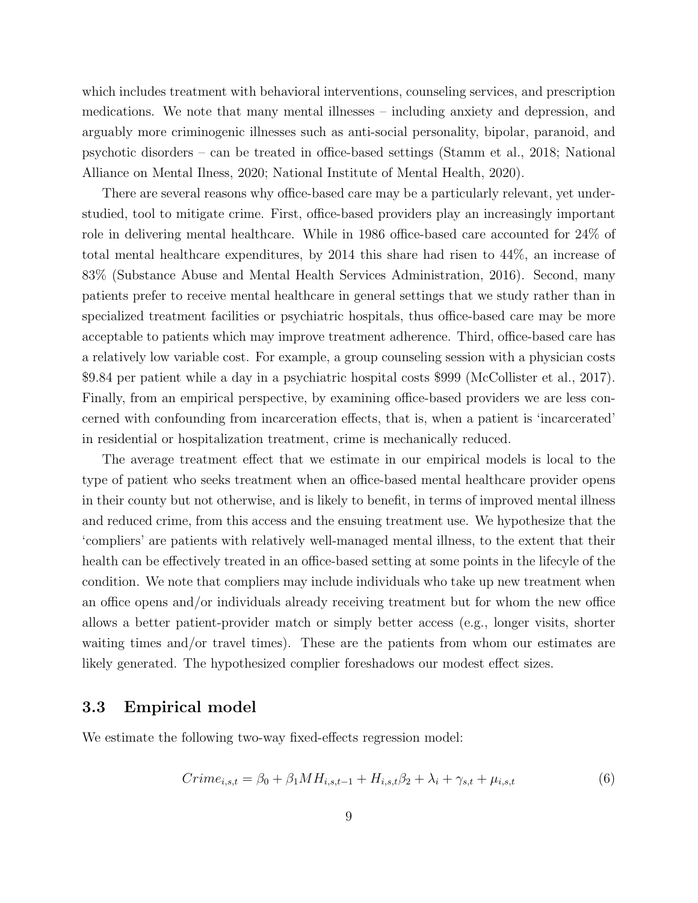which includes treatment with behavioral interventions, counseling services, and prescription medications. We note that many mental illnesses – including anxiety and depression, and arguably more criminogenic illnesses such as anti-social personality, bipolar, paranoid, and psychotic disorders – can be treated in office-based settings (Stamm et al., 2018; National Alliance on Mental Ilness, 2020; National Institute of Mental Health, 2020).

There are several reasons why office-based care may be a particularly relevant, yet understudied, tool to mitigate crime. First, office-based providers play an increasingly important role in delivering mental healthcare. While in 1986 office-based care accounted for 24% of total mental healthcare expenditures, by 2014 this share had risen to 44%, an increase of 83% (Substance Abuse and Mental Health Services Administration, 2016). Second, many patients prefer to receive mental healthcare in general settings that we study rather than in specialized treatment facilities or psychiatric hospitals, thus office-based care may be more acceptable to patients which may improve treatment adherence. Third, office-based care has a relatively low variable cost. For example, a group counseling session with a physician costs $9.84 per patient while a day in a psychiatric hospital costs $999 (McCollister et al., 2017). Finally, from an empirical perspective, by examining office-based providers we are less concerned with confounding from incarceration effects, that is, when a patient is 'incarcerated' in residential or hospitalization treatment, crime is mechanically reduced.

The average treatment effect that we estimate in our empirical models is local to the type of patient who seeks treatment when an office-based mental healthcare provider opens in their county but not otherwise, and is likely to benefit, in terms of improved mental illness and reduced crime, from this access and the ensuing treatment use. We hypothesize that the 'compliers' are patients with relatively well-managed mental illness, to the extent that their health can be effectively treated in an office-based setting at some points in the lifecyle of the condition. We note that compliers may include individuals who take up new treatment when an office opens and/or individuals already receiving treatment but for whom the new office allows a better patient-provider match or simply better access (e.g., longer visits, shorter waiting times and/or travel times). These are the patients from whom our estimates are likely generated. The hypothesized complier foreshadows our modest effect sizes.

### 3.3 Empirical model

We estimate the following two-way fixed-effects regression model:

$$Crime_{i,s,t} = \beta_0 + \beta_1 MH_{i,s,t-1} + H_{i,s,t}\beta_2 + \lambda_i + \gamma_{s,t} + \mu_{i,s,t} \tag{6}$$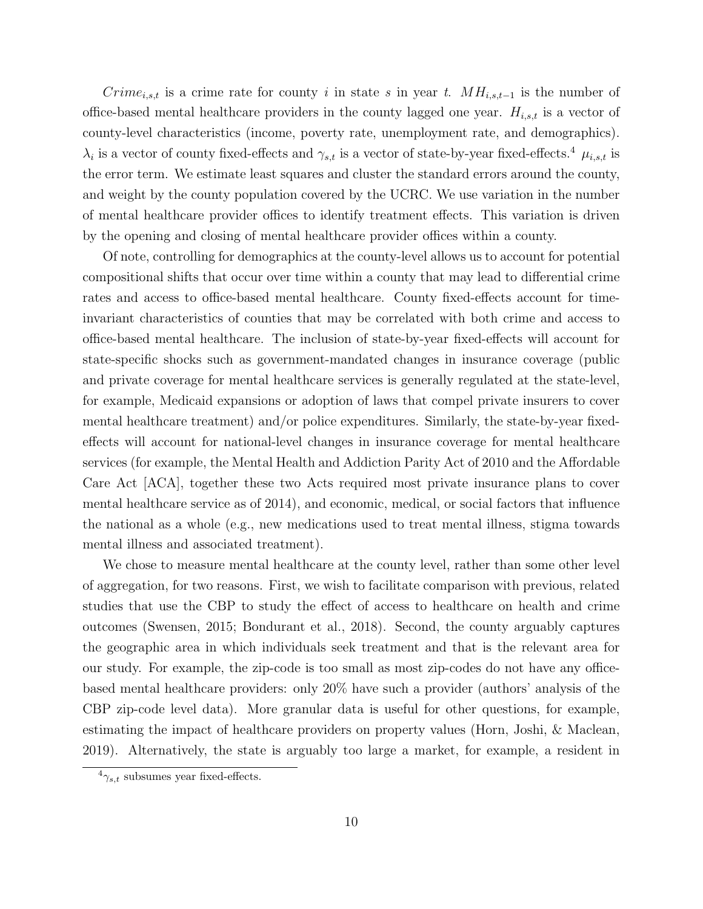$Crime_{i,s,t}$ is a crime rate for county $i$ in state $s$ in year $t$. $MH_{i,s,t-1}$ is the number of office-based mental healthcare providers in the county lagged one year. $H_{i,s,t}$ is a vector of county-level characteristics (income, poverty rate, unemployment rate, and demographics). $\lambda_i$ is a vector of county fixed-effects and $\gamma_{s,t}$ is a vector of state-by-year fixed-effects.[4] $\mu_{i,s,t}$ is the error term. We estimate least squares and cluster the standard errors around the county, and weight by the county population covered by the UCRC. We use variation in the number of mental healthcare provider offices to identify treatment effects. This variation is driven by the opening and closing of mental healthcare provider offices within a county.

Of note, controlling for demographics at the county-level allows us to account for potential compositional shifts that occur over time within a county that may lead to differential crime rates and access to office-based mental healthcare. County fixed-effects account for time-invariant characteristics of counties that may be correlated with both crime and access to office-based mental healthcare. The inclusion of state-by-year fixed-effects will account for state-specific shocks such as government-mandated changes in insurance coverage (public and private coverage for mental healthcare services is generally regulated at the state-level, for example, Medicaid expansions or adoption of laws that compel private insurers to cover mental healthcare treatment) and/or police expenditures. Similarly, the state-by-year fixed-effects will account for national-level changes in insurance coverage for mental healthcare services (for example, the Mental Health and Addiction Parity Act of 2010 and the Affordable Care Act [ACA], together these two Acts required most private insurance plans to cover mental healthcare service as of 2014), and economic, medical, or social factors that influence the national as a whole (e.g., new medications used to treat mental illness, stigma towards mental illness and associated treatment).

We chose to measure mental healthcare at the county level, rather than some other level of aggregation, for two reasons. First, we wish to facilitate comparison with previous, related studies that use the CBP to study the effect of access to healthcare on health and crime outcomes (Swensen, 2015; Bondurant et al., 2018). Second, the county arguably captures the geographic area in which individuals seek treatment and that is the relevant area for our study. For example, the zip-code is too small as most zip-codes do not have any office-based mental healthcare providers: only 20% have such a provider (authors' analysis of the CBP zip-code level data). More granular data is useful for other questions, for example, estimating the impact of healthcare providers on property values (Horn, Joshi, & Maclean, 2019). Alternatively, the state is arguably too large a market, for example, a resident in

[4] $\gamma_{s,t}$ subsumes year fixed-effects.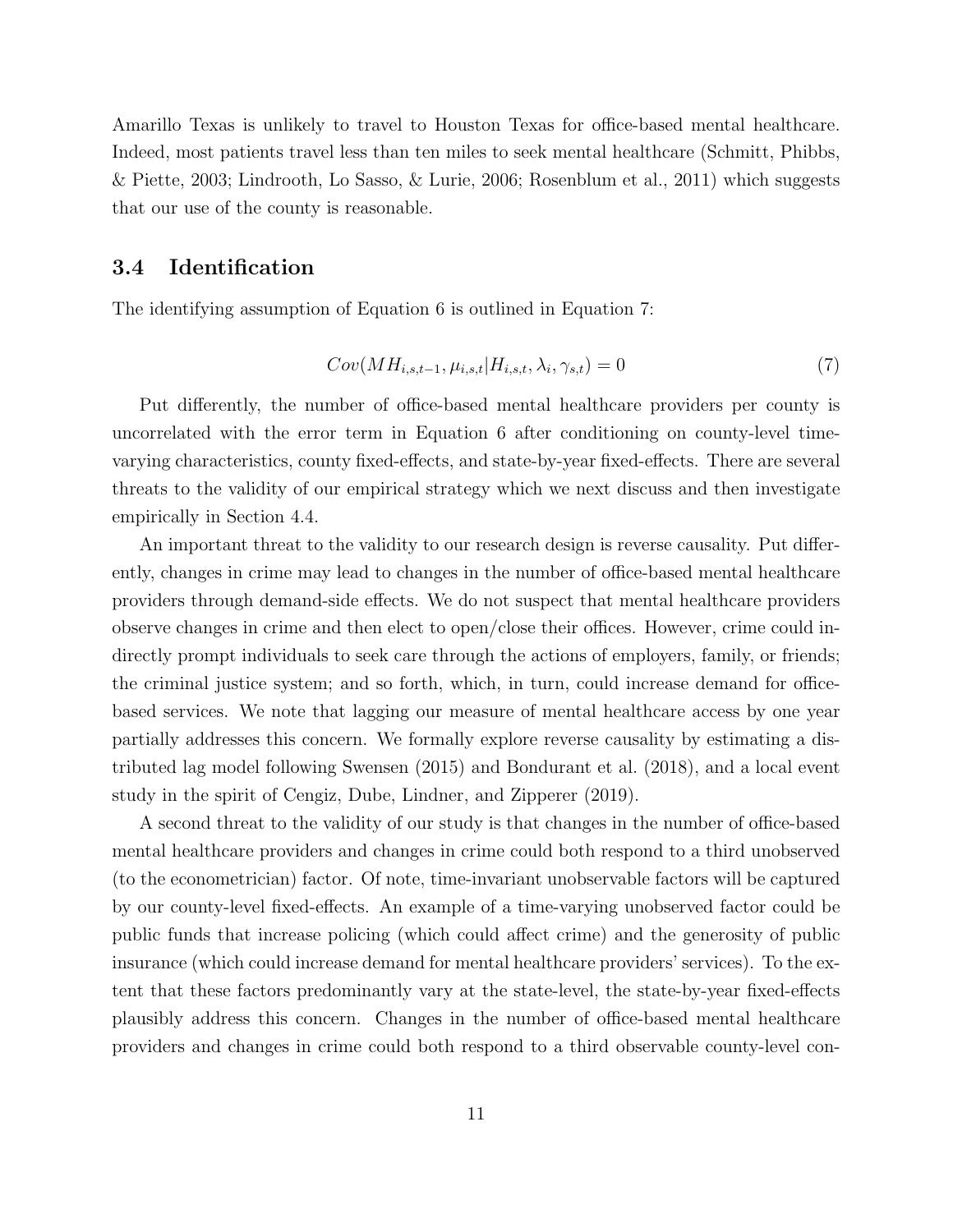Amarillo Texas is unlikely to travel to Houston Texas for office-based mental healthcare. Indeed, most patients travel less than ten miles to seek mental healthcare (Schmitt, Phibbs, & Piette, 2003; Lindrooth, Lo Sasso, & Lurie, 2006; Rosenblum et al., 2011) which suggests that our use of the county is reasonable.

### 3.4 Identification

The identifying assumption of Equation 6 is outlined in Equation 7:

$$Cov(MH_{i,s,t-1}, \mu_{i,s,t} | H_{i,s,t}, \lambda_i, \gamma_{s,t}) = 0 \tag{7}$$

Put differently, the number of office-based mental healthcare providers per county is uncorrelated with the error term in Equation 6 after conditioning on county-level time-varying characteristics, county fixed-effects, and state-by-year fixed-effects. There are several threats to the validity of our empirical strategy which we next discuss and then investigate empirically in Section 4.4.

An important threat to the validity to our research design is reverse causality. Put differently, changes in crime may lead to changes in the number of office-based mental healthcare providers through demand-side effects. We do not suspect that mental healthcare providers observe changes in crime and then elect to open/close their offices. However, crime could indirectly prompt individuals to seek care through the actions of employers, family, or friends; the criminal justice system; and so forth, which, in turn, could increase demand for office-based services. We note that lagging our measure of mental healthcare access by one year partially addresses this concern. We formally explore reverse causality by estimating a distributed lag model following Swensen (2015) and Bondurant et al. (2018), and a local event study in the spirit of Cengiz, Dube, Lindner, and Zipperer (2019).

A second threat to the validity of our study is that changes in the number of office-based mental healthcare providers and changes in crime could both respond to a third unobserved (to the econometrician) factor. Of note, time-invariant unobservable factors will be captured by our county-level fixed-effects. An example of a time-varying unobserved factor could be public funds that increase policing (which could affect crime) and the generosity of public insurance (which could increase demand for mental healthcare providers' services). To the extent that these factors predominantly vary at the state-level, the state-by-year fixed-effects plausibly address this concern. Changes in the number of office-based mental healthcare providers and changes in crime could both respond to a third observable county-level con-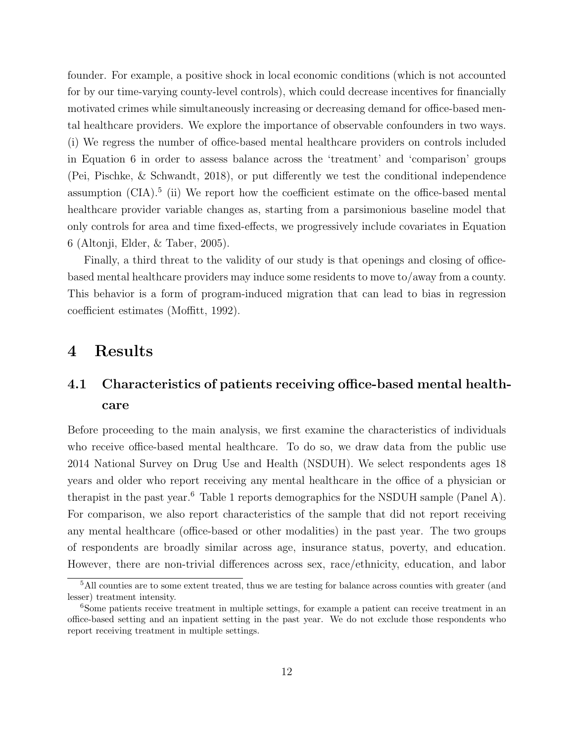founder. For example, a positive shock in local economic conditions (which is not accounted for by our time-varying county-level controls), which could decrease incentives for financially motivated crimes while simultaneously increasing or decreasing demand for office-based mental healthcare providers. We explore the importance of observable confounders in two ways. (i) We regress the number of office-based mental healthcare providers on controls included in Equation 6 in order to assess balance across the 'treatment' and 'comparison' groups (Pei, Pischke, & Schwandt, 2018), or put differently we test the conditional independence assumption (CIA).[5] (ii) We report how the coefficient estimate on the office-based mental healthcare provider variable changes as, starting from a parsimonious baseline model that only controls for area and time fixed-effects, we progressively include covariates in Equation 6 (Altonji, Elder, & Taber, 2005).

Finally, a third threat to the validity of our study is that openings and closing of office-based mental healthcare providers may induce some residents to move to/away from a county. This behavior is a form of program-induced migration that can lead to bias in regression coefficient estimates (Moffitt, 1992).

# 4 Results

## 4.1 Characteristics of patients receiving office-based mental healthcare

Before proceeding to the main analysis, we first examine the characteristics of individuals who receive office-based mental healthcare. To do so, we draw data from the public use 2014 National Survey on Drug Use and Health (NSDUH). We select respondents ages 18 years and older who report receiving any mental healthcare in the office of a physician or therapist in the past year.[6] Table 1 reports demographics for the NSDUH sample (Panel A). For comparison, we also report characteristics of the sample that did not report receiving any mental healthcare (office-based or other modalities) in the past year. The two groups of respondents are broadly similar across age, insurance status, poverty, and education. However, there are non-trivial differences across sex, race/ethnicity, education, and labor

[5] All counties are to some extent treated, thus we are testing for balance across counties with greater (and lesser) treatment intensity.

[6] Some patients receive treatment in multiple settings, for example a patient can receive treatment in an office-based setting and an inpatient setting in the past year. We do not exclude those respondents who report receiving treatment in multiple settings.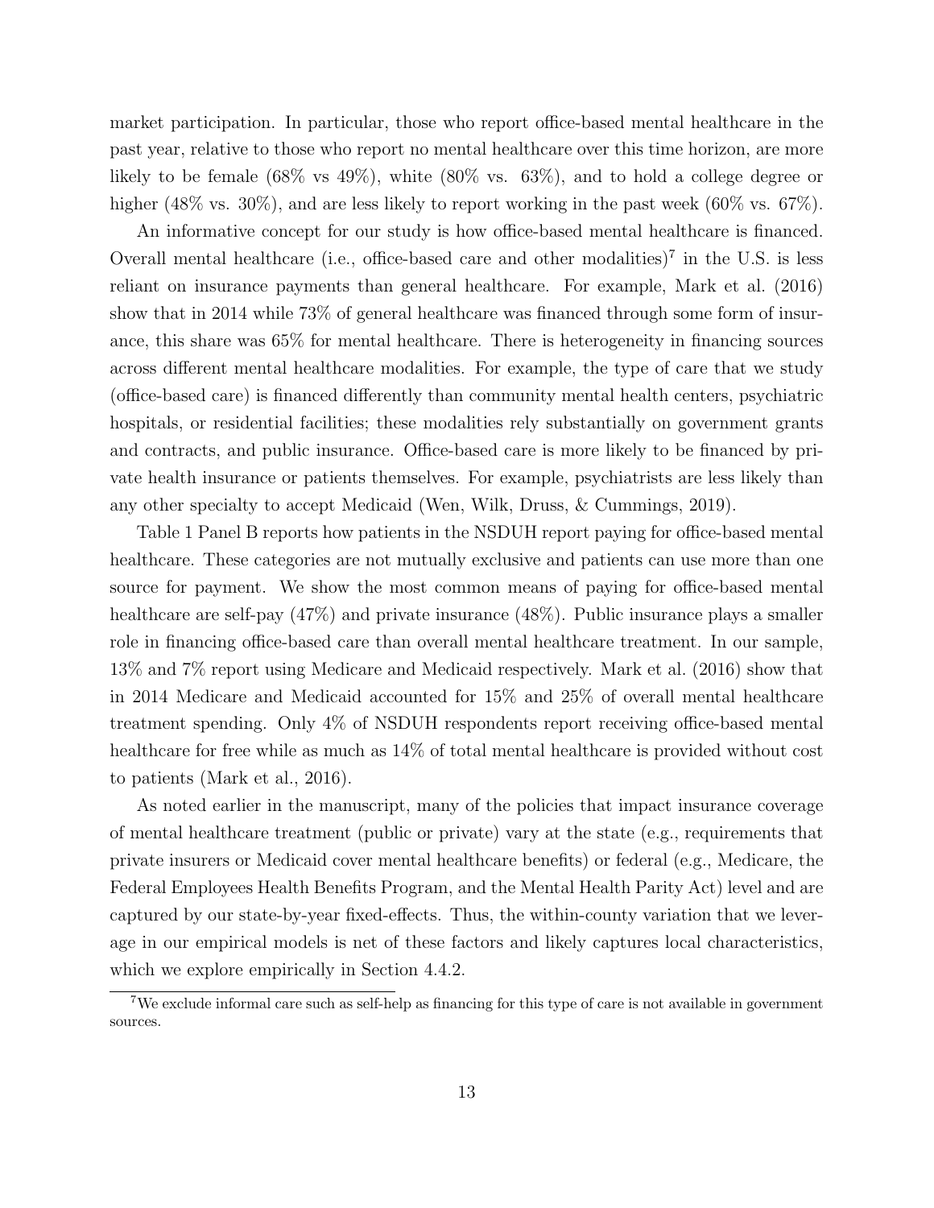market participation. In particular, those who report office-based mental healthcare in the past year, relative to those who report no mental healthcare over this time horizon, are more likely to be female (68% vs 49%), white (80% vs. 63%), and to hold a college degree or higher (48% vs. 30%), and are less likely to report working in the past week (60% vs. 67%).

An informative concept for our study is how office-based mental healthcare is financed. Overall mental healthcare (i.e., office-based care and other modalities)[7] in the U.S. is less reliant on insurance payments than general healthcare. For example, Mark et al. (2016) show that in 2014 while 73% of general healthcare was financed through some form of insurance, this share was 65% for mental healthcare. There is heterogeneity in financing sources across different mental healthcare modalities. For example, the type of care that we study (office-based care) is financed differently than community mental health centers, psychiatric hospitals, or residential facilities; these modalities rely substantially on government grants and contracts, and public insurance. Office-based care is more likely to be financed by private health insurance or patients themselves. For example, psychiatrists are less likely than any other specialty to accept Medicaid (Wen, Wilk, Druss, & Cummings, 2019).

Table 1 Panel B reports how patients in the NSDUH report paying for office-based mental healthcare. These categories are not mutually exclusive and patients can use more than one source for payment. We show the most common means of paying for office-based mental healthcare are self-pay (47%) and private insurance (48%). Public insurance plays a smaller role in financing office-based care than overall mental healthcare treatment. In our sample, 13% and 7% report using Medicare and Medicaid respectively. Mark et al. (2016) show that in 2014 Medicare and Medicaid accounted for 15% and 25% of overall mental healthcare treatment spending. Only 4% of NSDUH respondents report receiving office-based mental healthcare for free while as much as 14% of total mental healthcare is provided without cost to patients (Mark et al., 2016).

As noted earlier in the manuscript, many of the policies that impact insurance coverage of mental healthcare treatment (public or private) vary at the state (e.g., requirements that private insurers or Medicaid cover mental healthcare benefits) or federal (e.g., Medicare, the Federal Employees Health Benefits Program, and the Mental Health Parity Act) level and are captured by our state-by-year fixed-effects. Thus, the within-county variation that we leverage in our empirical models is net of these factors and likely captures local characteristics, which we explore empirically in Section 4.4.2.

[7] We exclude informal care such as self-help as financing for this type of care is not available in government sources.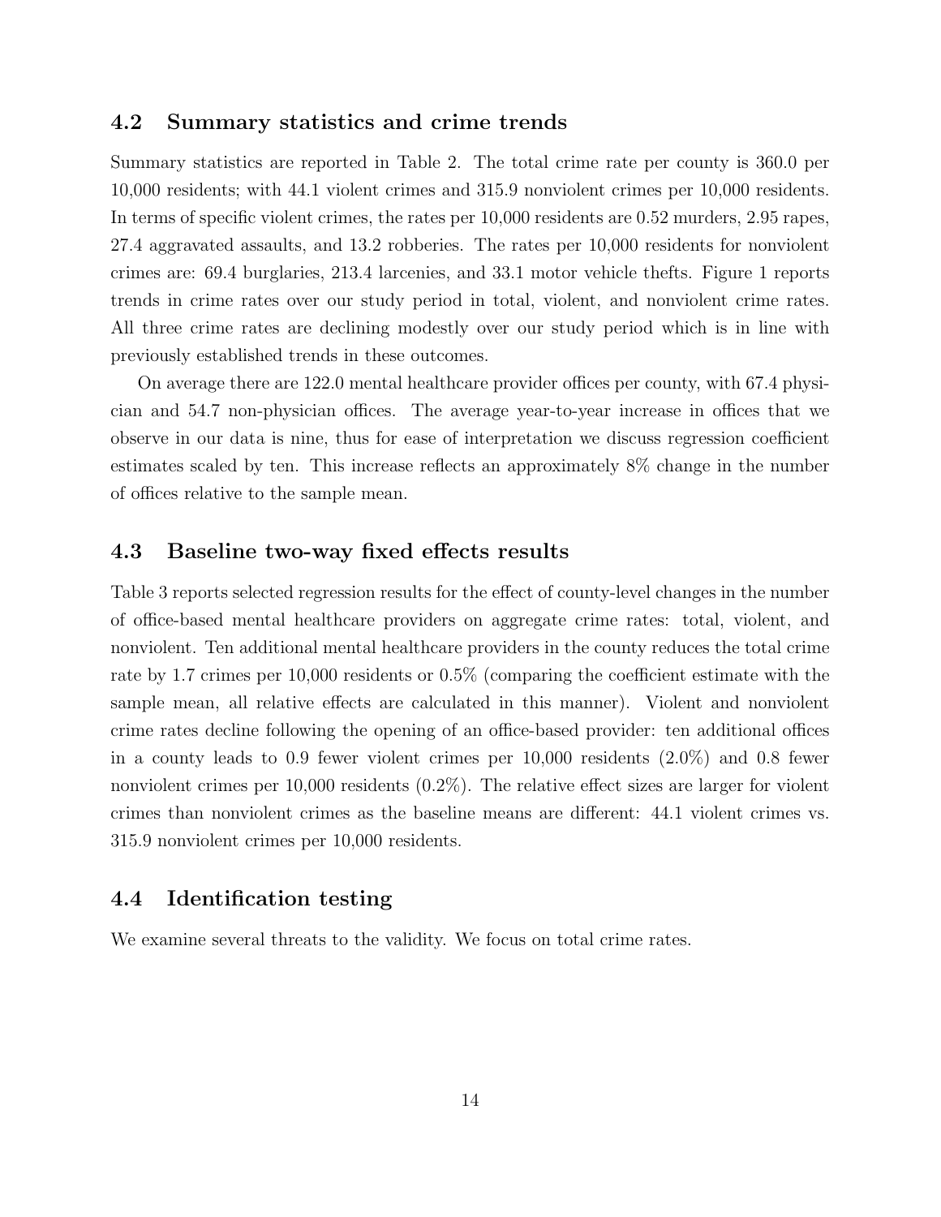### 4.2 Summary statistics and crime trends

Summary statistics are reported in Table 2. The total crime rate per county is 360.0 per 10,000 residents; with 44.1 violent crimes and 315.9 nonviolent crimes per 10,000 residents. In terms of specific violent crimes, the rates per 10,000 residents are 0.52 murders, 2.95 rapes, 27.4 aggravated assaults, and 13.2 robberies. The rates per 10,000 residents for nonviolent crimes are: 69.4 burglaries, 213.4 larcenies, and 33.1 motor vehicle thefts. Figure 1 reports trends in crime rates over our study period in total, violent, and nonviolent crime rates. All three crime rates are declining modestly over our study period which is in line with previously established trends in these outcomes.

On average there are 122.0 mental healthcare provider offices per county, with 67.4 physician and 54.7 non-physician offices. The average year-to-year increase in offices that we observe in our data is nine, thus for ease of interpretation we discuss regression coefficient estimates scaled by ten. This increase reflects an approximately 8% change in the number of offices relative to the sample mean.

### 4.3 Baseline two-way fixed effects results

Table 3 reports selected regression results for the effect of county-level changes in the number of office-based mental healthcare providers on aggregate crime rates: total, violent, and nonviolent. Ten additional mental healthcare providers in the county reduces the total crime rate by 1.7 crimes per 10,000 residents or 0.5% (comparing the coefficient estimate with the sample mean, all relative effects are calculated in this manner). Violent and nonviolent crime rates decline following the opening of an office-based provider: ten additional offices in a county leads to 0.9 fewer violent crimes per 10,000 residents (2.0%) and 0.8 fewer nonviolent crimes per 10,000 residents (0.2%). The relative effect sizes are larger for violent crimes than nonviolent crimes as the baseline means are different: 44.1 violent crimes vs. 315.9 nonviolent crimes per 10,000 residents.

### 4.4 Identification testing

We examine several threats to the validity. We focus on total crime rates.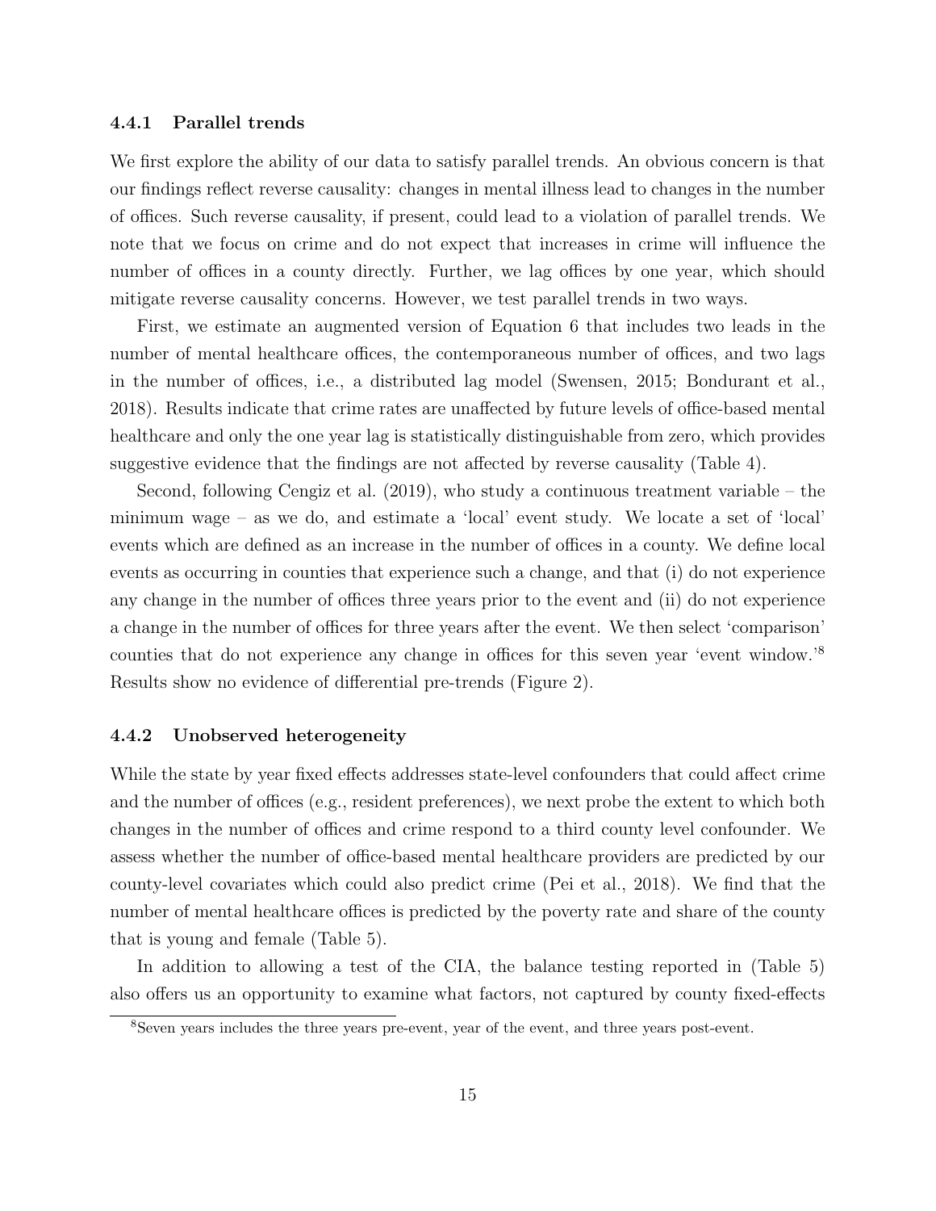#### 4.4.1 Parallel trends

We first explore the ability of our data to satisfy parallel trends. An obvious concern is that our findings reflect reverse causality: changes in mental illness lead to changes in the number of offices. Such reverse causality, if present, could lead to a violation of parallel trends. We note that we focus on crime and do not expect that increases in crime will influence the number of offices in a county directly. Further, we lag offices by one year, which should mitigate reverse causality concerns. However, we test parallel trends in two ways.

First, we estimate an augmented version of Equation 6 that includes two leads in the number of mental healthcare offices, the contemporaneous number of offices, and two lags in the number of offices, i.e., a distributed lag model (Swensen, 2015; Bondurant et al., 2018). Results indicate that crime rates are unaffected by future levels of office-based mental healthcare and only the one year lag is statistically distinguishable from zero, which provides suggestive evidence that the findings are not affected by reverse causality (Table 4).

Second, following Cengiz et al. (2019), who study a continuous treatment variable – the minimum wage – as we do, and estimate a 'local' event study. We locate a set of 'local' events which are defined as an increase in the number of offices in a county. We define local events as occurring in counties that experience such a change, and that (i) do not experience any change in the number of offices three years prior to the event and (ii) do not experience a change in the number of offices for three years after the event. We then select 'comparison' counties that do not experience any change in offices for this seven year 'event window.'[8] Results show no evidence of differential pre-trends (Figure 2).

#### 4.4.2 Unobserved heterogeneity

While the state by year fixed effects addresses state-level confounders that could affect crime and the number of offices (e.g., resident preferences), we next probe the extent to which both changes in the number of offices and crime respond to a third county level confounder. We assess whether the number of office-based mental healthcare providers are predicted by our county-level covariates which could also predict crime (Pei et al., 2018). We find that the number of mental healthcare offices is predicted by the poverty rate and share of the county that is young and female (Table 5).

In addition to allowing a test of the CIA, the balance testing reported in (Table 5) also offers us an opportunity to examine what factors, not captured by county fixed-effects

[8] Seven years includes the three years pre-event, year of the event, and three years post-event.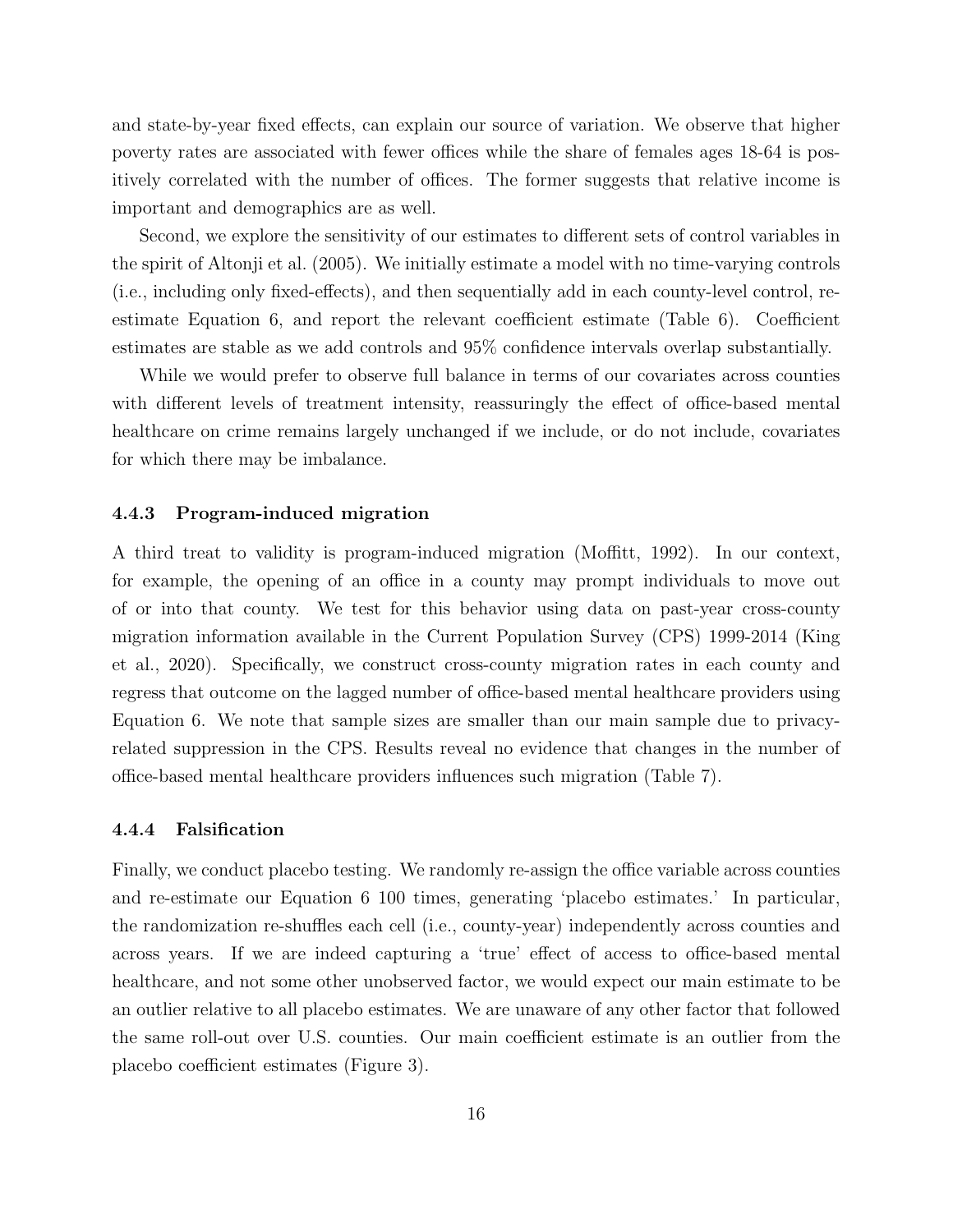and state-by-year fixed effects, can explain our source of variation. We observe that higher poverty rates are associated with fewer offices while the share of females ages 18-64 is positively correlated with the number of offices. The former suggests that relative income is important and demographics are as well.

Second, we explore the sensitivity of our estimates to different sets of control variables in the spirit of Altonji et al. (2005). We initially estimate a model with no time-varying controls (i.e., including only fixed-effects), and then sequentially add in each county-level control, re-estimate Equation 6, and report the relevant coefficient estimate (Table 6). Coefficient estimates are stable as we add controls and 95% confidence intervals overlap substantially.

While we would prefer to observe full balance in terms of our covariates across counties with different levels of treatment intensity, reassuringly the effect of office-based mental healthcare on crime remains largely unchanged if we include, or do not include, covariates for which there may be imbalance.

### 4.4.3 Program-induced migration

A third treat to validity is program-induced migration (Moffitt, 1992). In our context, for example, the opening of an office in a county may prompt individuals to move out of or into that county. We test for this behavior using data on past-year cross-county migration information available in the Current Population Survey (CPS) 1999-2014 (King et al., 2020). Specifically, we construct cross-county migration rates in each county and regress that outcome on the lagged number of office-based mental healthcare providers using Equation 6. We note that sample sizes are smaller than our main sample due to privacy-related suppression in the CPS. Results reveal no evidence that changes in the number of office-based mental healthcare providers influences such migration (Table 7).

### 4.4.4 Falsification

Finally, we conduct placebo testing. We randomly re-assign the office variable across counties and re-estimate our Equation 6 100 times, generating 'placebo estimates.' In particular, the randomization re-shuffles each cell (i.e., county-year) independently across counties and across years. If we are indeed capturing a 'true' effect of access to office-based mental healthcare, and not some other unobserved factor, we would expect our main estimate to be an outlier relative to all placebo estimates. We are unaware of any other factor that followed the same roll-out over U.S. counties. Our main coefficient estimate is an outlier from the placebo coefficient estimates (Figure 3).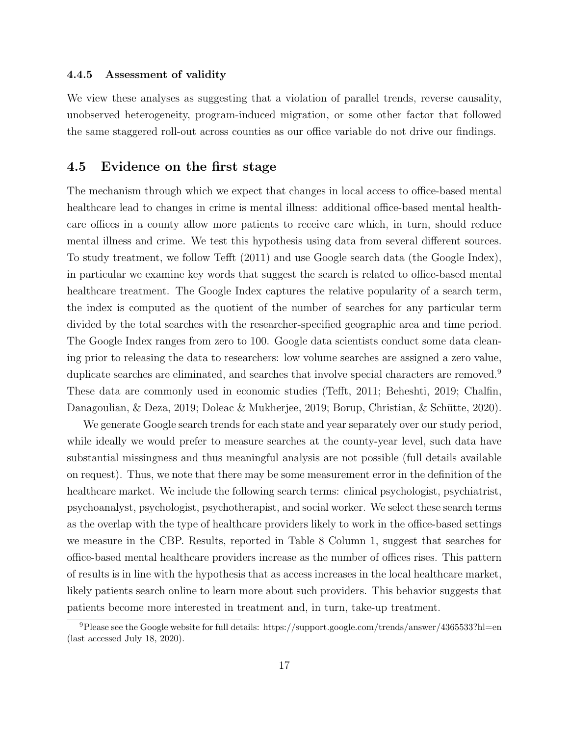#### 4.4.5 Assessment of validity

We view these analyses as suggesting that a violation of parallel trends, reverse causality, unobserved heterogeneity, program-induced migration, or some other factor that followed the same staggered roll-out across counties as our office variable do not drive our findings.

### 4.5 Evidence on the first stage

The mechanism through which we expect that changes in local access to office-based mental healthcare lead to changes in crime is mental illness: additional office-based mental healthcare offices in a county allow more patients to receive care which, in turn, should reduce mental illness and crime. We test this hypothesis using data from several different sources. To study treatment, we follow Tefft (2011) and use Google search data (the Google Index), in particular we examine key words that suggest the search is related to office-based mental healthcare treatment. The Google Index captures the relative popularity of a search term, the index is computed as the quotient of the number of searches for any particular term divided by the total searches with the researcher-specified geographic area and time period. The Google Index ranges from zero to 100. Google data scientists conduct some data cleaning prior to releasing the data to researchers: low volume searches are assigned a zero value, duplicate searches are eliminated, and searches that involve special characters are removed.[9] These data are commonly used in economic studies (Tefft, 2011; Beheshti, 2019; Chalfin, Danagoulian, & Deza, 2019; Doleac & Mukherjee, 2019; Borup, Christian, & Schütte, 2020).

We generate Google search trends for each state and year separately over our study period, while ideally we would prefer to measure searches at the county-year level, such data have substantial missingness and thus meaningful analysis are not possible (full details available on request). Thus, we note that there may be some measurement error in the definition of the healthcare market. We include the following search terms: clinical psychologist, psychiatrist, psychoanalyst, psychologist, psychotherapist, and social worker. We select these search terms as the overlap with the type of healthcare providers likely to work in the office-based settings we measure in the CBP. Results, reported in Table 8 Column 1, suggest that searches for office-based mental healthcare providers increase as the number of offices rises. This pattern of results is in line with the hypothesis that as access increases in the local healthcare market, likely patients search online to learn more about such providers. This behavior suggests that patients become more interested in treatment and, in turn, take-up treatment.

[9] Please see the Google website for full details: https://support.google.com/trends/answer/4365533?hl=en (last accessed July 18, 2020).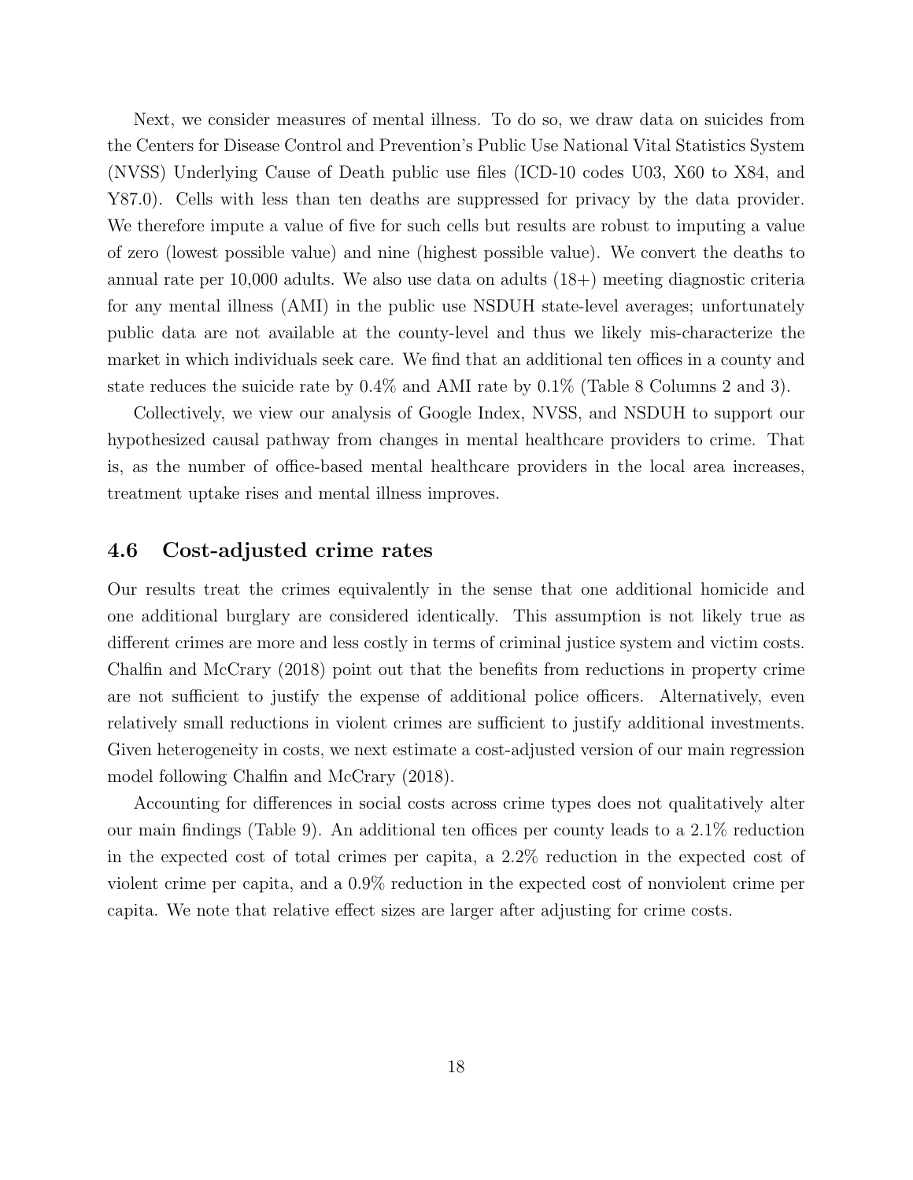Next, we consider measures of mental illness. To do so, we draw data on suicides from the Centers for Disease Control and Prevention's Public Use National Vital Statistics System (NVSS) Underlying Cause of Death public use files (ICD-10 codes U03, X60 to X84, and Y87.0). Cells with less than ten deaths are suppressed for privacy by the data provider. We therefore impute a value of five for such cells but results are robust to imputing a value of zero (lowest possible value) and nine (highest possible value). We convert the deaths to annual rate per 10,000 adults. We also use data on adults (18+) meeting diagnostic criteria for any mental illness (AMI) in the public use NSDUH state-level averages; unfortunately public data are not available at the county-level and thus we likely mis-characterize the market in which individuals seek care. We find that an additional ten offices in a county and state reduces the suicide rate by 0.4% and AMI rate by 0.1% (Table 8 Columns 2 and 3).

Collectively, we view our analysis of Google Index, NVSS, and NSDUH to support our hypothesized causal pathway from changes in mental healthcare providers to crime. That is, as the number of office-based mental healthcare providers in the local area increases, treatment uptake rises and mental illness improves.

### 4.6 Cost-adjusted crime rates

Our results treat the crimes equivalently in the sense that one additional homicide and one additional burglary are considered identically. This assumption is not likely true as different crimes are more and less costly in terms of criminal justice system and victim costs. Chalfin and McCrary (2018) point out that the benefits from reductions in property crime are not sufficient to justify the expense of additional police officers. Alternatively, even relatively small reductions in violent crimes are sufficient to justify additional investments. Given heterogeneity in costs, we next estimate a cost-adjusted version of our main regression model following Chalfin and McCrary (2018).

Accounting for differences in social costs across crime types does not qualitatively alter our main findings (Table 9). An additional ten offices per county leads to a 2.1% reduction in the expected cost of total crimes per capita, a 2.2% reduction in the expected cost of violent crime per capita, and a 0.9% reduction in the expected cost of nonviolent crime per capita. We note that relative effect sizes are larger after adjusting for crime costs.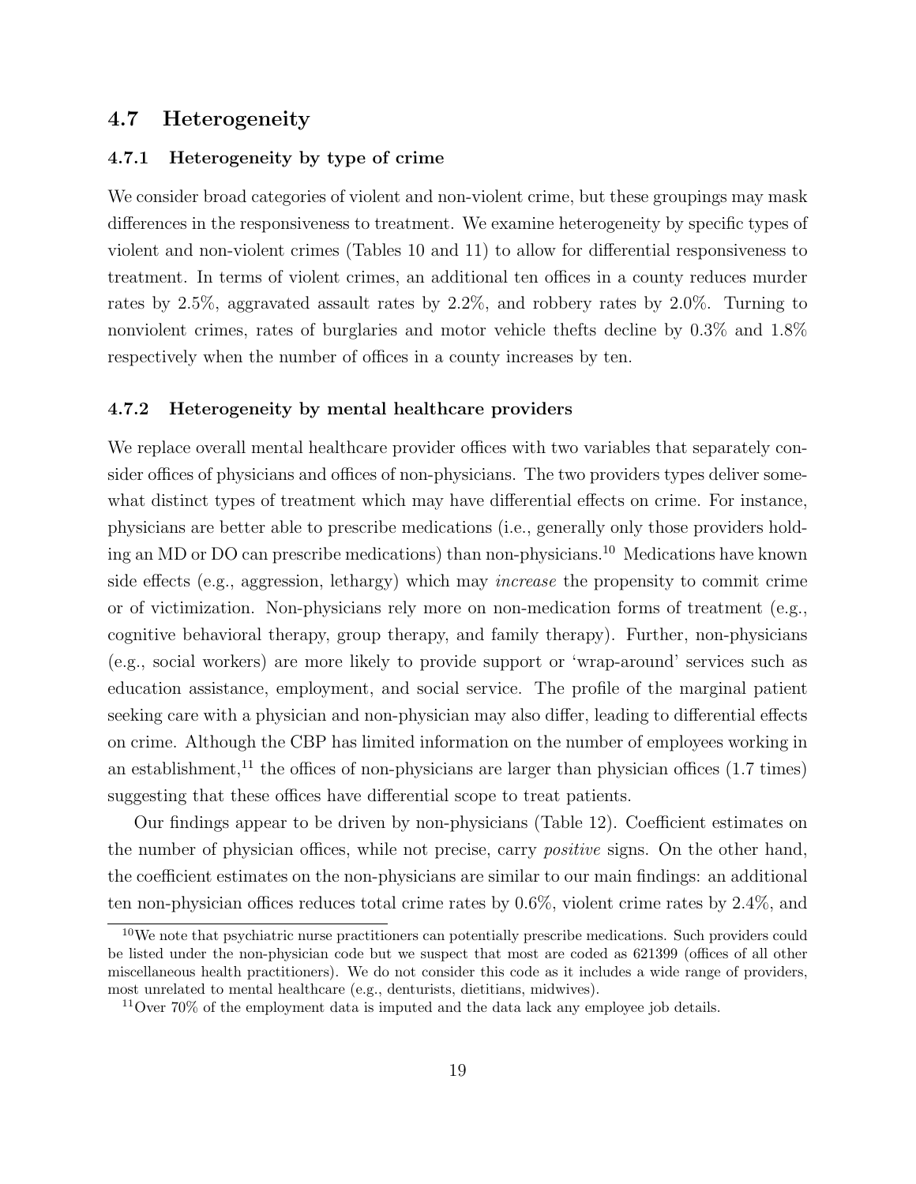### 4.7 Heterogeneity

#### 4.7.1 Heterogeneity by type of crime

We consider broad categories of violent and non-violent crime, but these groupings may mask differences in the responsiveness to treatment. We examine heterogeneity by specific types of violent and non-violent crimes (Tables 10 and 11) to allow for differential responsiveness to treatment. In terms of violent crimes, an additional ten offices in a county reduces murder rates by 2.5%, aggravated assault rates by 2.2%, and robbery rates by 2.0%. Turning to nonviolent crimes, rates of burglaries and motor vehicle thefts decline by 0.3% and 1.8% respectively when the number of offices in a county increases by ten.

#### 4.7.2 Heterogeneity by mental healthcare providers

We replace overall mental healthcare provider offices with two variables that separately consider offices of physicians and offices of non-physicians. The two providers types deliver somewhat distinct types of treatment which may have differential effects on crime. For instance, physicians are better able to prescribe medications (i.e., generally only those providers holding an MD or DO can prescribe medications) than non-physicians.[10] Medications have known side effects (e.g., aggression, lethargy) which may *increase* the propensity to commit crime or of victimization. Non-physicians rely more on non-medication forms of treatment (e.g., cognitive behavioral therapy, group therapy, and family therapy). Further, non-physicians (e.g., social workers) are more likely to provide support or 'wrap-around' services such as education assistance, employment, and social service. The profile of the marginal patient seeking care with a physician and non-physician may also differ, leading to differential effects on crime. Although the CBP has limited information on the number of employees working in an establishment,[11] the offices of non-physicians are larger than physician offices (1.7 times) suggesting that these offices have differential scope to treat patients.

Our findings appear to be driven by non-physicians (Table 12). Coefficient estimates on the number of physician offices, while not precise, carry *positive* signs. On the other hand, the coefficient estimates on the non-physicians are similar to our main findings: an additional ten non-physician offices reduces total crime rates by 0.6%, violent crime rates by 2.4%, and

[10] We note that psychiatric nurse practitioners can potentially prescribe medications. Such providers could be listed under the non-physician code but we suspect that most are coded as 621399 (offices of all other miscellaneous health practitioners). We do not consider this code as it includes a wide range of providers, most unrelated to mental healthcare (e.g., denturists, dietitians, midwives).

[11] Over 70% of the employment data is imputed and the data lack any employee job details.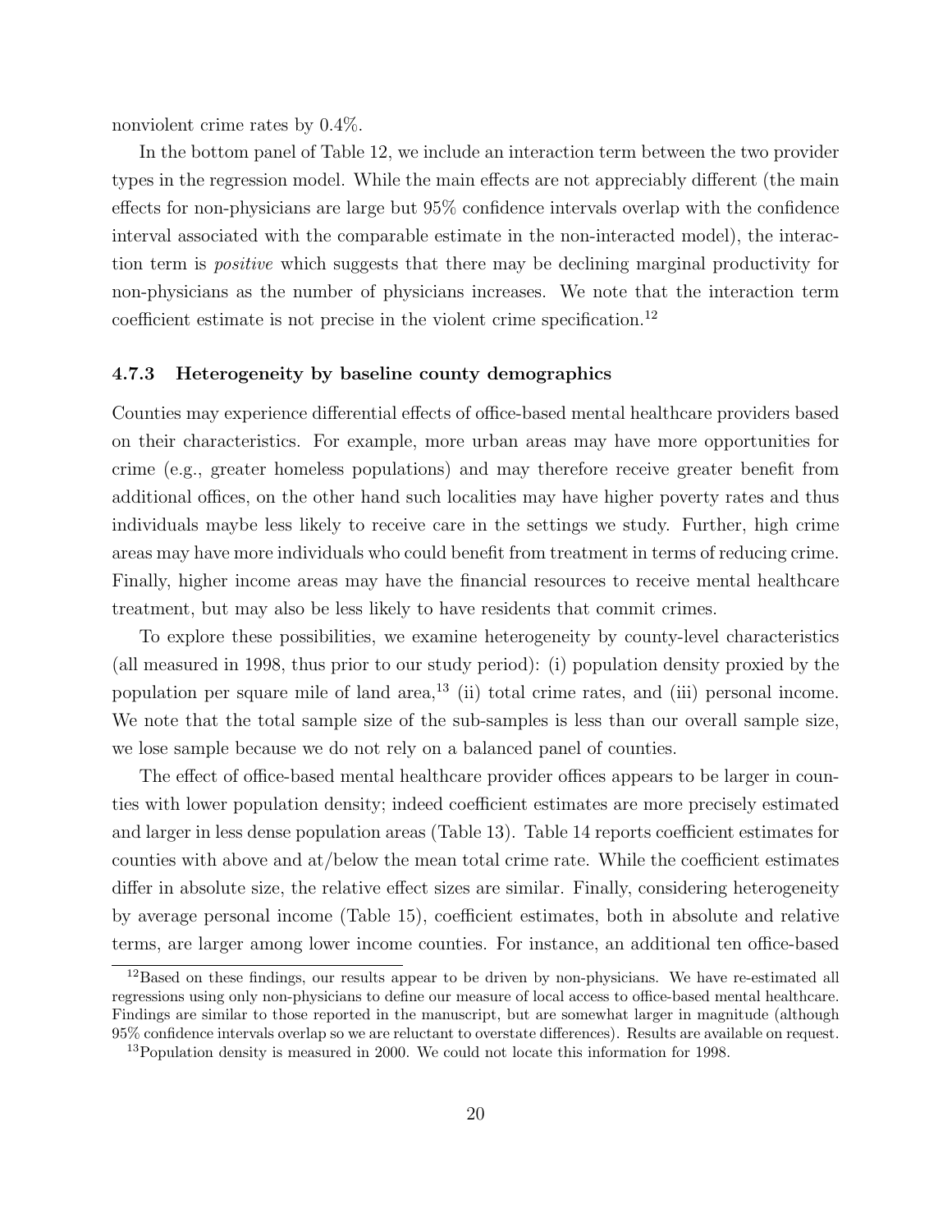nonviolent crime rates by 0.4%.

In the bottom panel of Table 12, we include an interaction term between the two provider types in the regression model. While the main effects are not appreciably different (the main effects for non-physicians are large but 95% confidence intervals overlap with the confidence interval associated with the comparable estimate in the non-interacted model), the interaction term is *positive* which suggests that there may be declining marginal productivity for non-physicians as the number of physicians increases. We note that the interaction term coefficient estimate is not precise in the violent crime specification.[12]

### 4.7.3 Heterogeneity by baseline county demographics

Counties may experience differential effects of office-based mental healthcare providers based on their characteristics. For example, more urban areas may have more opportunities for crime (e.g., greater homeless populations) and may therefore receive greater benefit from additional offices, on the other hand such localities may have higher poverty rates and thus individuals maybe less likely to receive care in the settings we study. Further, high crime areas may have more individuals who could benefit from treatment in terms of reducing crime. Finally, higher income areas may have the financial resources to receive mental healthcare treatment, but may also be less likely to have residents that commit crimes.

To explore these possibilities, we examine heterogeneity by county-level characteristics (all measured in 1998, thus prior to our study period): (i) population density proxied by the population per square mile of land area,[13] (ii) total crime rates, and (iii) personal income. We note that the total sample size of the sub-samples is less than our overall sample size, we lose sample because we do not rely on a balanced panel of counties.

The effect of office-based mental healthcare provider offices appears to be larger in counties with lower population density; indeed coefficient estimates are more precisely estimated and larger in less dense population areas (Table 13). Table 14 reports coefficient estimates for counties with above and at/below the mean total crime rate. While the coefficient estimates differ in absolute size, the relative effect sizes are similar. Finally, considering heterogeneity by average personal income (Table 15), coefficient estimates, both in absolute and relative terms, are larger among lower income counties. For instance, an additional ten office-based

[12] Based on these findings, our results appear to be driven by non-physicians. We have re-estimated all regressions using only non-physicians to define our measure of local access to office-based mental healthcare. Findings are similar to those reported in the manuscript, but are somewhat larger in magnitude (although 95% confidence intervals overlap so we are reluctant to overstate differences). Results are available on request.

[13] Population density is measured in 2000. We could not locate this information for 1998.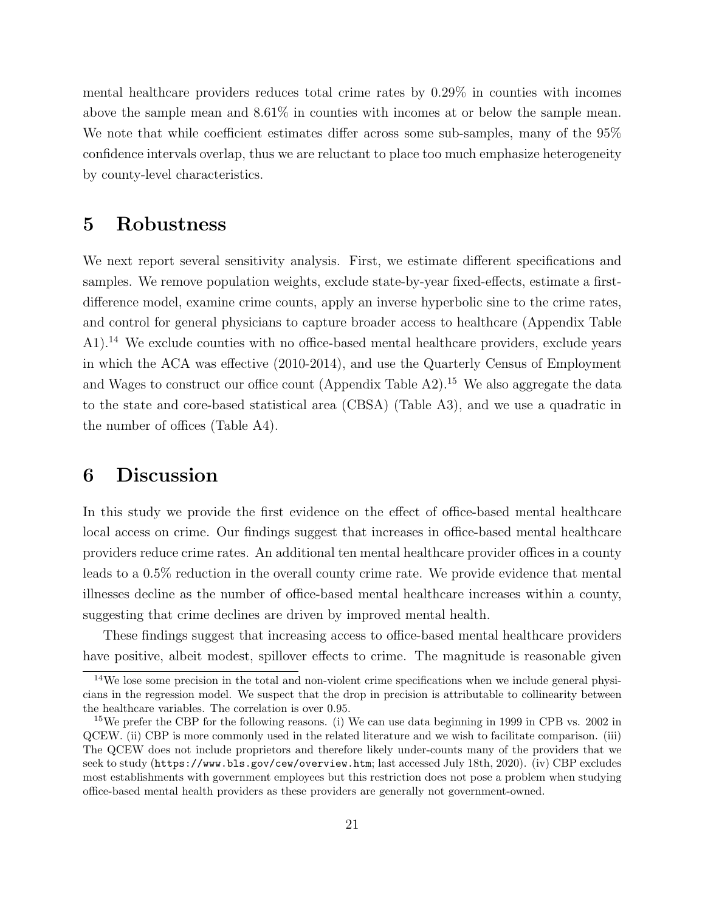mental healthcare providers reduces total crime rates by 0.29% in counties with incomes above the sample mean and 8.61% in counties with incomes at or below the sample mean. We note that while coefficient estimates differ across some sub-samples, many of the 95% confidence intervals overlap, thus we are reluctant to place too much emphasize heterogeneity by county-level characteristics.

# 5 Robustness

We next report several sensitivity analysis. First, we estimate different specifications and samples. We remove population weights, exclude state-by-year fixed-effects, estimate a first-difference model, examine crime counts, apply an inverse hyperbolic sine to the crime rates, and control for general physicians to capture broader access to healthcare (Appendix Table A1).[14] We exclude counties with no office-based mental healthcare providers, exclude years in which the ACA was effective (2010-2014), and use the Quarterly Census of Employment and Wages to construct our office count (Appendix Table A2).[15] We also aggregate the data to the state and core-based statistical area (CBSA) (Table A3), and we use a quadratic in the number of offices (Table A4).

# 6 Discussion

In this study we provide the first evidence on the effect of office-based mental healthcare local access on crime. Our findings suggest that increases in office-based mental healthcare providers reduce crime rates. An additional ten mental healthcare provider offices in a county leads to a 0.5% reduction in the overall county crime rate. We provide evidence that mental illnesses decline as the number of office-based mental healthcare increases within a county, suggesting that crime declines are driven by improved mental health.

These findings suggest that increasing access to office-based mental healthcare providers have positive, albeit modest, spillover effects to crime. The magnitude is reasonable given

[14] We lose some precision in the total and non-violent crime specifications when we include general physicians in the regression model. We suspect that the drop in precision is attributable to collinearity between the healthcare variables. The correlation is over 0.95.

[15] We prefer the CBP for the following reasons. (i) We can use data beginning in 1999 in CPB vs. 2002 in QCEW. (ii) CBP is more commonly used in the related literature and we wish to facilitate comparison. (iii) The QCEW does not include proprietors and therefore likely under-counts many of the providers that we seek to study (`https://www.bls.gov/cew/overview.htm`; last accessed July 18th, 2020). (iv) CBP excludes most establishments with government employees but this restriction does not pose a problem when studying office-based mental health providers as these providers are generally not government-owned.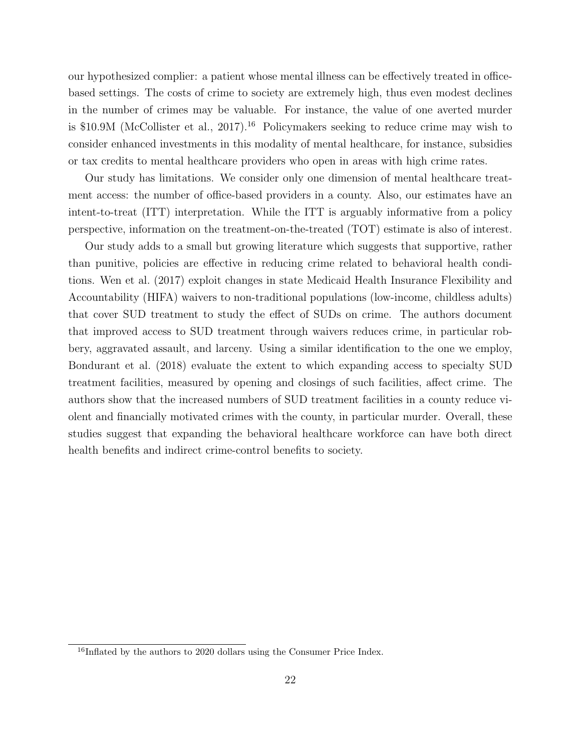our hypothesized complier: a patient whose mental illness can be effectively treated in office-based settings. The costs of crime to society are extremely high, thus even modest declines in the number of crimes may be valuable. For instance, the value of one averted murder is \$10.9M (McCollister et al., 2017).[16] Policymakers seeking to reduce crime may wish to consider enhanced investments in this modality of mental healthcare, for instance, subsidies or tax credits to mental healthcare providers who open in areas with high crime rates.

Our study has limitations. We consider only one dimension of mental healthcare treatment access: the number of office-based providers in a county. Also, our estimates have an intent-to-treat (ITT) interpretation. While the ITT is arguably informative from a policy perspective, information on the treatment-on-the-treated (TOT) estimate is also of interest.

Our study adds to a small but growing literature which suggests that supportive, rather than punitive, policies are effective in reducing crime related to behavioral health conditions. Wen et al. (2017) exploit changes in state Medicaid Health Insurance Flexibility and Accountability (HIFA) waivers to non-traditional populations (low-income, childless adults) that cover SUD treatment to study the effect of SUDs on crime. The authors document that improved access to SUD treatment through waivers reduces crime, in particular robbery, aggravated assault, and larceny. Using a similar identification to the one we employ, Bondurant et al. (2018) evaluate the extent to which expanding access to specialty SUD treatment facilities, measured by opening and closings of such facilities, affect crime. The authors show that the increased numbers of SUD treatment facilities in a county reduce violent and financially motivated crimes with the county, in particular murder. Overall, these studies suggest that expanding the behavioral healthcare workforce can have both direct health benefits and indirect crime-control benefits to society.

[16] Inflated by the authors to 2020 dollars using the Consumer Price Index.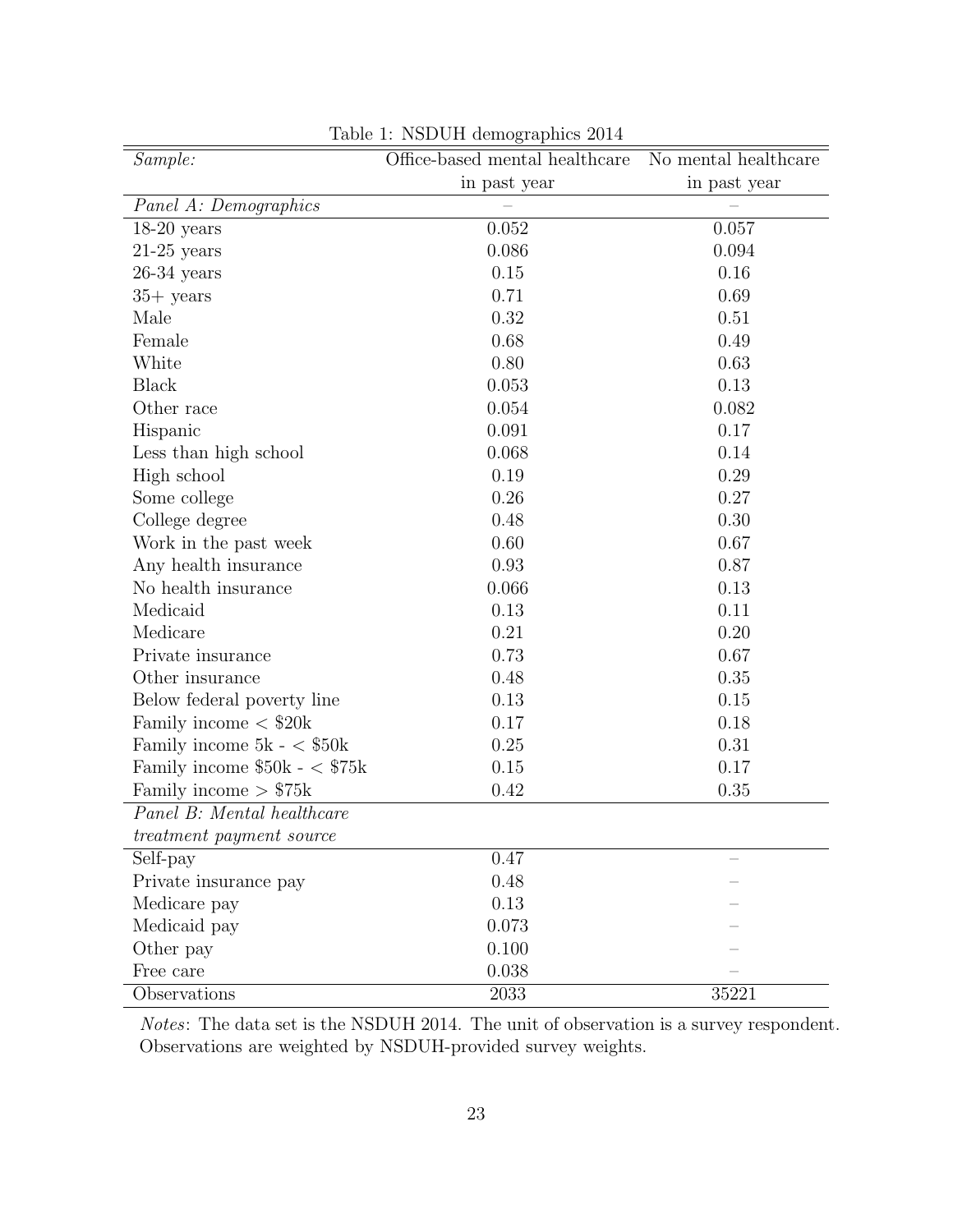Table 1: NSDUH demographics 2014

| *Sample:* | Office-based mental healthcare in past year | No mental healthcare in past year |
|---|---|---|
| *Panel A: Demographics* | – | – |
| 18-20 years | 0.052 | 0.057 |
| 21-25 years | 0.086 | 0.094 |
| 26-34 years | 0.15 | 0.16 |
| 35+ years | 0.71 | 0.69 |
| Male | 0.32 | 0.51 |
| Female | 0.68 | 0.49 |
| White | 0.80 | 0.63 |
| Black | 0.053 | 0.13 |
| Other race | 0.054 | 0.082 |
| Hispanic | 0.091 | 0.17 |
| Less than high school | 0.068 | 0.14 |
| High school | 0.19 | 0.29 |
| Some college | 0.26 | 0.27 |
| College degree | 0.48 | 0.30 |
| Work in the past week | 0.60 | 0.67 |
| Any health insurance | 0.93 | 0.87 |
| No health insurance | 0.066 | 0.13 |
| Medicaid | 0.13 | 0.11 |
| Medicare | 0.21 | 0.20 |
| Private insurance | 0.73 | 0.67 |
| Other insurance | 0.48 | 0.35 |
| Below federal poverty line | 0.13 | 0.15 |
| Family income < $20k | 0.17 | 0.18 |
| Family income 5k - < $50k | 0.25 | 0.31 |
| Family income $50k - < $75k | 0.15 | 0.17 |
| Family income > $75k | 0.42 | 0.35 |
| *Panel B: Mental healthcare treatment payment source* | | |
| Self-pay | 0.47 | – |
| Private insurance pay | 0.48 | – |
| Medicare pay | 0.13 | – |
| Medicaid pay | 0.073 | – |
| Other pay | 0.100 | – |
| Free care | 0.038 | – |
| Observations | 2033 | 35221 |

*Notes*: The data set is the NSDUH 2014. The unit of observation is a survey respondent. Observations are weighted by NSDUH-provided survey weights.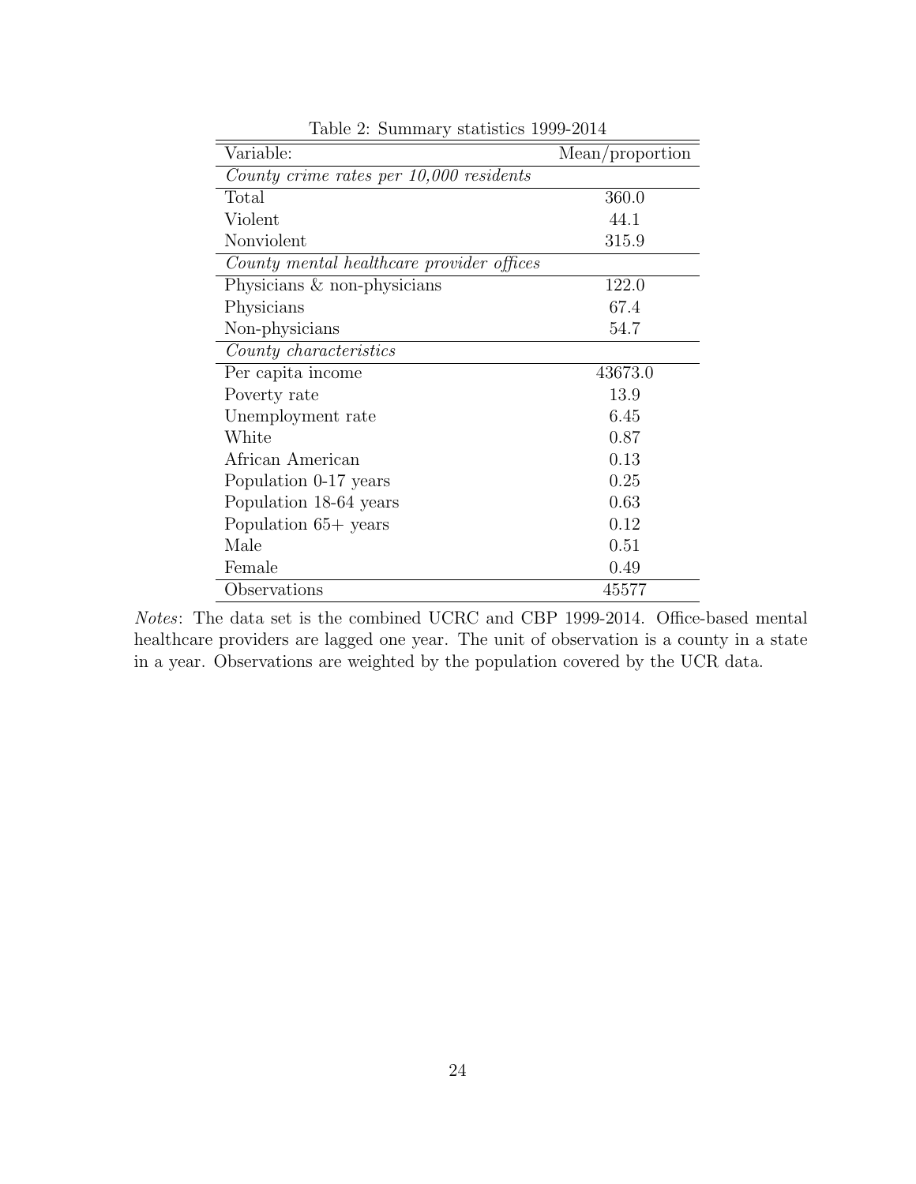Table 2: Summary statistics 1999-2014

| Variable: | Mean/proportion |
|---|---|
| *County crime rates per 10,000 residents* | |
| Total | 360.0 |
| Violent | 44.1 |
| Nonviolent | 315.9 |
| *County mental healthcare provider offices* | |
| Physicians & non-physicians | 122.0 |
| Physicians | 67.4 |
| Non-physicians | 54.7 |
| *County characteristics* | |
| Per capita income | 43673.0 |
| Poverty rate | 13.9 |
| Unemployment rate | 6.45 |
| White | 0.87 |
| African American | 0.13 |
| Population 0-17 years | 0.25 |
| Population 18-64 years | 0.63 |
| Population 65+ years | 0.12 |
| Male | 0.51 |
| Female | 0.49 |
| Observations | 45577 |

*Notes*: The data set is the combined UCRC and CBP 1999-2014. Office-based mental healthcare providers are lagged one year. The unit of observation is a county in a state in a year. Observations are weighted by the population covered by the UCR data.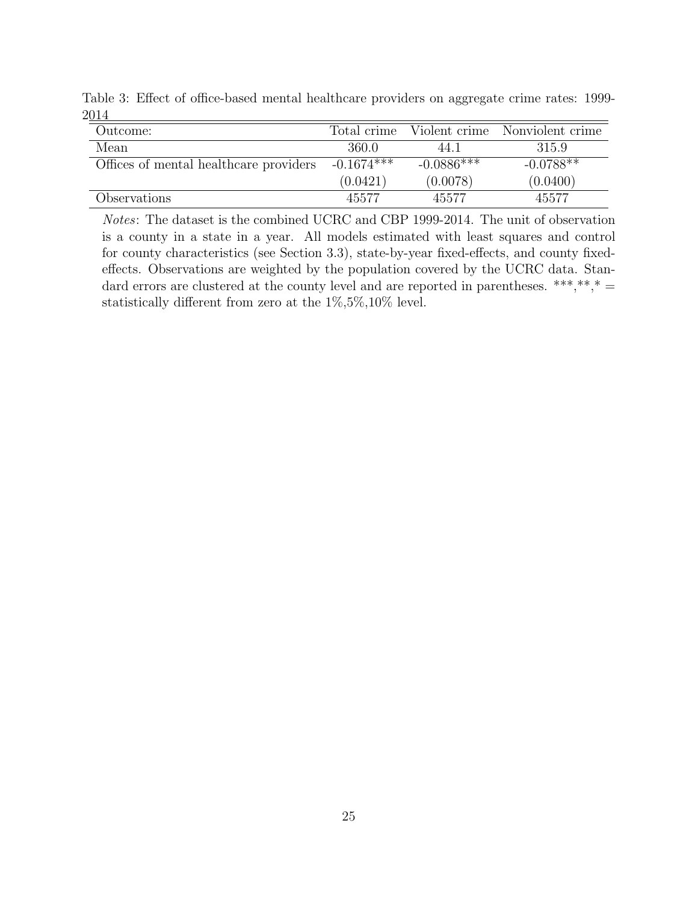Table 3: Effect of office-based mental healthcare providers on aggregate crime rates: 1999-2014

| Outcome: | Total crime | Violent crime | Nonviolent crime |
|---|---|---|---|
| Mean | 360.0 | 44.1 | 315.9 |
| Offices of mental healthcare providers | -0.1674*** | -0.0886*** | -0.0788** |
| | (0.0421) | (0.0078) | (0.0400) |
| Observations | 45577 | 45577 | 45577 |

*Notes*: The dataset is the combined UCRC and CBP 1999-2014. The unit of observation is a county in a state in a year. All models estimated with least squares and control for county characteristics (see Section 3.3), state-by-year fixed-effects, and county fixed-effects. Observations are weighted by the population covered by the UCRC data. Standard errors are clustered at the county level and are reported in parentheses. ***,**,* = statistically different from zero at the 1%,5%,10% level.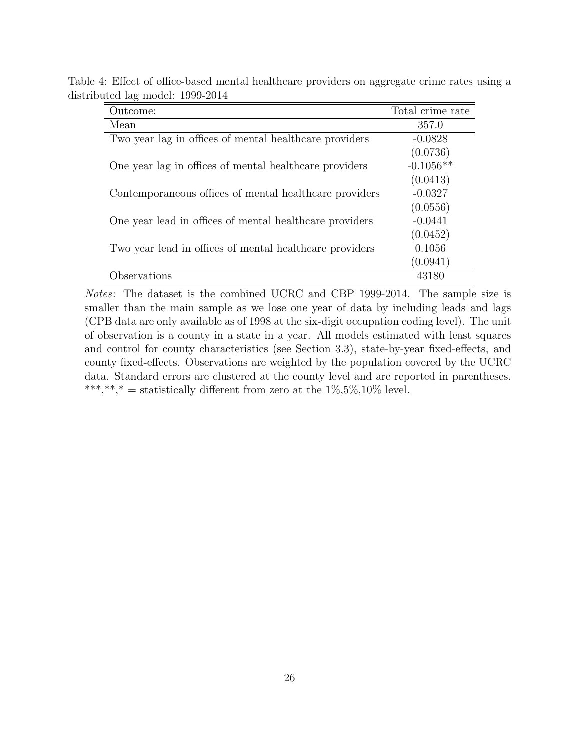Table 4: Effect of office-based mental healthcare providers on aggregate crime rates using a distributed lag model: 1999-2014

| Outcome: | Total crime rate |
|---|---|
| Mean | 357.0 |
| Two year lag in offices of mental healthcare providers | -0.0828 |
| | (0.0736) |
| One year lag in offices of mental healthcare providers | -0.1056** |
| | (0.0413) |
| Contemporaneous offices of mental healthcare providers | -0.0327 |
| | (0.0556) |
| One year lead in offices of mental healthcare providers | -0.0441 |
| | (0.0452) |
| Two year lead in offices of mental healthcare providers | 0.1056 |
| | (0.0941) |
| Observations | 43180 |

*Notes*: The dataset is the combined UCRC and CBP 1999-2014. The sample size is smaller than the main sample as we lose one year of data by including leads and lags (CPB data are only available as of 1998 at the six-digit occupation coding level). The unit of observation is a county in a state in a year. All models estimated with least squares and control for county characteristics (see Section 3.3), state-by-year fixed-effects, and county fixed-effects. Observations are weighted by the population covered by the UCRC data. Standard errors are clustered at the county level and are reported in parentheses. ***,**,* = statistically different from zero at the 1%,5%,10% level.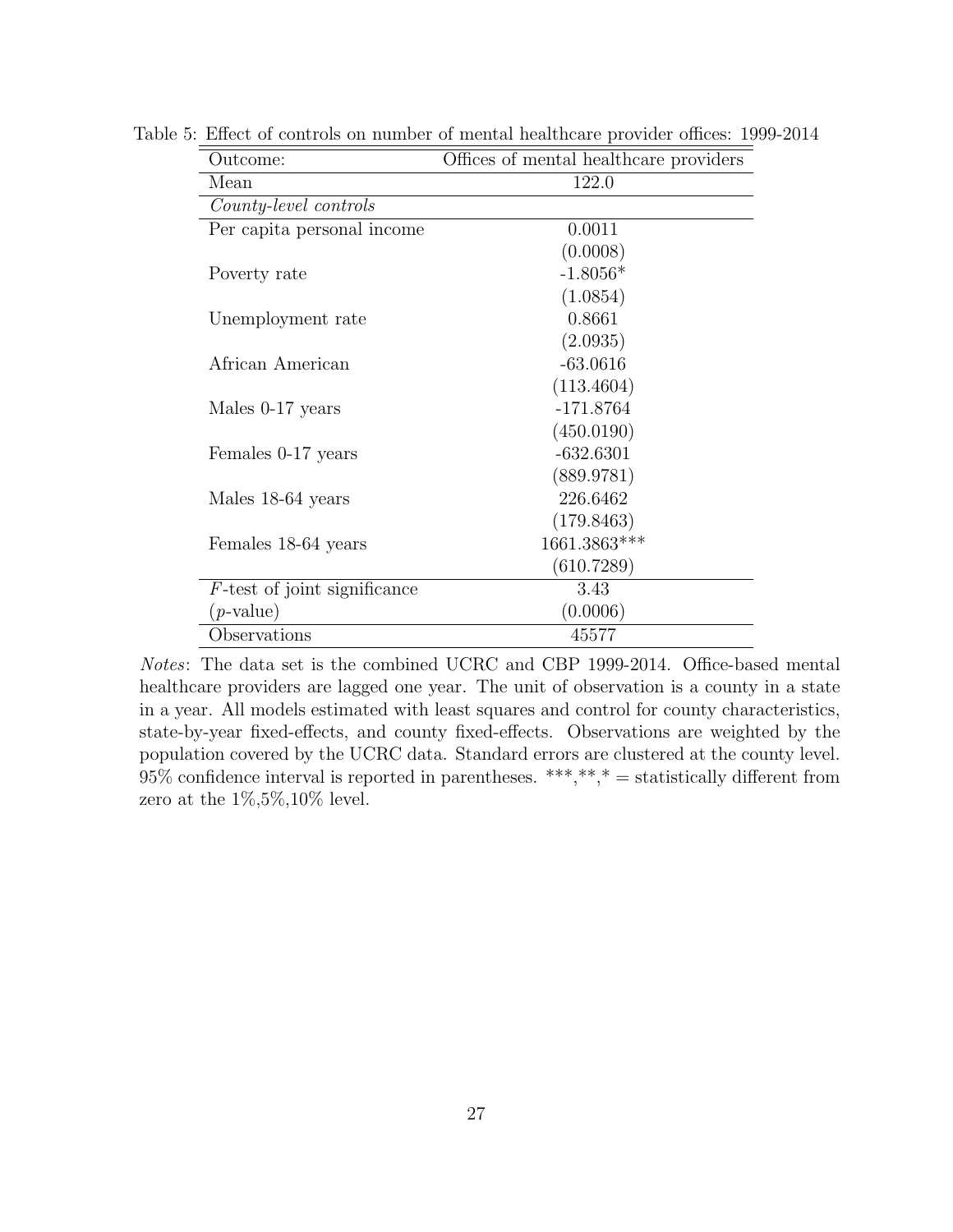Table 5: Effect of controls on number of mental healthcare provider offices: 1999-2014

| Outcome: | Offices of mental healthcare providers |
|---|---|
| Mean | 122.0 |
| *County-level controls* | |
| Per capita personal income | 0.0011 |
| | (0.0008) |
| Poverty rate | -1.8056* |
| | (1.0854) |
| Unemployment rate | 0.8661 |
| | (2.0935) |
| African American | -63.0616 |
| | (113.4604) |
| Males 0-17 years | -171.8764 |
| | (450.0190) |
| Females 0-17 years | -632.6301 |
| | (889.9781) |
| Males 18-64 years | 226.6462 |
| | (179.8463) |
| Females 18-64 years | 1661.3863*** |
| | (610.7289) |
| $F$-test of joint significance | 3.43 |
| ($p$-value) | (0.0006) |
| Observations | 45577 |

*Notes*: The data set is the combined UCRC and CBP 1999-2014. Office-based mental healthcare providers are lagged one year. The unit of observation is a county in a state in a year. All models estimated with least squares and control for county characteristics, state-by-year fixed-effects, and county fixed-effects. Observations are weighted by the population covered by the UCRC data. Standard errors are clustered at the county level. 95% confidence interval is reported in parentheses. ***,**,* = statistically different from zero at the 1%,5%,10% level.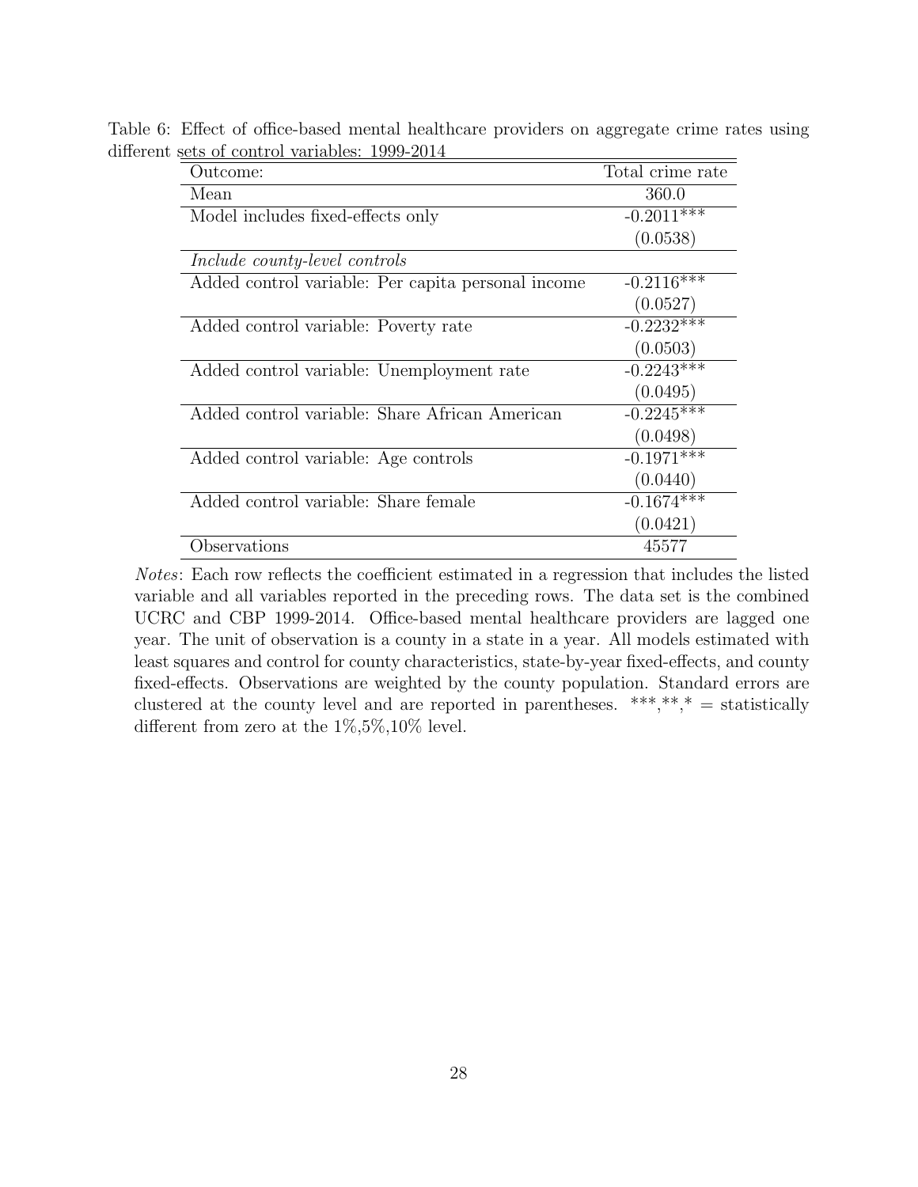Table 6: Effect of office-based mental healthcare providers on aggregate crime rates using different sets of control variables: 1999-2014

| Outcome: | Total crime rate |
|---|---|
| Mean | 360.0 |
| Model includes fixed-effects only | -0.2011*** |
| | (0.0538) |
| *Include county-level controls* | |
| Added control variable: Per capita personal income | -0.2116*** |
| | (0.0527) |
| Added control variable: Poverty rate | -0.2232*** |
| | (0.0503) |
| Added control variable: Unemployment rate | -0.2243*** |
| | (0.0495) |
| Added control variable: Share African American | -0.2245*** |
| | (0.0498) |
| Added control variable: Age controls | -0.1971*** |
| | (0.0440) |
| Added control variable: Share female | -0.1674*** |
| | (0.0421) |
| Observations | 45577 |

*Notes*: Each row reflects the coefficient estimated in a regression that includes the listed variable and all variables reported in the preceding rows. The data set is the combined UCRC and CBP 1999-2014. Office-based mental healthcare providers are lagged one year. The unit of observation is a county in a state in a year. All models estimated with least squares and control for county characteristics, state-by-year fixed-effects, and county fixed-effects. Observations are weighted by the county population. Standard errors are clustered at the county level and are reported in parentheses. ***,**,* = statistically different from zero at the 1%,5%,10% level.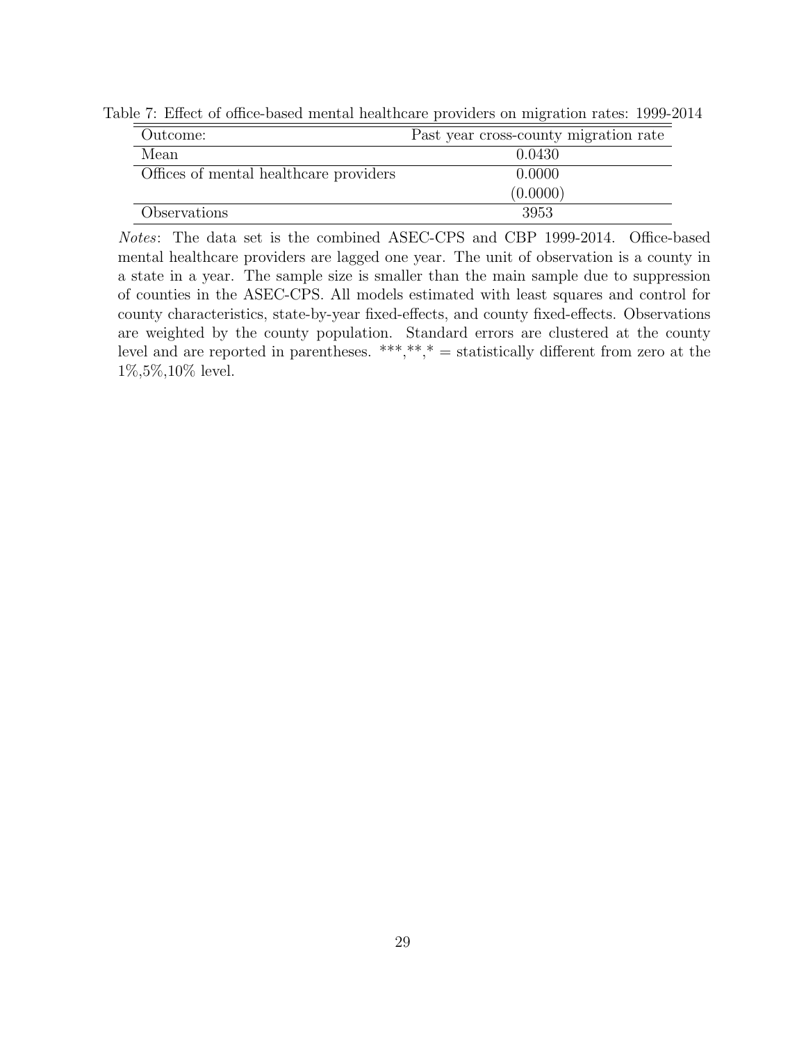Table 7: Effect of office-based mental healthcare providers on migration rates: 1999-2014

| Outcome: | Past year cross-county migration rate |
|---|---|
| Mean | 0.0430 |
| Offices of mental healthcare providers | 0.0000 |
| | (0.0000) |
| Observations | 3953 |

*Notes*: The data set is the combined ASEC-CPS and CBP 1999-2014. Office-based mental healthcare providers are lagged one year. The unit of observation is a county in a state in a year. The sample size is smaller than the main sample due to suppression of counties in the ASEC-CPS. All models estimated with least squares and control for county characteristics, state-by-year fixed-effects, and county fixed-effects. Observations are weighted by the county population. Standard errors are clustered at the county level and are reported in parentheses. ***,**,* = statistically different from zero at the 1%,5%,10% level.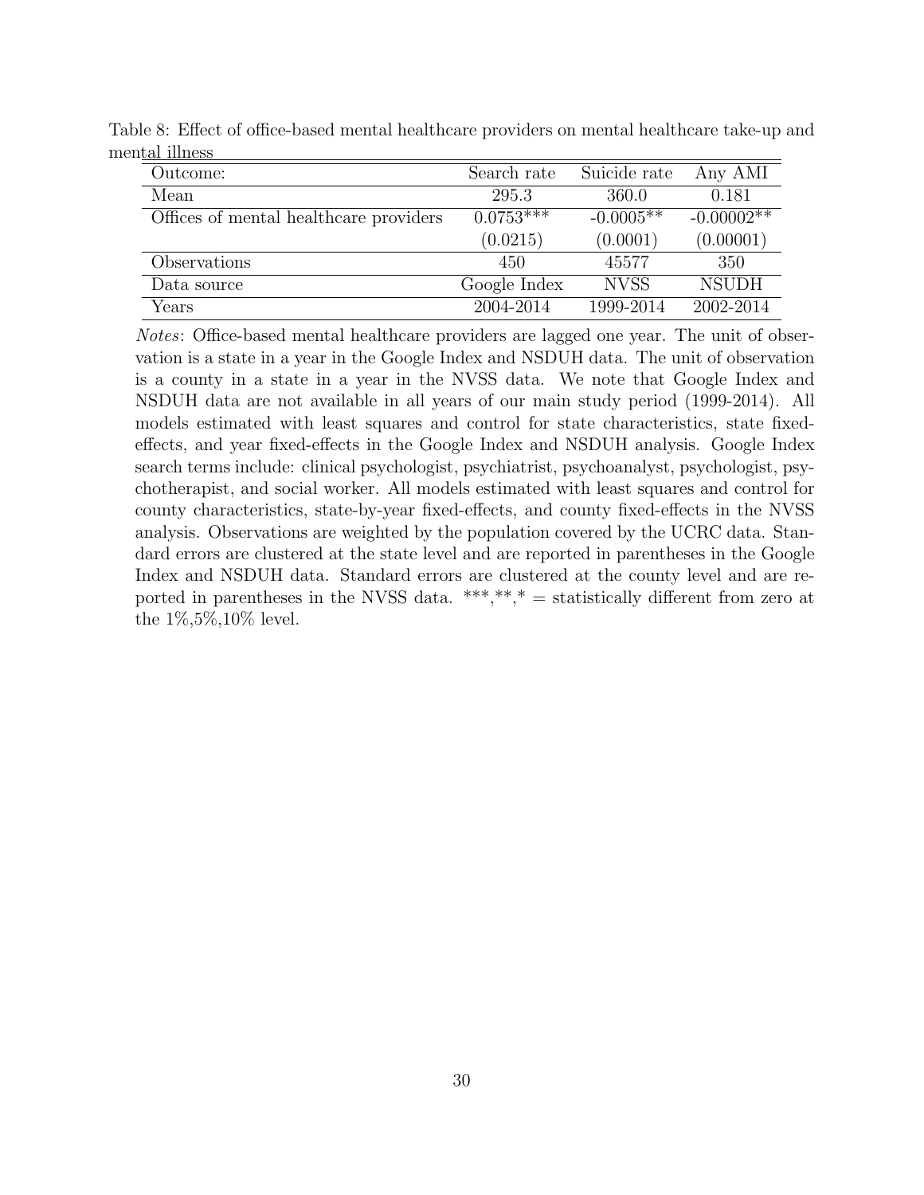Table 8: Effect of office-based mental healthcare providers on mental healthcare take-up and mental illness

| Outcome: | Search rate | Suicide rate | Any AMI |
|---|---|---|---|
| Mean | 295.3 | 360.0 | 0.181 |
| Offices of mental healthcare providers | 0.0753*** | -0.0005** | -0.00002** |
| | (0.0215) | (0.0001) | (0.00001) |
| Observations | 450 | 45577 | 350 |
| Data source | Google Index | NVSS | NSUDH |
| Years | 2004-2014 | 1999-2014 | 2002-2014 |

*Notes*: Office-based mental healthcare providers are lagged one year. The unit of observation is a state in a year in the Google Index and NSDUH data. The unit of observation is a county in a state in a year in the NVSS data. We note that Google Index and NSDUH data are not available in all years of our main study period (1999-2014). All models estimated with least squares and control for state characteristics, state fixed-effects, and year fixed-effects in the Google Index and NSDUH analysis. Google Index search terms include: clinical psychologist, psychiatrist, psychoanalyst, psychologist, psychotherapist, and social worker. All models estimated with least squares and control for county characteristics, state-by-year fixed-effects, and county fixed-effects in the NVSS analysis. Observations are weighted by the population covered by the UCRC data. Standard errors are clustered at the state level and are reported in parentheses in the Google Index and NSDUH data. Standard errors are clustered at the county level and are reported in parentheses in the NVSS data. ***,**,* = statistically different from zero at the 1%,5%,10% level.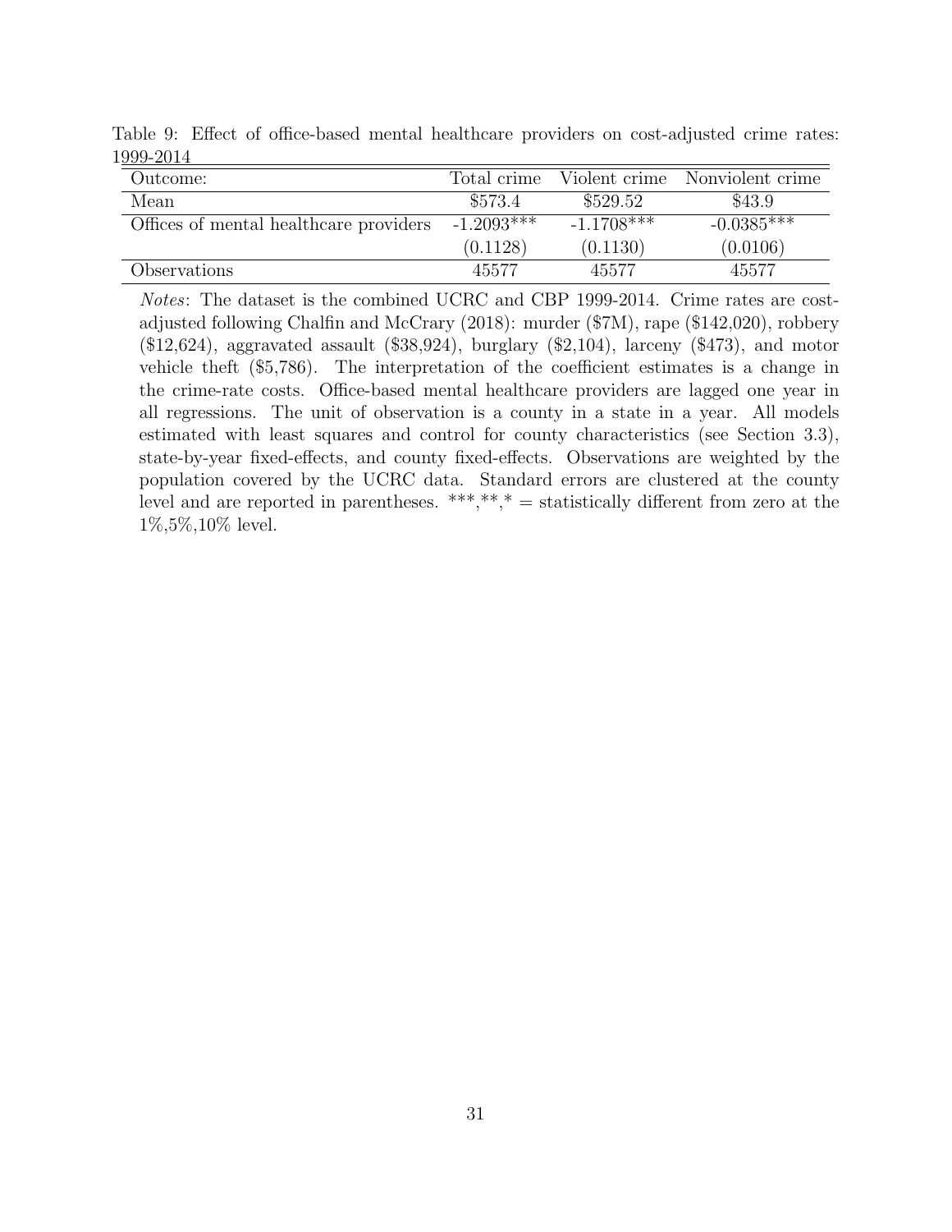Table 9: Effect of office-based mental healthcare providers on cost-adjusted crime rates: 1999-2014

| Outcome: | Total crime | Violent crime | Nonviolent crime |
|---|---|---|---|
| Mean | \$573.4 | \$529.52 | \$43.9 |
| Offices of mental healthcare providers | -1.2093*** | -1.1708*** | -0.0385*** |
| | (0.1128) | (0.1130) | (0.0106) |
| Observations | 45577 | 45577 | 45577 |

*Notes*: The dataset is the combined UCRC and CBP 1999-2014. Crime rates are cost-adjusted following Chalfin and McCrary (2018): murder (\$7M), rape (\$142,020), robbery (\$12,624), aggravated assault (\$38,924), burglary (\$2,104), larceny (\$473), and motor vehicle theft (\$5,786). The interpretation of the coefficient estimates is a change in the crime-rate costs. Office-based mental healthcare providers are lagged one year in all regressions. The unit of observation is a county in a state in a year. All models estimated with least squares and control for county characteristics (see Section 3.3), state-by-year fixed-effects, and county fixed-effects. Observations are weighted by the population covered by the UCRC data. Standard errors are clustered at the county level and are reported in parentheses. ***,**,* = statistically different from zero at the 1%,5%,10% level.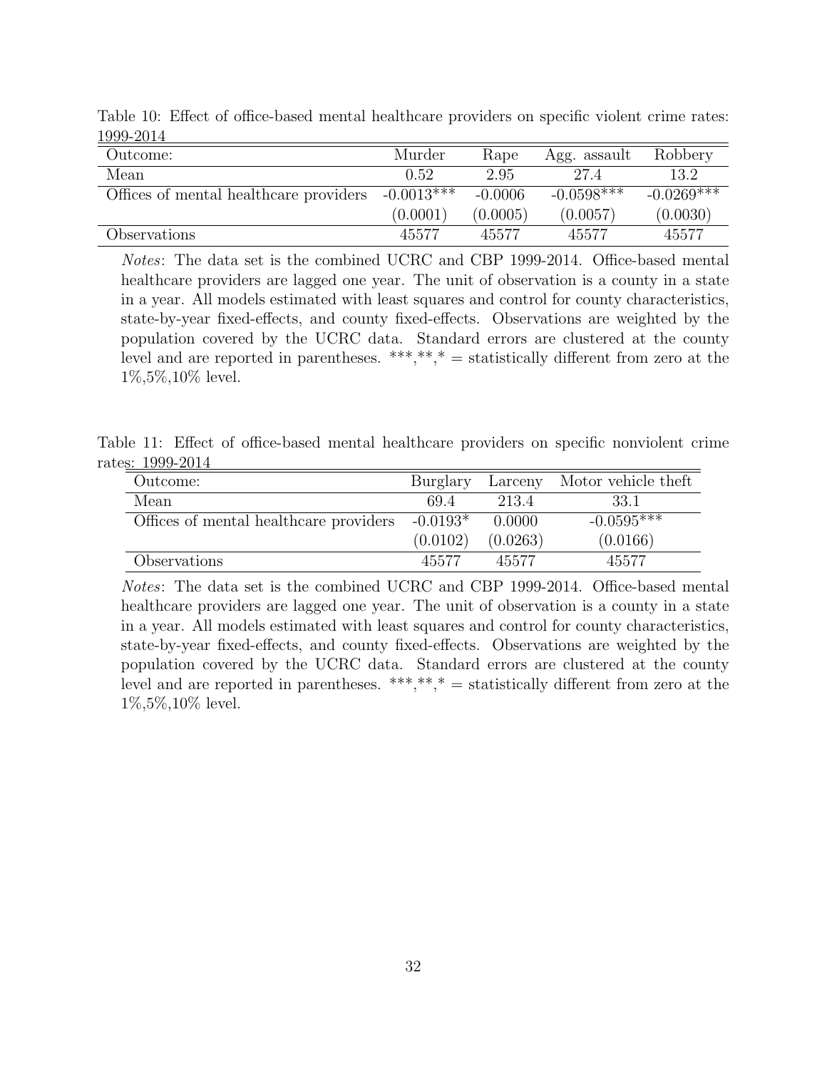Table 10: Effect of office-based mental healthcare providers on specific violent crime rates: 1999-2014

| Outcome: | Murder | Rape | Agg. assault | Robbery |
|---|---|---|---|---|
| Mean | 0.52 | 2.95 | 27.4 | 13.2 |
| Offices of mental healthcare providers | -0.0013*** | -0.0006 | -0.0598*** | -0.0269*** |
| | (0.0001) | (0.0005) | (0.0057) | (0.0030) |
| Observations | 45577 | 45577 | 45577 | 45577 |

*Notes*: The data set is the combined UCRC and CBP 1999-2014. Office-based mental healthcare providers are lagged one year. The unit of observation is a county in a state in a year. All models estimated with least squares and control for county characteristics, state-by-year fixed-effects, and county fixed-effects. Observations are weighted by the population covered by the UCRC data. Standard errors are clustered at the county level and are reported in parentheses. ***,**,* = statistically different from zero at the 1%,5%,10% level.

Table 11: Effect of office-based mental healthcare providers on specific nonviolent crime rates: 1999-2014

| Outcome: | Burglary | Larceny | Motor vehicle theft |
|---|---|---|---|
| Mean | 69.4 | 213.4 | 33.1 |
| Offices of mental healthcare providers | -0.0193* | 0.0000 | -0.0595*** |
| | (0.0102) | (0.0263) | (0.0166) |
| Observations | 45577 | 45577 | 45577 |

*Notes*: The data set is the combined UCRC and CBP 1999-2014. Office-based mental healthcare providers are lagged one year. The unit of observation is a county in a state in a year. All models estimated with least squares and control for county characteristics, state-by-year fixed-effects, and county fixed-effects. Observations are weighted by the population covered by the UCRC data. Standard errors are clustered at the county level and are reported in parentheses. ***,**,* = statistically different from zero at the 1%,5%,10% level.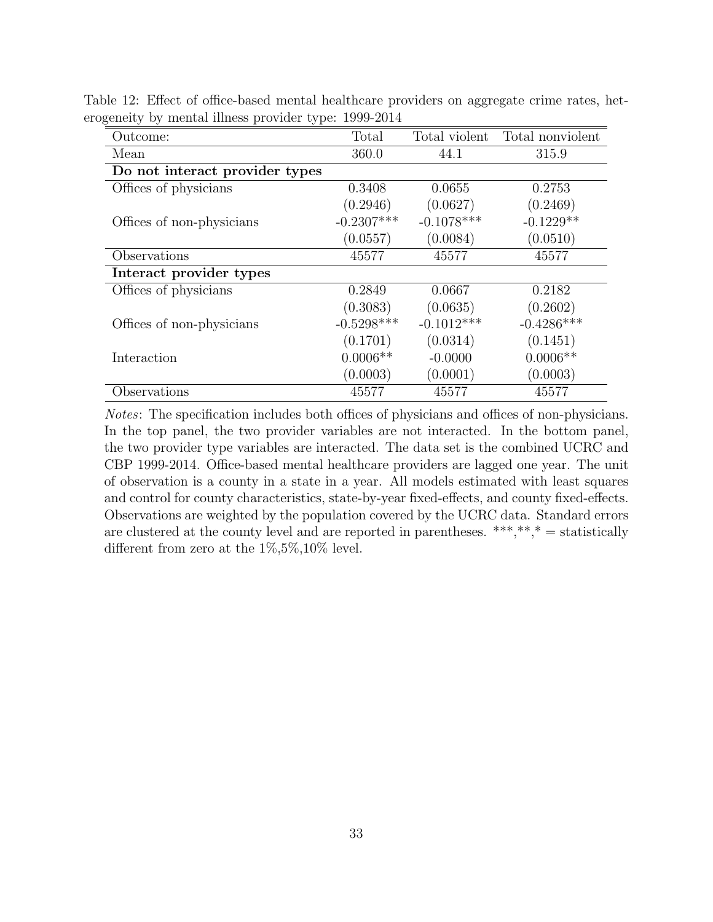Table 12: Effect of office-based mental healthcare providers on aggregate crime rates, heterogeneity by mental illness provider type: 1999-2014

| Outcome: | Total | Total violent | Total nonviolent |
|---|---|---|---|
| Mean | 360.0 | 44.1 | 315.9 |
| **Do not interact provider types** | | | |
| Offices of physicians | 0.3408 | 0.0655 | 0.2753 |
| | (0.2946) | (0.0627) | (0.2469) |
| Offices of non-physicians | -0.2307*** | -0.1078*** | -0.1229** |
| | (0.0557) | (0.0084) | (0.0510) |
| Observations | 45577 | 45577 | 45577 |
| **Interact provider types** | | | |
| Offices of physicians | 0.2849 | 0.0667 | 0.2182 |
| | (0.3083) | (0.0635) | (0.2602) |
| Offices of non-physicians | -0.5298*** | -0.1012*** | -0.4286*** |
| | (0.1701) | (0.0314) | (0.1451) |
| Interaction | 0.0006** | -0.0000 | 0.0006** |
| | (0.0003) | (0.0001) | (0.0003) |
| Observations | 45577 | 45577 | 45577 |

*Notes*: The specification includes both offices of physicians and offices of non-physicians. In the top panel, the two provider variables are not interacted. In the bottom panel, the two provider type variables are interacted. The data set is the combined UCRC and CBP 1999-2014. Office-based mental healthcare providers are lagged one year. The unit of observation is a county in a state in a year. All models estimated with least squares and control for county characteristics, state-by-year fixed-effects, and county fixed-effects. Observations are weighted by the population covered by the UCRC data. Standard errors are clustered at the county level and are reported in parentheses. ***,**,* = statistically different from zero at the 1%,5%,10% level.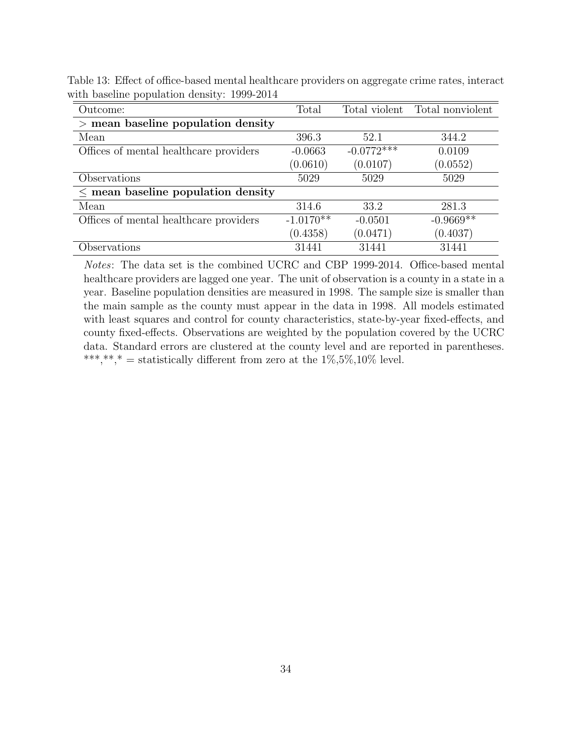Table 13: Effect of office-based mental healthcare providers on aggregate crime rates, interact with baseline population density: 1999-2014

| Outcome: | Total | Total violent | Total nonviolent |
|---|---|---|---|
| **> mean baseline population density** | | | |
| Mean | 396.3 | 52.1 | 344.2 |
| Offices of mental healthcare providers | -0.0663 | -0.0772*** | 0.0109 |
| | (0.0610) | (0.0107) | (0.0552) |
| Observations | 5029 | 5029 | 5029 |
| **≤ mean baseline population density** | | | |
| Mean | 314.6 | 33.2 | 281.3 |
| Offices of mental healthcare providers | -1.0170** | -0.0501 | -0.9669** |
| | (0.4358) | (0.0471) | (0.4037) |
| Observations | 31441 | 31441 | 31441 |

*Notes*: The data set is the combined UCRC and CBP 1999-2014. Office-based mental healthcare providers are lagged one year. The unit of observation is a county in a state in a year. Baseline population densities are measured in 1998. The sample size is smaller than the main sample as the county must appear in the data in 1998. All models estimated with least squares and control for county characteristics, state-by-year fixed-effects, and county fixed-effects. Observations are weighted by the population covered by the UCRC data. Standard errors are clustered at the county level and are reported in parentheses. ***,**,* = statistically different from zero at the 1%,5%,10% level.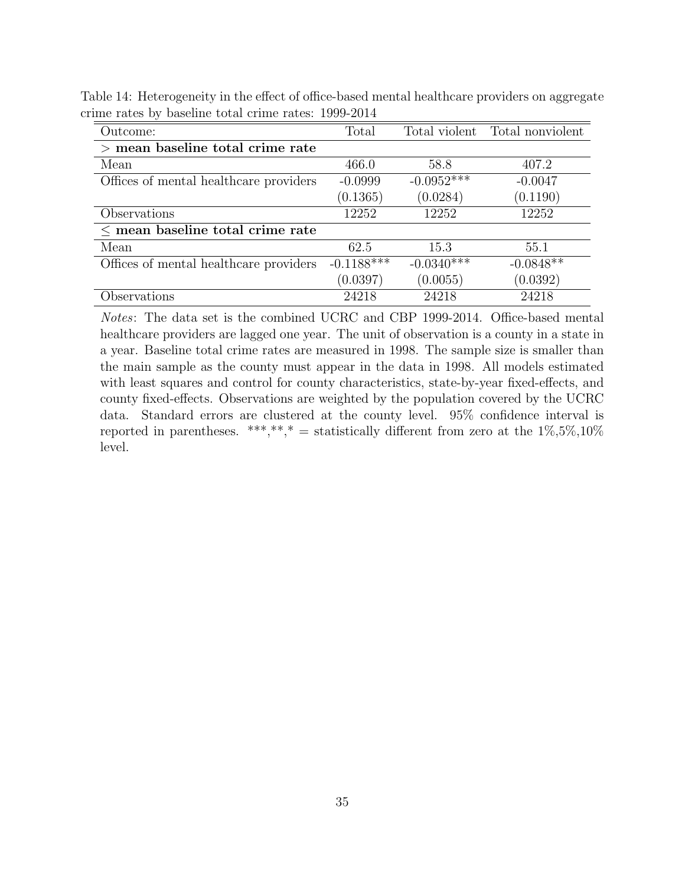Table 14: Heterogeneity in the effect of office-based mental healthcare providers on aggregate crime rates by baseline total crime rates: 1999-2014

| Outcome: | Total | Total violent | Total nonviolent |
|---|---|---|---|
| **> mean baseline total crime rate** | | | |
| Mean | 466.0 | 58.8 | 407.2 |
| Offices of mental healthcare providers | -0.0999 | -0.0952*** | -0.0047 |
| | (0.1365) | (0.0284) | (0.1190) |
| Observations | 12252 | 12252 | 12252 |
| **≤ mean baseline total crime rate** | | | |
| Mean | 62.5 | 15.3 | 55.1 |
| Offices of mental healthcare providers | -0.1188*** | -0.0340*** | -0.0848** |
| | (0.0397) | (0.0055) | (0.0392) |
| Observations | 24218 | 24218 | 24218 |

*Notes*: The data set is the combined UCRC and CBP 1999-2014. Office-based mental healthcare providers are lagged one year. The unit of observation is a county in a state in a year. Baseline total crime rates are measured in 1998. The sample size is smaller than the main sample as the county must appear in the data in 1998. All models estimated with least squares and control for county characteristics, state-by-year fixed-effects, and county fixed-effects. Observations are weighted by the population covered by the UCRC data. Standard errors are clustered at the county level. 95% confidence interval is reported in parentheses. ***,**,* = statistically different from zero at the 1%,5%,10% level.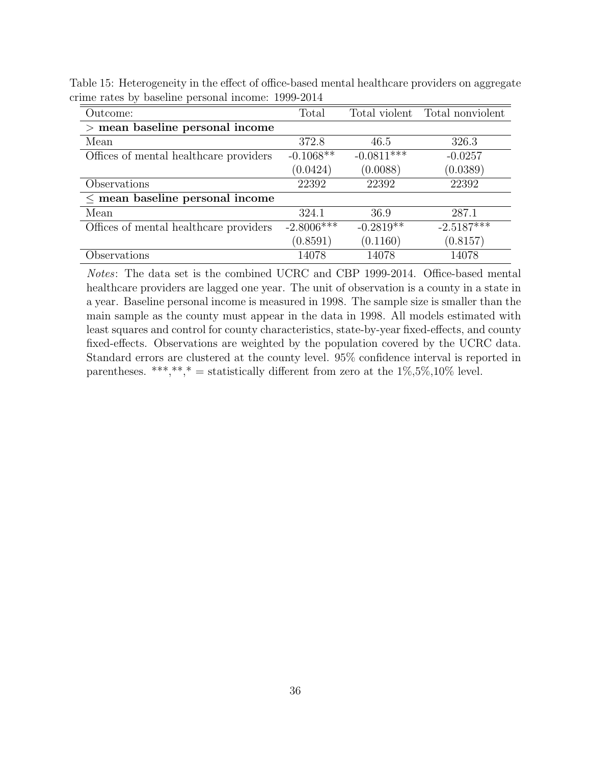Table 15: Heterogeneity in the effect of office-based mental healthcare providers on aggregate crime rates by baseline personal income: 1999-2014

| Outcome: | Total | Total violent | Total nonviolent |
|---|---|---|---|
| **> mean baseline personal income** | | | |
| Mean | 372.8 | 46.5 | 326.3 |
| Offices of mental healthcare providers | -0.1068** | -0.0811*** | -0.0257 |
| | (0.0424) | (0.0088) | (0.0389) |
| Observations | 22392 | 22392 | 22392 |
| **≤ mean baseline personal income** | | | |
| Mean | 324.1 | 36.9 | 287.1 |
| Offices of mental healthcare providers | -2.8006*** | -0.2819** | -2.5187*** |
| | (0.8591) | (0.1160) | (0.8157) |
| Observations | 14078 | 14078 | 14078 |

*Notes*: The data set is the combined UCRC and CBP 1999-2014. Office-based mental healthcare providers are lagged one year. The unit of observation is a county in a state in a year. Baseline personal income is measured in 1998. The sample size is smaller than the main sample as the county must appear in the data in 1998. All models estimated with least squares and control for county characteristics, state-by-year fixed-effects, and county fixed-effects. Observations are weighted by the population covered by the UCRC data. Standard errors are clustered at the county level. 95% confidence interval is reported in parentheses. ***,**,* = statistically different from zero at the 1%,5%,10% level.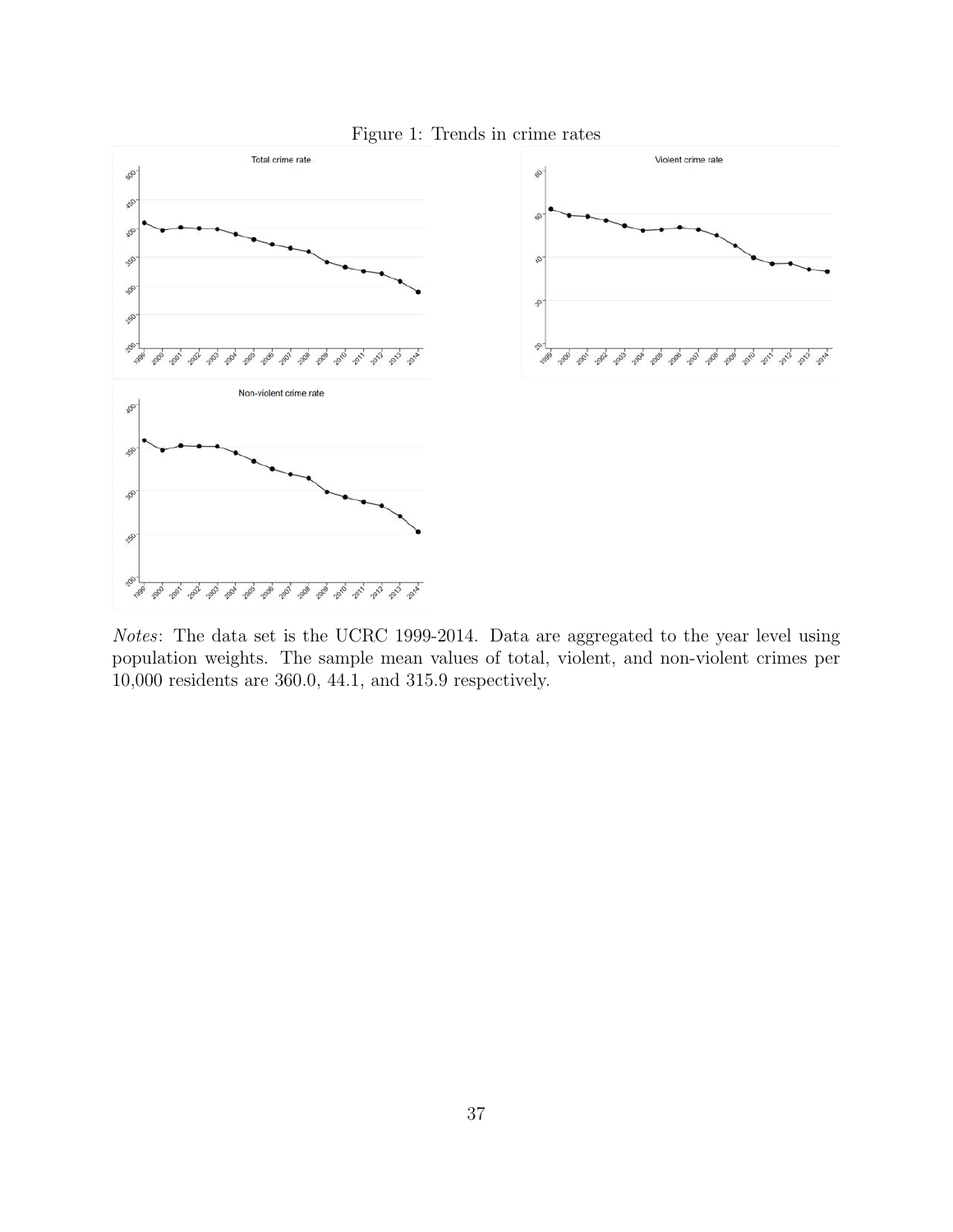Figure 1: Trends in crime rates

*Notes*: The data set is the UCRC 1999-2014. Data are aggregated to the year level using population weights. The sample mean values of total, violent, and non-violent crimes per 10,000 residents are 360.0, 44.1, and 315.9 respectively.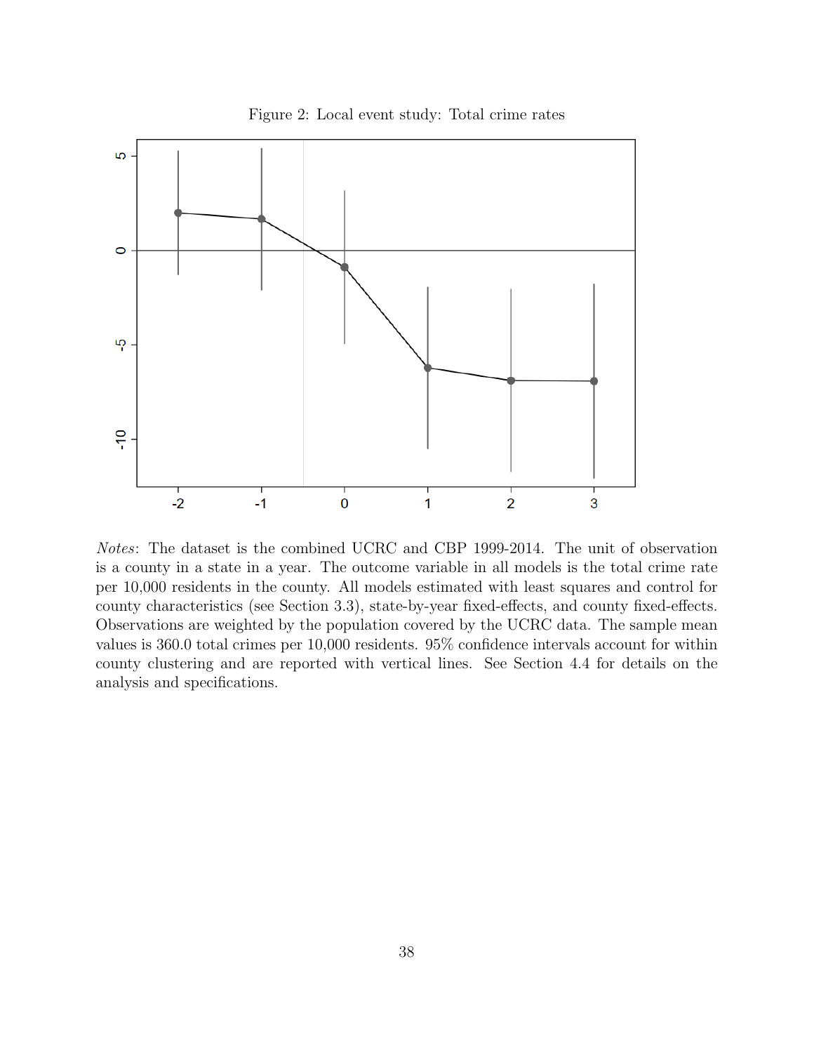Figure 2: Local event study: Total crime rates

*Notes*: The dataset is the combined UCRC and CBP 1999-2014. The unit of observation is a county in a state in a year. The outcome variable in all models is the total crime rate per 10,000 residents in the county. All models estimated with least squares and control for county characteristics (see Section 3.3), state-by-year fixed-effects, and county fixed-effects. Observations are weighted by the population covered by the UCRC data. The sample mean values is 360.0 total crimes per 10,000 residents. 95% confidence intervals account for within county clustering and are reported with vertical lines. See Section 4.4 for details on the analysis and specifications.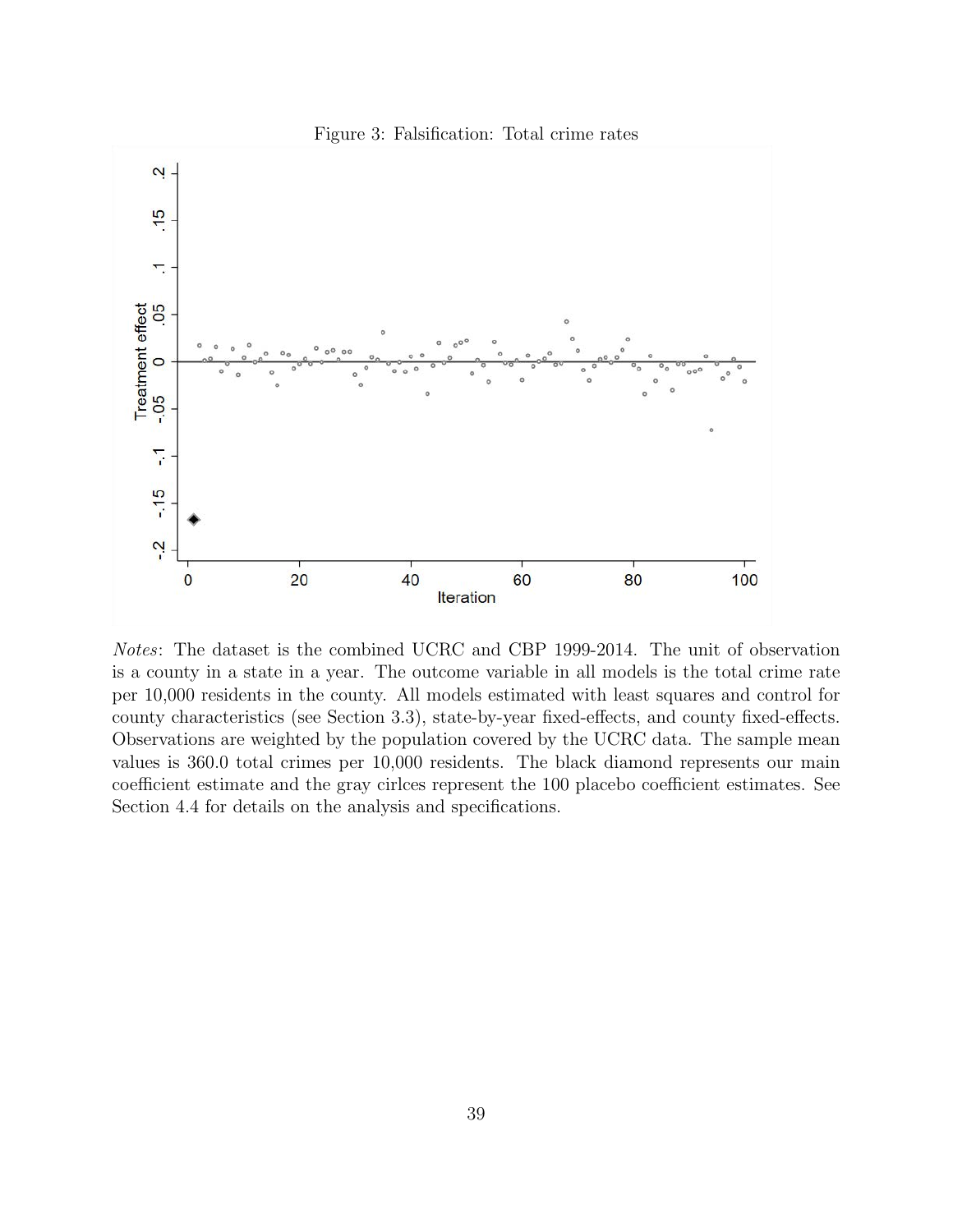Figure 3: Falsification: Total crime rates

*Notes*: The dataset is the combined UCRC and CBP 1999-2014. The unit of observation is a county in a state in a year. The outcome variable in all models is the total crime rate per 10,000 residents in the county. All models estimated with least squares and control for county characteristics (see Section 3.3), state-by-year fixed-effects, and county fixed-effects. Observations are weighted by the population covered by the UCRC data. The sample mean values is 360.0 total crimes per 10,000 residents. The black diamond represents our main coefficient estimate and the gray cirlces represent the 100 placebo coefficient estimates. See Section 4.4 for details on the analysis and specifications.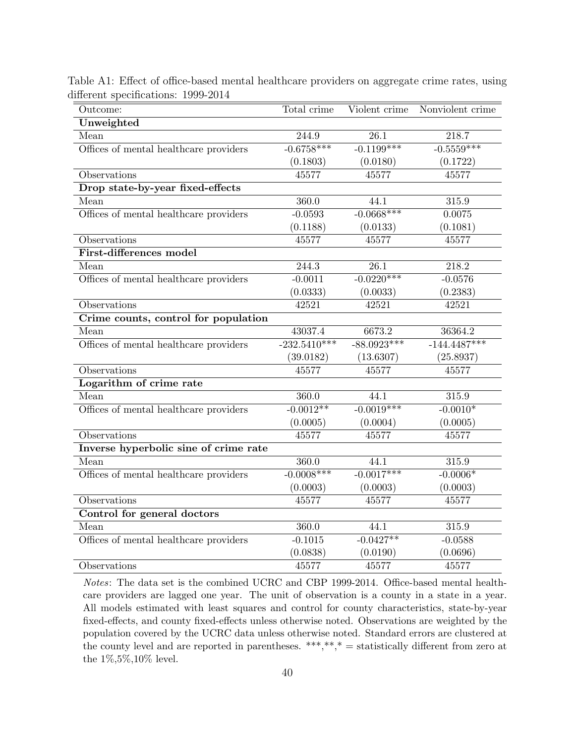Table A1: Effect of office-based mental healthcare providers on aggregate crime rates, using different specifications: 1999-2014

| Outcome: | Total crime | Violent crime | Nonviolent crime |
|---|---|---|---|
| **Unweighted** | | | |
| Mean | 244.9 | 26.1 | 218.7 |
| Offices of mental healthcare providers | -0.6758*** | -0.1199*** | -0.5559*** |
| | (0.1803) | (0.0180) | (0.1722) |
| Observations | 45577 | 45577 | 45577 |
| **Drop state-by-year fixed-effects** | | | |
| Mean | 360.0 | 44.1 | 315.9 |
| Offices of mental healthcare providers | -0.0593 | -0.0668*** | 0.0075 |
| | (0.1188) | (0.0133) | (0.1081) |
| Observations | 45577 | 45577 | 45577 |
| **First-differences model** | | | |
| Mean | 244.3 | 26.1 | 218.2 |
| Offices of mental healthcare providers | -0.0011 | -0.0220*** | -0.0576 |
| | (0.0333) | (0.0033) | (0.2383) |
| Observations | 42521 | 42521 | 42521 |
| **Crime counts, control for population** | | | |
| Mean | 43037.4 | 6673.2 | 36364.2 |
| Offices of mental healthcare providers | -232.5410*** | -88.0923*** | -144.4487*** |
| | (39.0182) | (13.6307) | (25.8937) |
| Observations | 45577 | 45577 | 45577 |
| **Logarithm of crime rate** | | | |
| Mean | 360.0 | 44.1 | 315.9 |
| Offices of mental healthcare providers | -0.0012** | -0.0019*** | -0.0010* |
| | (0.0005) | (0.0004) | (0.0005) |
| Observations | 45577 | 45577 | 45577 |
| **Inverse hyperbolic sine of crime rate** | | | |
| Mean | 360.0 | 44.1 | 315.9 |
| Offices of mental healthcare providers | -0.0008*** | -0.0017*** | -0.0006* |
| | (0.0003) | (0.0003) | (0.0003) |
| Observations | 45577 | 45577 | 45577 |
| **Control for general doctors** | | | |
| Mean | 360.0 | 44.1 | 315.9 |
| Offices of mental healthcare providers | -0.1015 | -0.0427** | -0.0588 |
| | (0.0838) | (0.0190) | (0.0696) |
| Observations | 45577 | 45577 | 45577 |

*Notes*: The data set is the combined UCRC and CBP 1999-2014. Office-based mental healthcare providers are lagged one year. The unit of observation is a county in a state in a year. All models estimated with least squares and control for county characteristics, state-by-year fixed-effects, and county fixed-effects unless otherwise noted. Observations are weighted by the population covered by the UCRC data unless otherwise noted. Standard errors are clustered at the county level and are reported in parentheses. ***,**,* = statistically different from zero at the 1%,5%,10% level.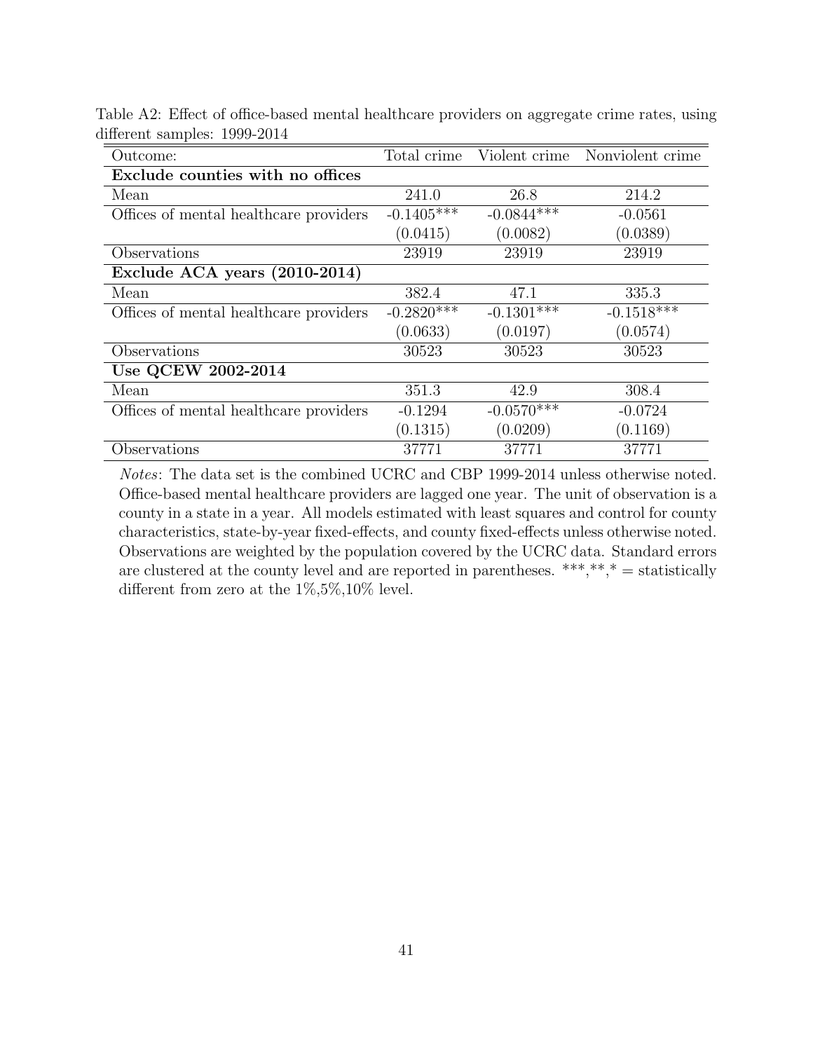Table A2: Effect of office-based mental healthcare providers on aggregate crime rates, using different samples: 1999-2014

| Outcome: | Total crime | Violent crime | Nonviolent crime |
|---|---|---|---|
| **Exclude counties with no offices** | | | |
| Mean | 241.0 | 26.8 | 214.2 |
| Offices of mental healthcare providers | -0.1405*** | -0.0844*** | -0.0561 |
| | (0.0415) | (0.0082) | (0.0389) |
| Observations | 23919 | 23919 | 23919 |
| **Exclude ACA years (2010-2014)** | | | |
| Mean | 382.4 | 47.1 | 335.3 |
| Offices of mental healthcare providers | -0.2820*** | -0.1301*** | -0.1518*** |
| | (0.0633) | (0.0197) | (0.0574) |
| Observations | 30523 | 30523 | 30523 |
| **Use QCEW 2002-2014** | | | |
| Mean | 351.3 | 42.9 | 308.4 |
| Offices of mental healthcare providers | -0.1294 | -0.0570*** | -0.0724 |
| | (0.1315) | (0.0209) | (0.1169) |
| Observations | 37771 | 37771 | 37771 |

*Notes*: The data set is the combined UCRC and CBP 1999-2014 unless otherwise noted. Office-based mental healthcare providers are lagged one year. The unit of observation is a county in a state in a year. All models estimated with least squares and control for county characteristics, state-by-year fixed-effects, and county fixed-effects unless otherwise noted. Observations are weighted by the population covered by the UCRC data. Standard errors are clustered at the county level and are reported in parentheses. ***,**,* = statistically different from zero at the 1%,5%,10% level.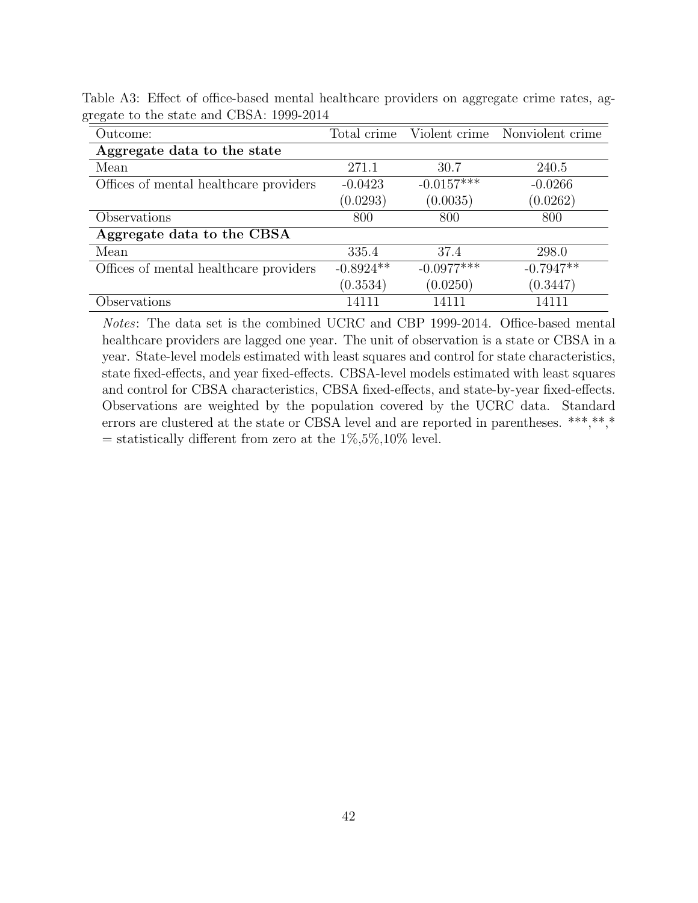Table A3: Effect of office-based mental healthcare providers on aggregate crime rates, aggregate to the state and CBSA: 1999-2014

| Outcome: | Total crime | Violent crime | Nonviolent crime |
|---|---|---|---|
| **Aggregate data to the state** | | | |
| Mean | 271.1 | 30.7 | 240.5 |
| Offices of mental healthcare providers | -0.0423 | -0.0157*** | -0.0266 |
| | (0.0293) | (0.0035) | (0.0262) |
| Observations | 800 | 800 | 800 |
| **Aggregate data to the CBSA** | | | |
| Mean | 335.4 | 37.4 | 298.0 |
| Offices of mental healthcare providers | -0.8924** | -0.0977*** | -0.7947** |
| | (0.3534) | (0.0250) | (0.3447) |
| Observations | 14111 | 14111 | 14111 |

*Notes*: The data set is the combined UCRC and CBP 1999-2014. Office-based mental healthcare providers are lagged one year. The unit of observation is a state or CBSA in a year. State-level models estimated with least squares and control for state characteristics, state fixed-effects, and year fixed-effects. CBSA-level models estimated with least squares and control for CBSA characteristics, CBSA fixed-effects, and state-by-year fixed-effects. Observations are weighted by the population covered by the UCRC data. Standard errors are clustered at the state or CBSA level and are reported in parentheses. ***,**,* = statistically different from zero at the 1%,5%,10% level.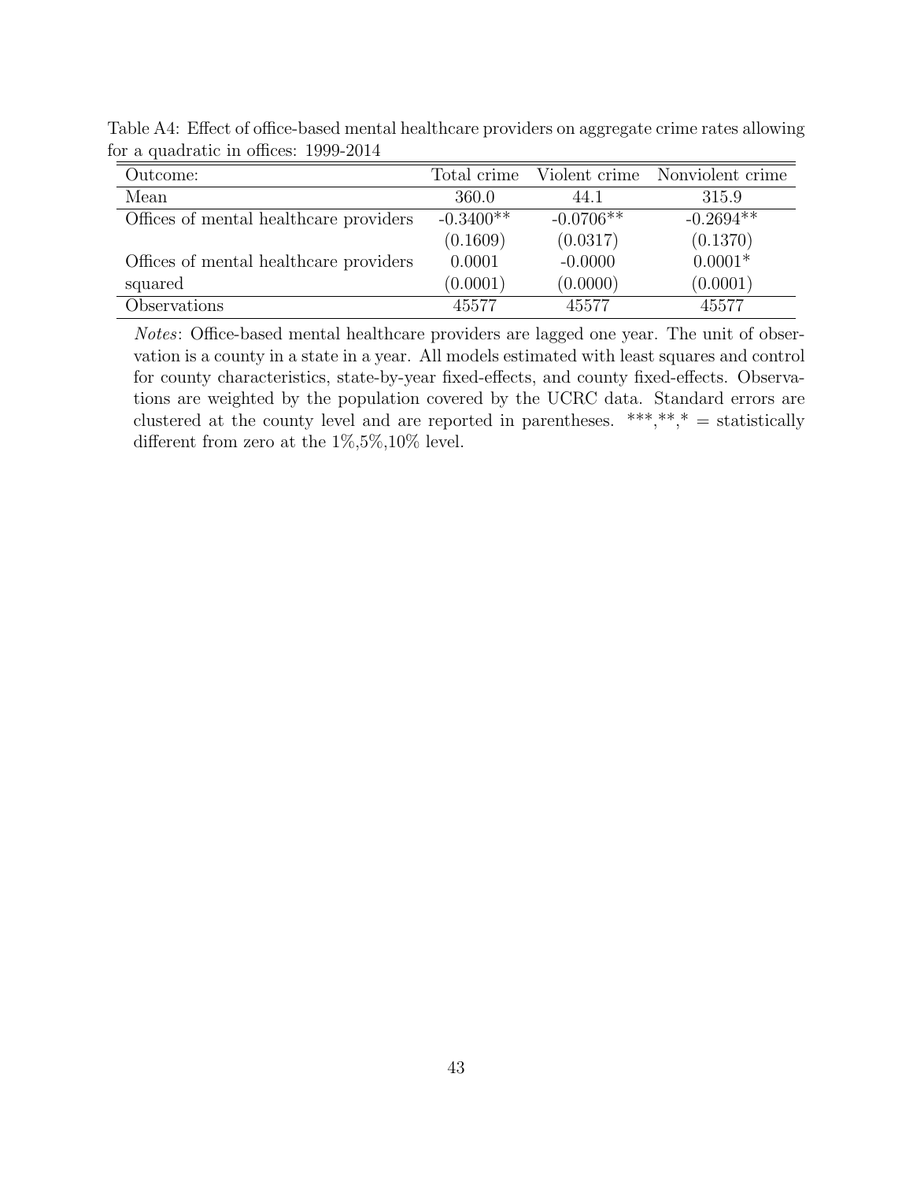Table A4: Effect of office-based mental healthcare providers on aggregate crime rates allowing for a quadratic in offices: 1999-2014

| Outcome: | Total crime | Violent crime | Nonviolent crime |
|---|---|---|---|
| Mean | 360.0 | 44.1 | 315.9 |
| Offices of mental healthcare providers | -0.3400** | -0.0706** | -0.2694** |
| | (0.1609) | (0.0317) | (0.1370) |
| Offices of mental healthcare providers squared | 0.0001 | -0.0000 | 0.0001* |
| | (0.0001) | (0.0000) | (0.0001) |
| Observations | 45577 | 45577 | 45577 |

*Notes*: Office-based mental healthcare providers are lagged one year. The unit of observation is a county in a state in a year. All models estimated with least squares and control for county characteristics, state-by-year fixed-effects, and county fixed-effects. Observations are weighted by the population covered by the UCRC data. Standard errors are clustered at the county level and are reported in parentheses. ***,**,* = statistically different from zero at the 1%,5%,10% level.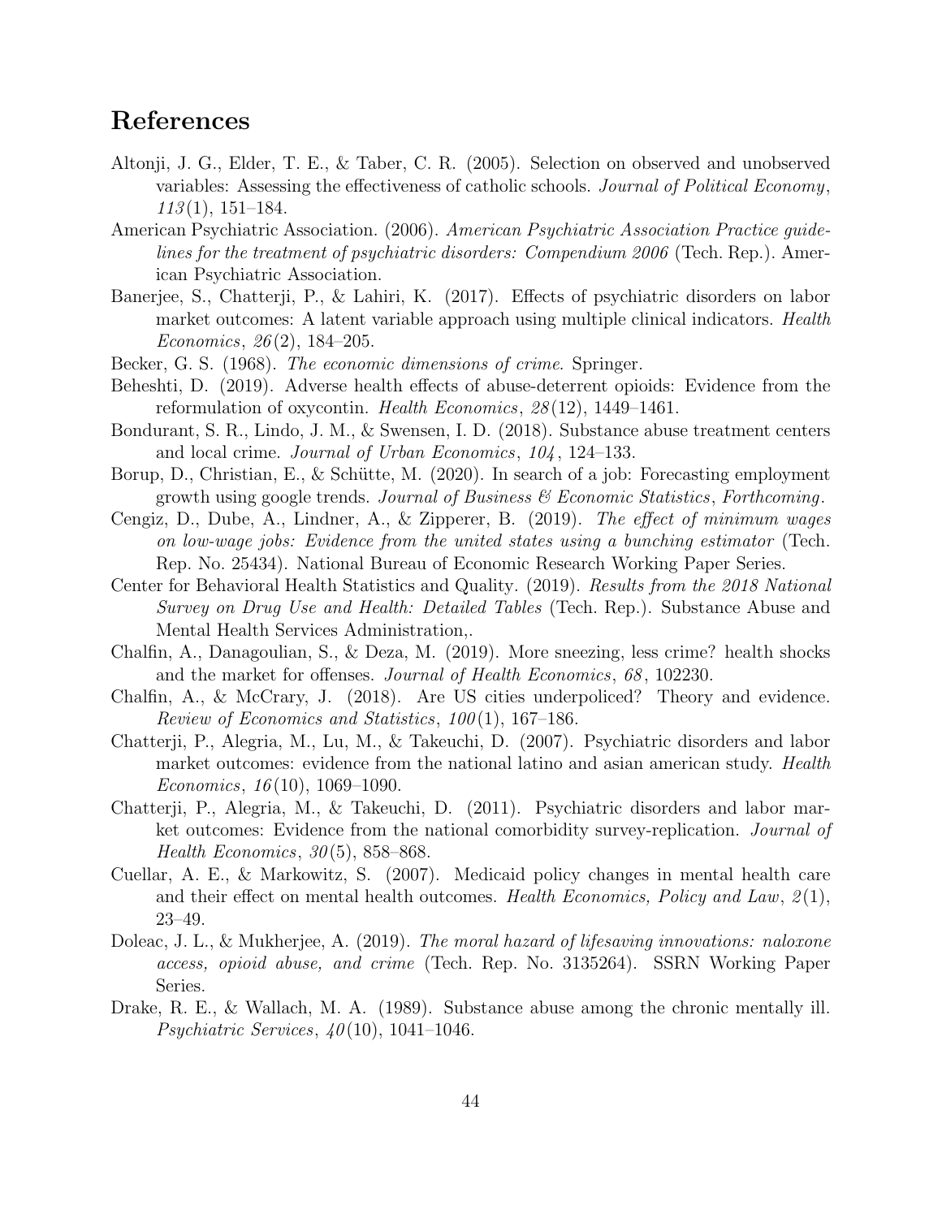## References

Altonji, J. G., Elder, T. E., & Taber, C. R. (2005). Selection on observed and unobserved variables: Assessing the effectiveness of catholic schools. *Journal of Political Economy*, *113*(1), 151–184.

American Psychiatric Association. (2006). *American Psychiatric Association Practice guidelines for the treatment of psychiatric disorders: Compendium 2006* (Tech. Rep.). American Psychiatric Association.

Banerjee, S., Chatterji, P., & Lahiri, K. (2017). Effects of psychiatric disorders on labor market outcomes: A latent variable approach using multiple clinical indicators. *Health Economics*, *26*(2), 184–205.

Becker, G. S. (1968). *The economic dimensions of crime*. Springer.

Beheshti, D. (2019). Adverse health effects of abuse-deterrent opioids: Evidence from the reformulation of oxycontin. *Health Economics*, *28*(12), 1449–1461.

Bondurant, S. R., Lindo, J. M., & Swensen, I. D. (2018). Substance abuse treatment centers and local crime. *Journal of Urban Economics*, *104*, 124–133.

Borup, D., Christian, E., & Schütte, M. (2020). In search of a job: Forecasting employment growth using google trends. *Journal of Business & Economic Statistics*, *Forthcoming*.

Cengiz, D., Dube, A., Lindner, A., & Zipperer, B. (2019). *The effect of minimum wages on low-wage jobs: Evidence from the united states using a bunching estimator* (Tech. Rep. No. 25434). National Bureau of Economic Research Working Paper Series.

Center for Behavioral Health Statistics and Quality. (2019). *Results from the 2018 National Survey on Drug Use and Health: Detailed Tables* (Tech. Rep.). Substance Abuse and Mental Health Services Administration,.

Chalfin, A., Danagoulian, S., & Deza, M. (2019). More sneezing, less crime? health shocks and the market for offenses. *Journal of Health Economics*, *68*, 102230.

Chalfin, A., & McCrary, J. (2018). Are US cities underpoliced? Theory and evidence. *Review of Economics and Statistics*, *100*(1), 167–186.

Chatterji, P., Alegria, M., Lu, M., & Takeuchi, D. (2007). Psychiatric disorders and labor market outcomes: evidence from the national latino and asian american study. *Health Economics*, *16*(10), 1069–1090.

Chatterji, P., Alegria, M., & Takeuchi, D. (2011). Psychiatric disorders and labor market outcomes: Evidence from the national comorbidity survey-replication. *Journal of Health Economics*, *30*(5), 858–868.

Cuellar, A. E., & Markowitz, S. (2007). Medicaid policy changes in mental health care and their effect on mental health outcomes. *Health Economics, Policy and Law*, *2*(1), 23–49.

Doleac, J. L., & Mukherjee, A. (2019). *The moral hazard of lifesaving innovations: naloxone access, opioid abuse, and crime* (Tech. Rep. No. 3135264). SSRN Working Paper Series.

Drake, R. E., & Wallach, M. A. (1989). Substance abuse among the chronic mentally ill. *Psychiatric Services*, *40*(10), 1041–1046.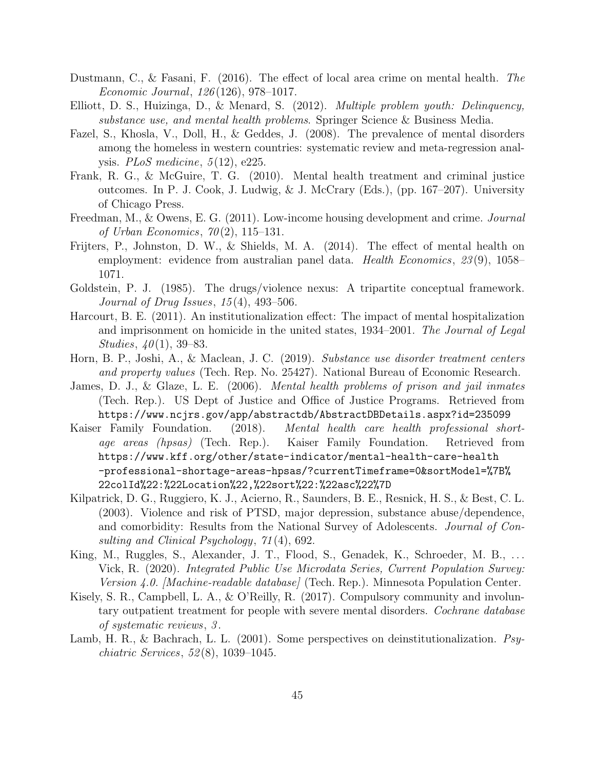Dustmann, C., & Fasani, F. (2016). The effect of local area crime on mental health. *The Economic Journal*, *126*(126), 978–1017.

Elliott, D. S., Huizinga, D., & Menard, S. (2012). *Multiple problem youth: Delinquency, substance use, and mental health problems*. Springer Science & Business Media.

Fazel, S., Khosla, V., Doll, H., & Geddes, J. (2008). The prevalence of mental disorders among the homeless in western countries: systematic review and meta-regression analysis. *PLoS medicine*, *5*(12), e225.

Frank, R. G., & McGuire, T. G. (2010). Mental health treatment and criminal justice outcomes. In P. J. Cook, J. Ludwig, & J. McCrary (Eds.), (pp. 167–207). University of Chicago Press.

Freedman, M., & Owens, E. G. (2011). Low-income housing development and crime. *Journal of Urban Economics*, *70*(2), 115–131.

Frijters, P., Johnston, D. W., & Shields, M. A. (2014). The effect of mental health on employment: evidence from australian panel data. *Health Economics*, *23*(9), 1058–1071.

Goldstein, P. J. (1985). The drugs/violence nexus: A tripartite conceptual framework. *Journal of Drug Issues*, *15*(4), 493–506.

Harcourt, B. E. (2011). An institutionalization effect: The impact of mental hospitalization and imprisonment on homicide in the united states, 1934–2001. *The Journal of Legal Studies*, *40*(1), 39–83.

Horn, B. P., Joshi, A., & Maclean, J. C. (2019). *Substance use disorder treatment centers and property values* (Tech. Rep. No. 25427). National Bureau of Economic Research.

James, D. J., & Glaze, L. E. (2006). *Mental health problems of prison and jail inmates* (Tech. Rep.). US Dept of Justice and Office of Justice Programs. Retrieved from https://www.ncjrs.gov/app/abstractdb/AbstractDBDetails.aspx?id=235099

Kaiser Family Foundation. (2018). *Mental health care health professional shortage areas (hpsas)* (Tech. Rep.). Kaiser Family Foundation. Retrieved from https://www.kff.org/other/state-indicator/mental-health-care-health-professional-shortage-areas-hpsas/?currentTimeframe=0&sortModel=%7B%22colId%22:%22Location%22,%22sort%22:%22asc%22%7D

Kilpatrick, D. G., Ruggiero, K. J., Acierno, R., Saunders, B. E., Resnick, H. S., & Best, C. L. (2003). Violence and risk of PTSD, major depression, substance abuse/dependence, and comorbidity: Results from the National Survey of Adolescents. *Journal of Consulting and Clinical Psychology*, *71*(4), 692.

King, M., Ruggles, S., Alexander, J. T., Flood, S., Genadek, K., Schroeder, M. B., ... Vick, R. (2020). *Integrated Public Use Microdata Series, Current Population Survey: Version 4.0. [Machine-readable database]* (Tech. Rep.). Minnesota Population Center.

Kisely, S. R., Campbell, L. A., & O'Reilly, R. (2017). Compulsory community and involuntary outpatient treatment for people with severe mental disorders. *Cochrane database of systematic reviews*, *3*.

Lamb, H. R., & Bachrach, L. L. (2001). Some perspectives on deinstitutionalization. *Psychiatric Services*, *52*(8), 1039–1045.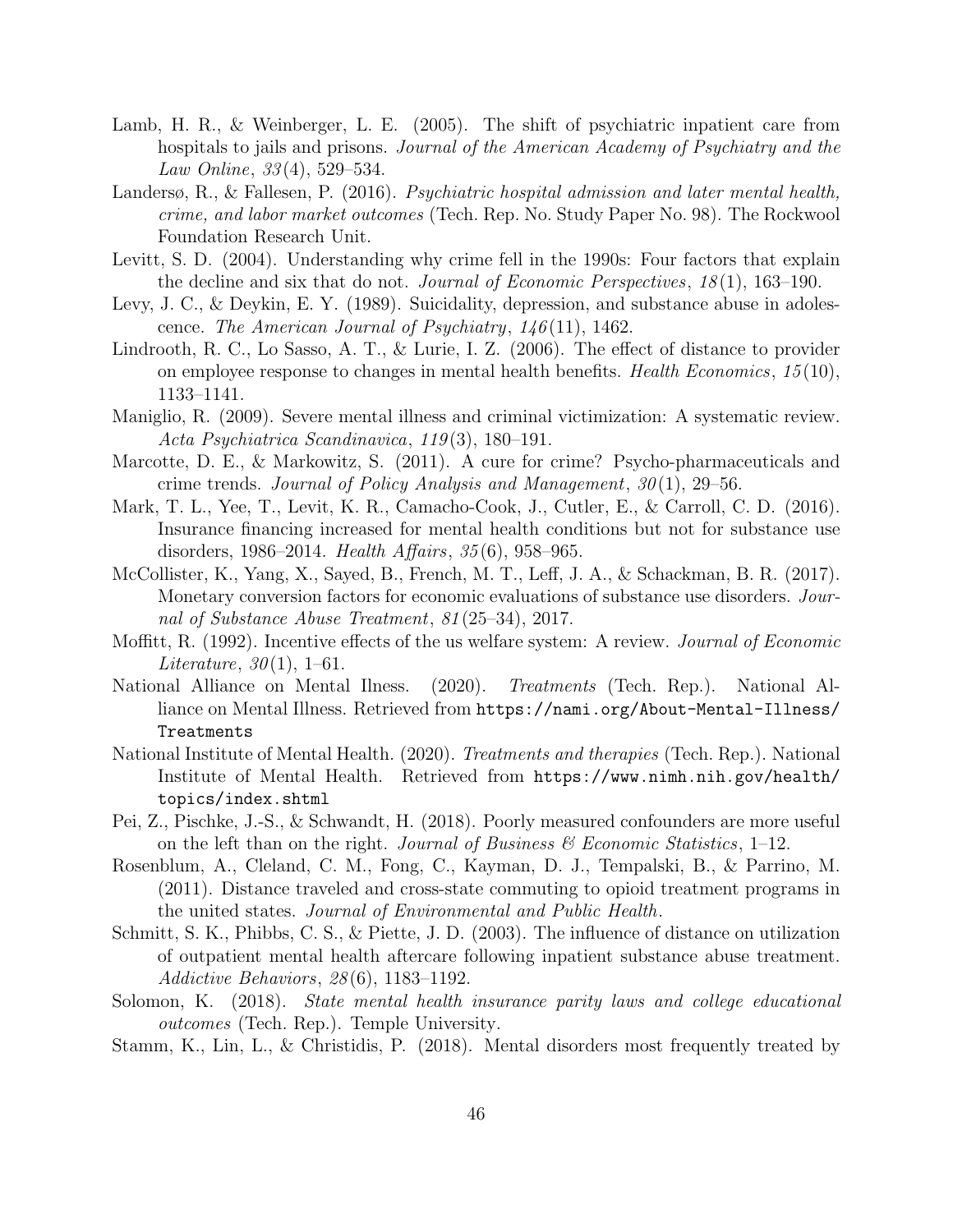Lamb, H. R., & Weinberger, L. E. (2005). The shift of psychiatric inpatient care from hospitals to jails and prisons. *Journal of the American Academy of Psychiatry and the Law Online*, *33*(4), 529–534.

Landersø, R., & Fallesen, P. (2016). *Psychiatric hospital admission and later mental health, crime, and labor market outcomes* (Tech. Rep. No. Study Paper No. 98). The Rockwool Foundation Research Unit.

Levitt, S. D. (2004). Understanding why crime fell in the 1990s: Four factors that explain the decline and six that do not. *Journal of Economic Perspectives*, *18*(1), 163–190.

Levy, J. C., & Deykin, E. Y. (1989). Suicidality, depression, and substance abuse in adolescence. *The American Journal of Psychiatry*, *146*(11), 1462.

Lindrooth, R. C., Lo Sasso, A. T., & Lurie, I. Z. (2006). The effect of distance to provider on employee response to changes in mental health benefits. *Health Economics*, *15*(10), 1133–1141.

Maniglio, R. (2009). Severe mental illness and criminal victimization: A systematic review. *Acta Psychiatrica Scandinavica*, *119*(3), 180–191.

Marcotte, D. E., & Markowitz, S. (2011). A cure for crime? Psycho-pharmaceuticals and crime trends. *Journal of Policy Analysis and Management*, *30*(1), 29–56.

Mark, T. L., Yee, T., Levit, K. R., Camacho-Cook, J., Cutler, E., & Carroll, C. D. (2016). Insurance financing increased for mental health conditions but not for substance use disorders, 1986–2014. *Health Affairs*, *35*(6), 958–965.

McCollister, K., Yang, X., Sayed, B., French, M. T., Leff, J. A., & Schackman, B. R. (2017). Monetary conversion factors for economic evaluations of substance use disorders. *Journal of Substance Abuse Treatment*, *81*(25–34), 2017.

Moffitt, R. (1992). Incentive effects of the us welfare system: A review. *Journal of Economic Literature*, *30*(1), 1–61.

National Alliance on Mental Ilness. (2020). *Treatments* (Tech. Rep.). National Alliance on Mental Illness. Retrieved from `https://nami.org/About-Mental-Illness/Treatments`

National Institute of Mental Health. (2020). *Treatments and therapies* (Tech. Rep.). National Institute of Mental Health. Retrieved from `https://www.nimh.nih.gov/health/topics/index.shtml`

Pei, Z., Pischke, J.-S., & Schwandt, H. (2018). Poorly measured confounders are more useful on the left than on the right. *Journal of Business & Economic Statistics*, 1–12.

Rosenblum, A., Cleland, C. M., Fong, C., Kayman, D. J., Tempalski, B., & Parrino, M. (2011). Distance traveled and cross-state commuting to opioid treatment programs in the united states. *Journal of Environmental and Public Health*.

Schmitt, S. K., Phibbs, C. S., & Piette, J. D. (2003). The influence of distance on utilization of outpatient mental health aftercare following inpatient substance abuse treatment. *Addictive Behaviors*, *28*(6), 1183–1192.

Solomon, K. (2018). *State mental health insurance parity laws and college educational outcomes* (Tech. Rep.). Temple University.

Stamm, K., Lin, L., & Christidis, P. (2018). Mental disorders most frequently treated by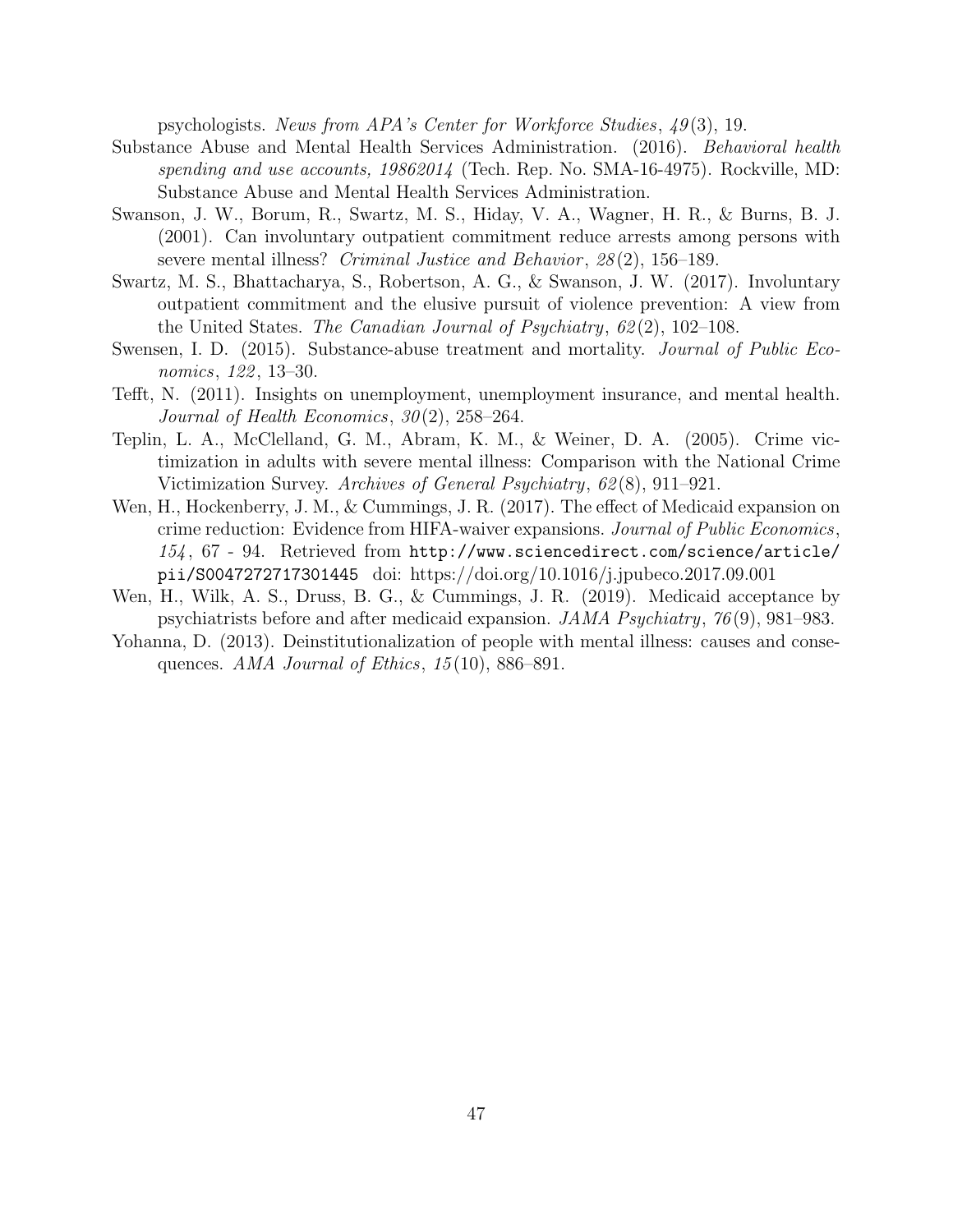psychologists. *News from APA's Center for Workforce Studies*, *49*(3), 19.

Substance Abuse and Mental Health Services Administration. (2016). *Behavioral health spending and use accounts, 19862014* (Tech. Rep. No. SMA-16-4975). Rockville, MD: Substance Abuse and Mental Health Services Administration.

Swanson, J. W., Borum, R., Swartz, M. S., Hiday, V. A., Wagner, H. R., & Burns, B. J. (2001). Can involuntary outpatient commitment reduce arrests among persons with severe mental illness? *Criminal Justice and Behavior*, *28*(2), 156–189.

Swartz, M. S., Bhattacharya, S., Robertson, A. G., & Swanson, J. W. (2017). Involuntary outpatient commitment and the elusive pursuit of violence prevention: A view from the United States. *The Canadian Journal of Psychiatry*, *62*(2), 102–108.

Swensen, I. D. (2015). Substance-abuse treatment and mortality. *Journal of Public Economics*, *122*, 13–30.

Tefft, N. (2011). Insights on unemployment, unemployment insurance, and mental health. *Journal of Health Economics*, *30*(2), 258–264.

Teplin, L. A., McClelland, G. M., Abram, K. M., & Weiner, D. A. (2005). Crime victimization in adults with severe mental illness: Comparison with the National Crime Victimization Survey. *Archives of General Psychiatry*, *62*(8), 911–921.

Wen, H., Hockenberry, J. M., & Cummings, J. R. (2017). The effect of Medicaid expansion on crime reduction: Evidence from HIFA-waiver expansions. *Journal of Public Economics*, *154*, 67 - 94. Retrieved from `http://www.sciencedirect.com/science/article/pii/S0047272717301445` doi: https://doi.org/10.1016/j.jpubeco.2017.09.001

Wen, H., Wilk, A. S., Druss, B. G., & Cummings, J. R. (2019). Medicaid acceptance by psychiatrists before and after medicaid expansion. *JAMA Psychiatry*, *76*(9), 981–983.

Yohanna, D. (2013). Deinstitutionalization of people with mental illness: causes and consequences. *AMA Journal of Ethics*, *15*(10), 886–891.